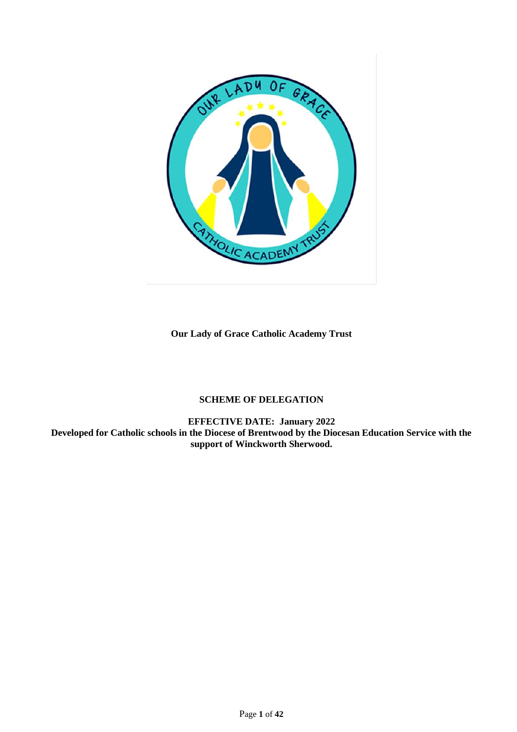**Our Lady of Grace Catholic Academy Trust**

**SCHEME OF DELEGATION**

**EFFECTIVE DATE: January 2022**

**Developed for Catholic schools in the Diocese of Brentwood by the Diocesan Education Service with the support of Winckworth Sherwood.**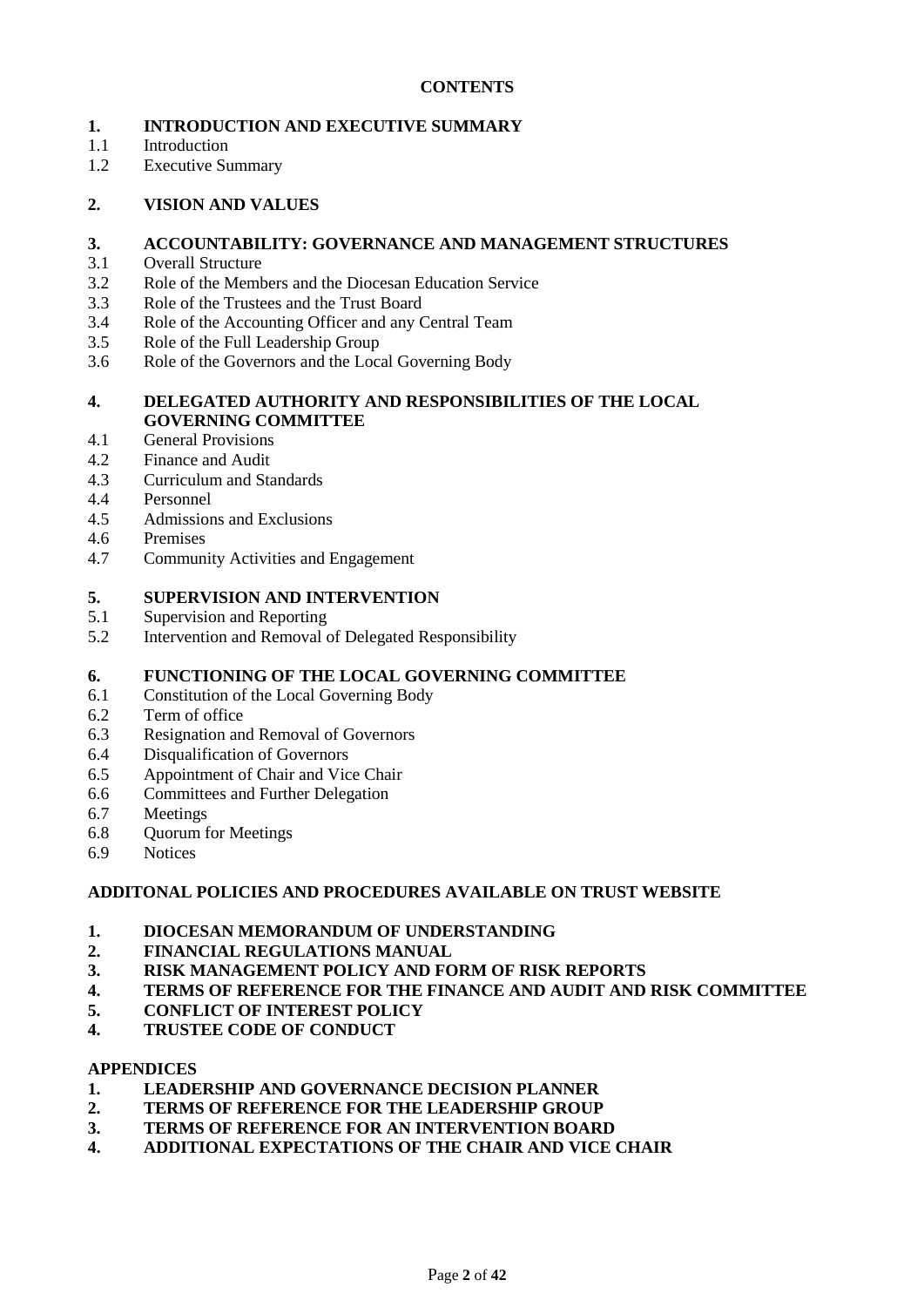**CONTENTS**

**1. INTRODUCTION AND EXECUTIVE SUMMARY**

1.1 Introduction
1.2 Executive Summary

**2. VISION AND VALUES**

**3. ACCOUNTABILITY: GOVERNANCE AND MANAGEMENT STRUCTURES**

3.1 Overall Structure
3.2 Role of the Members and the Diocesan Education Service
3.3 Role of the Trustees and the Trust Board
3.4 Role of the Accounting Officer and any Central Team
3.5 Role of the Full Leadership Group
3.6 Role of the Governors and the Local Governing Body

**4. DELEGATED AUTHORITY AND RESPONSIBILITIES OF THE LOCAL GOVERNING COMMITTEE**

4.1 General Provisions
4.2 Finance and Audit
4.3 Curriculum and Standards
4.4 Personnel
4.5 Admissions and Exclusions
4.6 Premises
4.7 Community Activities and Engagement

**5. SUPERVISION AND INTERVENTION**

5.1 Supervision and Reporting
5.2 Intervention and Removal of Delegated Responsibility

**6. FUNCTIONING OF THE LOCAL GOVERNING COMMITTEE**

6.1 Constitution of the Local Governing Body
6.2 Term of office
6.3 Resignation and Removal of Governors
6.4 Disqualification of Governors
6.5 Appointment of Chair and Vice Chair
6.6 Committees and Further Delegation
6.7 Meetings
6.8 Quorum for Meetings
6.9 Notices

**ADDITONAL POLICIES AND PROCEDURES AVAILABLE ON TRUST WEBSITE**

**1. DIOCESAN MEMORANDUM OF UNDERSTANDING**
**2. FINANCIAL REGULATIONS MANUAL**
**3. RISK MANAGEMENT POLICY AND FORM OF RISK REPORTS**
**4. TERMS OF REFERENCE FOR THE FINANCE AND AUDIT AND RISK COMMITTEE**
**5. CONFLICT OF INTEREST POLICY**
**4. TRUSTEE CODE OF CONDUCT**

**APPENDICES**

**1. LEADERSHIP AND GOVERNANCE DECISION PLANNER**
**2. TERMS OF REFERENCE FOR THE LEADERSHIP GROUP**
**3. TERMS OF REFERENCE FOR AN INTERVENTION BOARD**
**4. ADDITIONAL EXPECTATIONS OF THE CHAIR AND VICE CHAIR**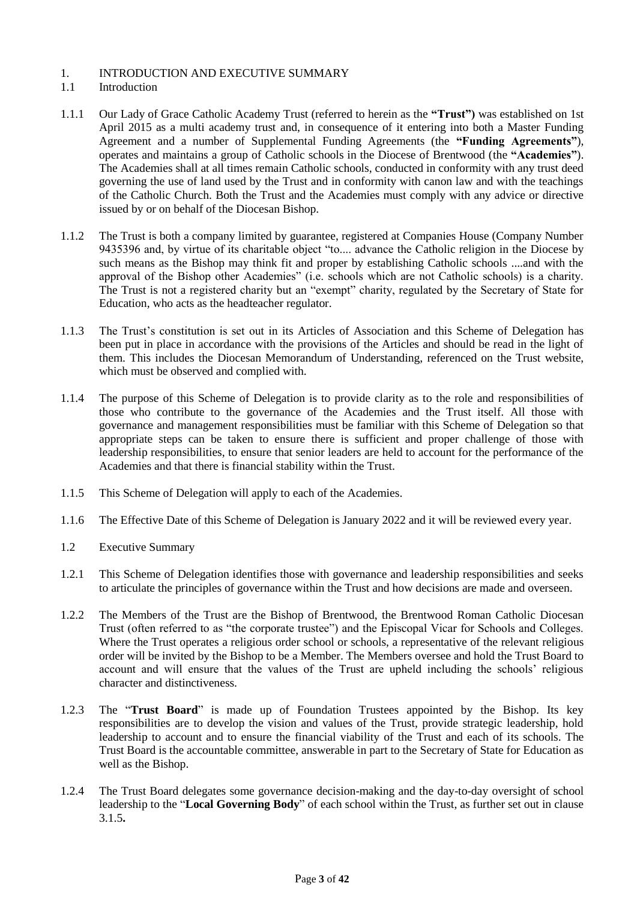# 1. INTRODUCTION AND EXECUTIVE SUMMARY

## 1.1 Introduction

1.1.1 Our Lady of Grace Catholic Academy Trust (referred to herein as the **"Trust")** was established on 1st April 2015 as a multi academy trust and, in consequence of it entering into both a Master Funding Agreement and a number of Supplemental Funding Agreements (the **"Funding Agreements"**), operates and maintains a group of Catholic schools in the Diocese of Brentwood (the **"Academies"**). The Academies shall at all times remain Catholic schools, conducted in conformity with any trust deed governing the use of land used by the Trust and in conformity with canon law and with the teachings of the Catholic Church. Both the Trust and the Academies must comply with any advice or directive issued by or on behalf of the Diocesan Bishop.

1.1.2 The Trust is both a company limited by guarantee, registered at Companies House (Company Number 9435396 and, by virtue of its charitable object "to.... advance the Catholic religion in the Diocese by such means as the Bishop may think fit and proper by establishing Catholic schools ....and with the approval of the Bishop other Academies" (i.e. schools which are not Catholic schools) is a charity. The Trust is not a registered charity but an "exempt" charity, regulated by the Secretary of State for Education, who acts as the headteacher regulator.

1.1.3 The Trust's constitution is set out in its Articles of Association and this Scheme of Delegation has been put in place in accordance with the provisions of the Articles and should be read in the light of them. This includes the Diocesan Memorandum of Understanding, referenced on the Trust website, which must be observed and complied with.

1.1.4 The purpose of this Scheme of Delegation is to provide clarity as to the role and responsibilities of those who contribute to the governance of the Academies and the Trust itself. All those with governance and management responsibilities must be familiar with this Scheme of Delegation so that appropriate steps can be taken to ensure there is sufficient and proper challenge of those with leadership responsibilities, to ensure that senior leaders are held to account for the performance of the Academies and that there is financial stability within the Trust.

1.1.5 This Scheme of Delegation will apply to each of the Academies.

1.1.6 The Effective Date of this Scheme of Delegation is January 2022 and it will be reviewed every year.

## 1.2 Executive Summary

1.2.1 This Scheme of Delegation identifies those with governance and leadership responsibilities and seeks to articulate the principles of governance within the Trust and how decisions are made and overseen.

1.2.2 The Members of the Trust are the Bishop of Brentwood, the Brentwood Roman Catholic Diocesan Trust (often referred to as "the corporate trustee") and the Episcopal Vicar for Schools and Colleges. Where the Trust operates a religious order school or schools, a representative of the relevant religious order will be invited by the Bishop to be a Member. The Members oversee and hold the Trust Board to account and will ensure that the values of the Trust are upheld including the schools' religious character and distinctiveness.

1.2.3 The "**Trust Board**" is made up of Foundation Trustees appointed by the Bishop. Its key responsibilities are to develop the vision and values of the Trust, provide strategic leadership, hold leadership to account and to ensure the financial viability of the Trust and each of its schools. The Trust Board is the accountable committee, answerable in part to the Secretary of State for Education as well as the Bishop.

1.2.4 The Trust Board delegates some governance decision-making and the day-to-day oversight of school leadership to the "**Local Governing Body**" of each school within the Trust, as further set out in clause 3.1.5**.**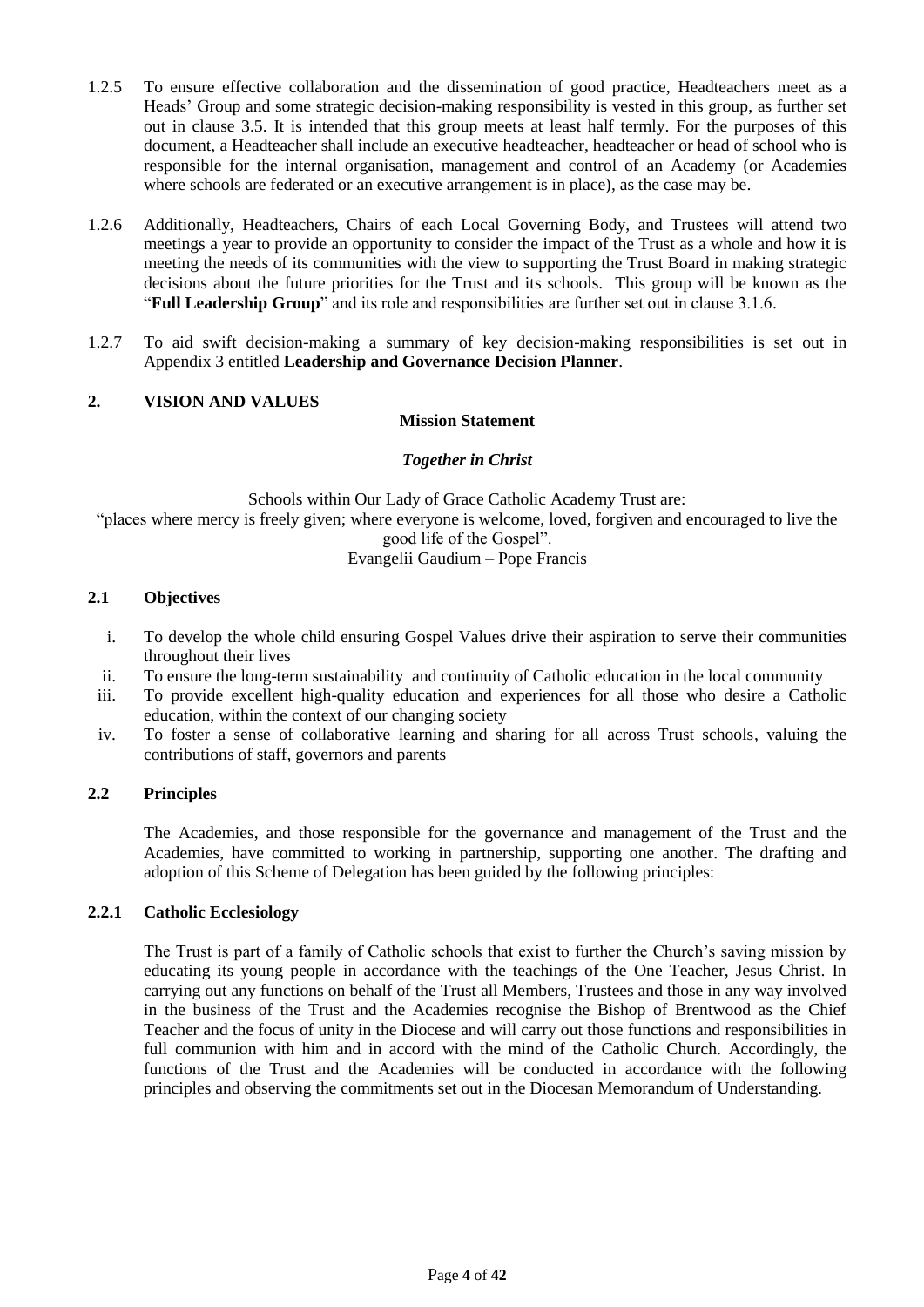1.2.5 To ensure effective collaboration and the dissemination of good practice, Headteachers meet as a Heads' Group and some strategic decision-making responsibility is vested in this group, as further set out in clause 3.5. It is intended that this group meets at least half termly. For the purposes of this document, a Headteacher shall include an executive headteacher, headteacher or head of school who is responsible for the internal organisation, management and control of an Academy (or Academies where schools are federated or an executive arrangement is in place), as the case may be.

1.2.6 Additionally, Headteachers, Chairs of each Local Governing Body, and Trustees will attend two meetings a year to provide an opportunity to consider the impact of the Trust as a whole and how it is meeting the needs of its communities with the view to supporting the Trust Board in making strategic decisions about the future priorities for the Trust and its schools. This group will be known as the "**Full Leadership Group**" and its role and responsibilities are further set out in clause 3.1.6.

1.2.7 To aid swift decision-making a summary of key decision-making responsibilities is set out in Appendix 3 entitled **Leadership and Governance Decision Planner**.

## 2. VISION AND VALUES

**Mission Statement**

***Together in Christ***

Schools within Our Lady of Grace Catholic Academy Trust are:
"places where mercy is freely given; where everyone is welcome, loved, forgiven and encouraged to live the good life of the Gospel".
Evangelii Gaudium – Pope Francis

### 2.1 Objectives

i. To develop the whole child ensuring Gospel Values drive their aspiration to serve their communities throughout their lives
ii. To ensure the long-term sustainability and continuity of Catholic education in the local community
iii. To provide excellent high-quality education and experiences for all those who desire a Catholic education, within the context of our changing society
iv. To foster a sense of collaborative learning and sharing for all across Trust schools, valuing the contributions of staff, governors and parents

### 2.2 Principles

The Academies, and those responsible for the governance and management of the Trust and the Academies, have committed to working in partnership, supporting one another. The drafting and adoption of this Scheme of Delegation has been guided by the following principles:

### 2.2.1 Catholic Ecclesiology

The Trust is part of a family of Catholic schools that exist to further the Church's saving mission by educating its young people in accordance with the teachings of the One Teacher, Jesus Christ. In carrying out any functions on behalf of the Trust all Members, Trustees and those in any way involved in the business of the Trust and the Academies recognise the Bishop of Brentwood as the Chief Teacher and the focus of unity in the Diocese and will carry out those functions and responsibilities in full communion with him and in accord with the mind of the Catholic Church. Accordingly, the functions of the Trust and the Academies will be conducted in accordance with the following principles and observing the commitments set out in the Diocesan Memorandum of Understanding.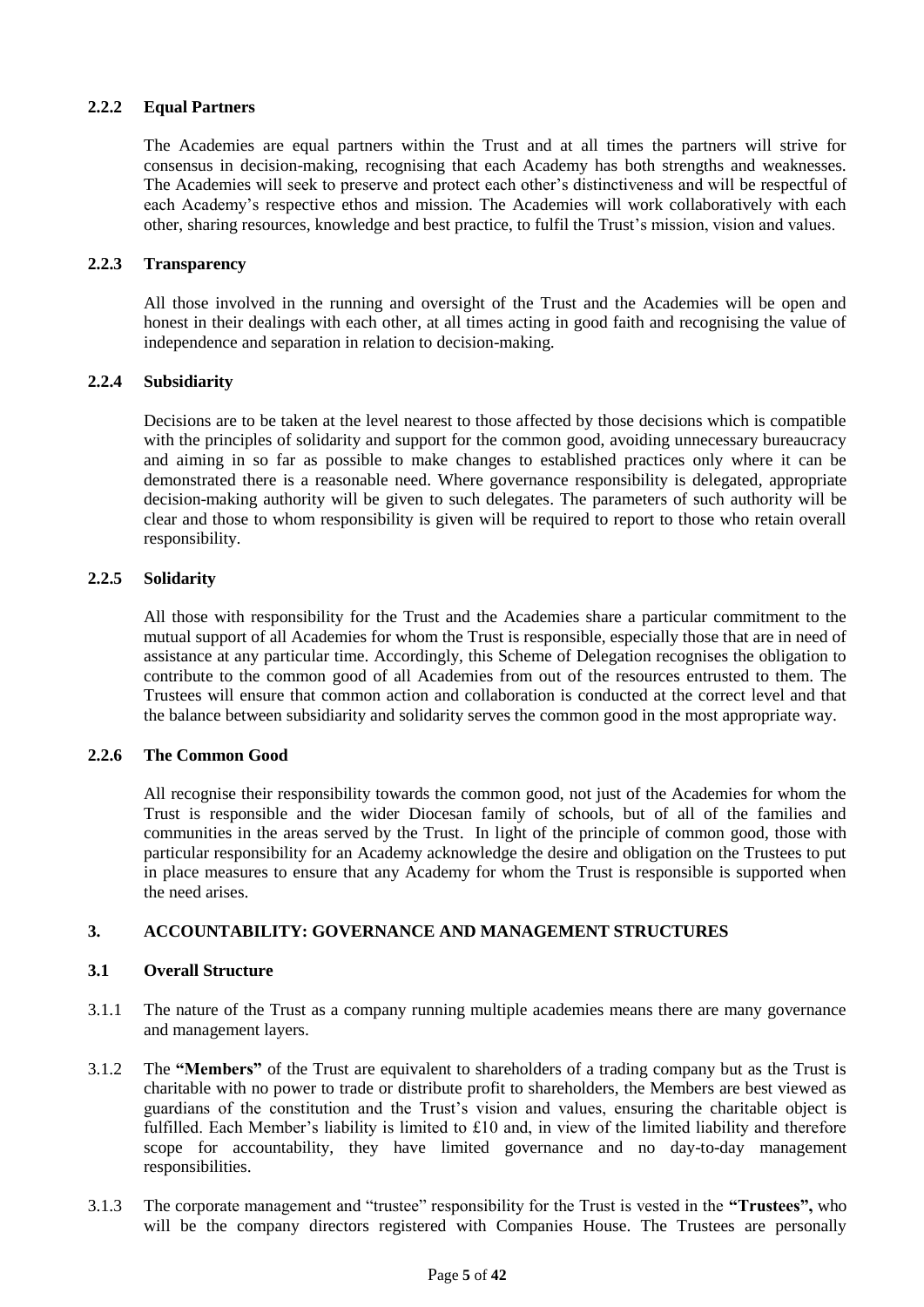### 2.2.2 Equal Partners

The Academies are equal partners within the Trust and at all times the partners will strive for consensus in decision-making, recognising that each Academy has both strengths and weaknesses. The Academies will seek to preserve and protect each other's distinctiveness and will be respectful of each Academy's respective ethos and mission. The Academies will work collaboratively with each other, sharing resources, knowledge and best practice, to fulfil the Trust's mission, vision and values.

### 2.2.3 Transparency

All those involved in the running and oversight of the Trust and the Academies will be open and honest in their dealings with each other, at all times acting in good faith and recognising the value of independence and separation in relation to decision-making.

### 2.2.4 Subsidiarity

Decisions are to be taken at the level nearest to those affected by those decisions which is compatible with the principles of solidarity and support for the common good, avoiding unnecessary bureaucracy and aiming in so far as possible to make changes to established practices only where it can be demonstrated there is a reasonable need. Where governance responsibility is delegated, appropriate decision-making authority will be given to such delegates. The parameters of such authority will be clear and those to whom responsibility is given will be required to report to those who retain overall responsibility.

### 2.2.5 Solidarity

All those with responsibility for the Trust and the Academies share a particular commitment to the mutual support of all Academies for whom the Trust is responsible, especially those that are in need of assistance at any particular time. Accordingly, this Scheme of Delegation recognises the obligation to contribute to the common good of all Academies from out of the resources entrusted to them. The Trustees will ensure that common action and collaboration is conducted at the correct level and that the balance between subsidiarity and solidarity serves the common good in the most appropriate way.

### 2.2.6 The Common Good

All recognise their responsibility towards the common good, not just of the Academies for whom the Trust is responsible and the wider Diocesan family of schools, but of all of the families and communities in the areas served by the Trust. In light of the principle of common good, those with particular responsibility for an Academy acknowledge the desire and obligation on the Trustees to put in place measures to ensure that any Academy for whom the Trust is responsible is supported when the need arises.

## 3. ACCOUNTABILITY: GOVERNANCE AND MANAGEMENT STRUCTURES

### 3.1 Overall Structure

3.1.1 The nature of the Trust as a company running multiple academies means there are many governance and management layers.

3.1.2 The **"Members"** of the Trust are equivalent to shareholders of a trading company but as the Trust is charitable with no power to trade or distribute profit to shareholders, the Members are best viewed as guardians of the constitution and the Trust's vision and values, ensuring the charitable object is fulfilled. Each Member's liability is limited to £10 and, in view of the limited liability and therefore scope for accountability, they have limited governance and no day-to-day management responsibilities.

3.1.3 The corporate management and "trustee" responsibility for the Trust is vested in the **"Trustees",** who will be the company directors registered with Companies House. The Trustees are personally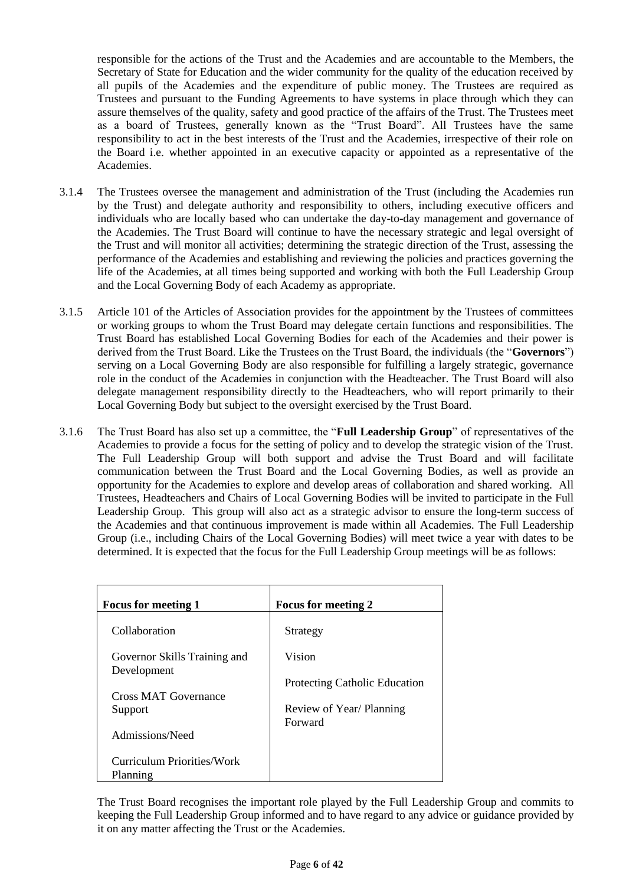responsible for the actions of the Trust and the Academies and are accountable to the Members, the Secretary of State for Education and the wider community for the quality of the education received by all pupils of the Academies and the expenditure of public money. The Trustees are required as Trustees and pursuant to the Funding Agreements to have systems in place through which they can assure themselves of the quality, safety and good practice of the affairs of the Trust. The Trustees meet as a board of Trustees, generally known as the "Trust Board". All Trustees have the same responsibility to act in the best interests of the Trust and the Academies, irrespective of their role on the Board i.e. whether appointed in an executive capacity or appointed as a representative of the Academies.

3.1.4 The Trustees oversee the management and administration of the Trust (including the Academies run by the Trust) and delegate authority and responsibility to others, including executive officers and individuals who are locally based who can undertake the day-to-day management and governance of the Academies. The Trust Board will continue to have the necessary strategic and legal oversight of the Trust and will monitor all activities; determining the strategic direction of the Trust, assessing the performance of the Academies and establishing and reviewing the policies and practices governing the life of the Academies, at all times being supported and working with both the Full Leadership Group and the Local Governing Body of each Academy as appropriate.

3.1.5 Article 101 of the Articles of Association provides for the appointment by the Trustees of committees or working groups to whom the Trust Board may delegate certain functions and responsibilities. The Trust Board has established Local Governing Bodies for each of the Academies and their power is derived from the Trust Board. Like the Trustees on the Trust Board, the individuals (the "**Governors**") serving on a Local Governing Body are also responsible for fulfilling a largely strategic, governance role in the conduct of the Academies in conjunction with the Headteacher. The Trust Board will also delegate management responsibility directly to the Headteachers, who will report primarily to their Local Governing Body but subject to the oversight exercised by the Trust Board.

3.1.6 The Trust Board has also set up a committee, the "**Full Leadership Group**" of representatives of the Academies to provide a focus for the setting of policy and to develop the strategic vision of the Trust. The Full Leadership Group will both support and advise the Trust Board and will facilitate communication between the Trust Board and the Local Governing Bodies, as well as provide an opportunity for the Academies to explore and develop areas of collaboration and shared working. All Trustees, Headteachers and Chairs of Local Governing Bodies will be invited to participate in the Full Leadership Group. This group will also act as a strategic advisor to ensure the long-term success of the Academies and that continuous improvement is made within all Academies. The Full Leadership Group (i.e., including Chairs of the Local Governing Bodies) will meet twice a year with dates to be determined. It is expected that the focus for the Full Leadership Group meetings will be as follows:

| **Focus for meeting 1** | **Focus for meeting 2** |
|---|---|
| Collaboration<br><br>Governor Skills Training and Development<br><br>Cross MAT Governance Support<br><br>Admissions/Need<br><br>Curriculum Priorities/Work Planning | Strategy<br><br>Vision<br><br>Protecting Catholic Education<br><br>Review of Year/ Planning Forward |

The Trust Board recognises the important role played by the Full Leadership Group and commits to keeping the Full Leadership Group informed and to have regard to any advice or guidance provided by it on any matter affecting the Trust or the Academies.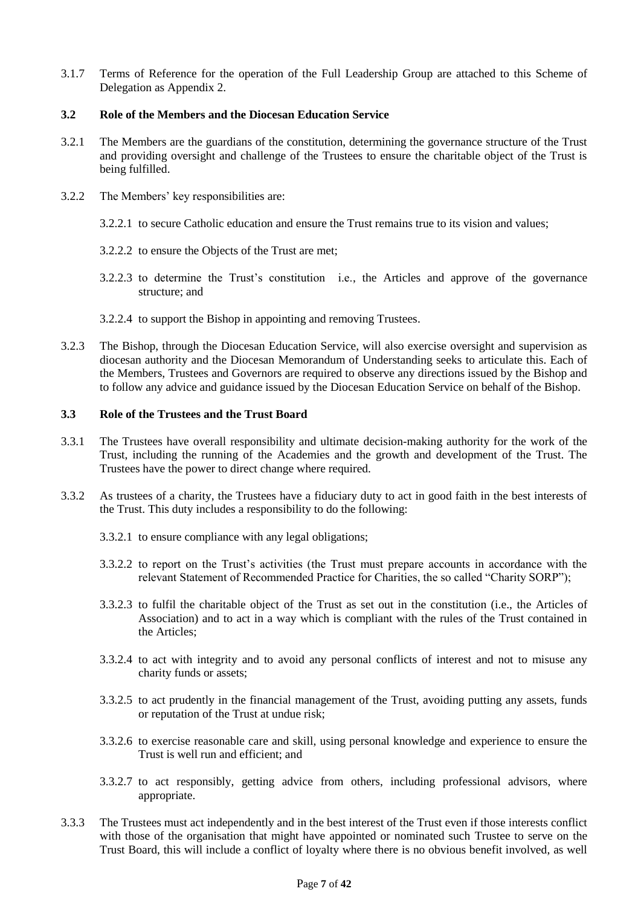3.1.7 Terms of Reference for the operation of the Full Leadership Group are attached to this Scheme of Delegation as Appendix 2.

### 3.2 Role of the Members and the Diocesan Education Service

3.2.1 The Members are the guardians of the constitution, determining the governance structure of the Trust and providing oversight and challenge of the Trustees to ensure the charitable object of the Trust is being fulfilled.

3.2.2 The Members' key responsibilities are:

3.2.2.1 to secure Catholic education and ensure the Trust remains true to its vision and values;

3.2.2.2 to ensure the Objects of the Trust are met;

3.2.2.3 to determine the Trust's constitution i.e., the Articles and approve of the governance structure; and

3.2.2.4 to support the Bishop in appointing and removing Trustees.

3.2.3 The Bishop, through the Diocesan Education Service, will also exercise oversight and supervision as diocesan authority and the Diocesan Memorandum of Understanding seeks to articulate this. Each of the Members, Trustees and Governors are required to observe any directions issued by the Bishop and to follow any advice and guidance issued by the Diocesan Education Service on behalf of the Bishop.

### 3.3 Role of the Trustees and the Trust Board

3.3.1 The Trustees have overall responsibility and ultimate decision-making authority for the work of the Trust, including the running of the Academies and the growth and development of the Trust. The Trustees have the power to direct change where required.

3.3.2 As trustees of a charity, the Trustees have a fiduciary duty to act in good faith in the best interests of the Trust. This duty includes a responsibility to do the following:

3.3.2.1 to ensure compliance with any legal obligations;

3.3.2.2 to report on the Trust's activities (the Trust must prepare accounts in accordance with the relevant Statement of Recommended Practice for Charities, the so called "Charity SORP");

3.3.2.3 to fulfil the charitable object of the Trust as set out in the constitution (i.e., the Articles of Association) and to act in a way which is compliant with the rules of the Trust contained in the Articles;

3.3.2.4 to act with integrity and to avoid any personal conflicts of interest and not to misuse any charity funds or assets;

3.3.2.5 to act prudently in the financial management of the Trust, avoiding putting any assets, funds or reputation of the Trust at undue risk;

3.3.2.6 to exercise reasonable care and skill, using personal knowledge and experience to ensure the Trust is well run and efficient; and

3.3.2.7 to act responsibly, getting advice from others, including professional advisors, where appropriate.

3.3.3 The Trustees must act independently and in the best interest of the Trust even if those interests conflict with those of the organisation that might have appointed or nominated such Trustee to serve on the Trust Board, this will include a conflict of loyalty where there is no obvious benefit involved, as well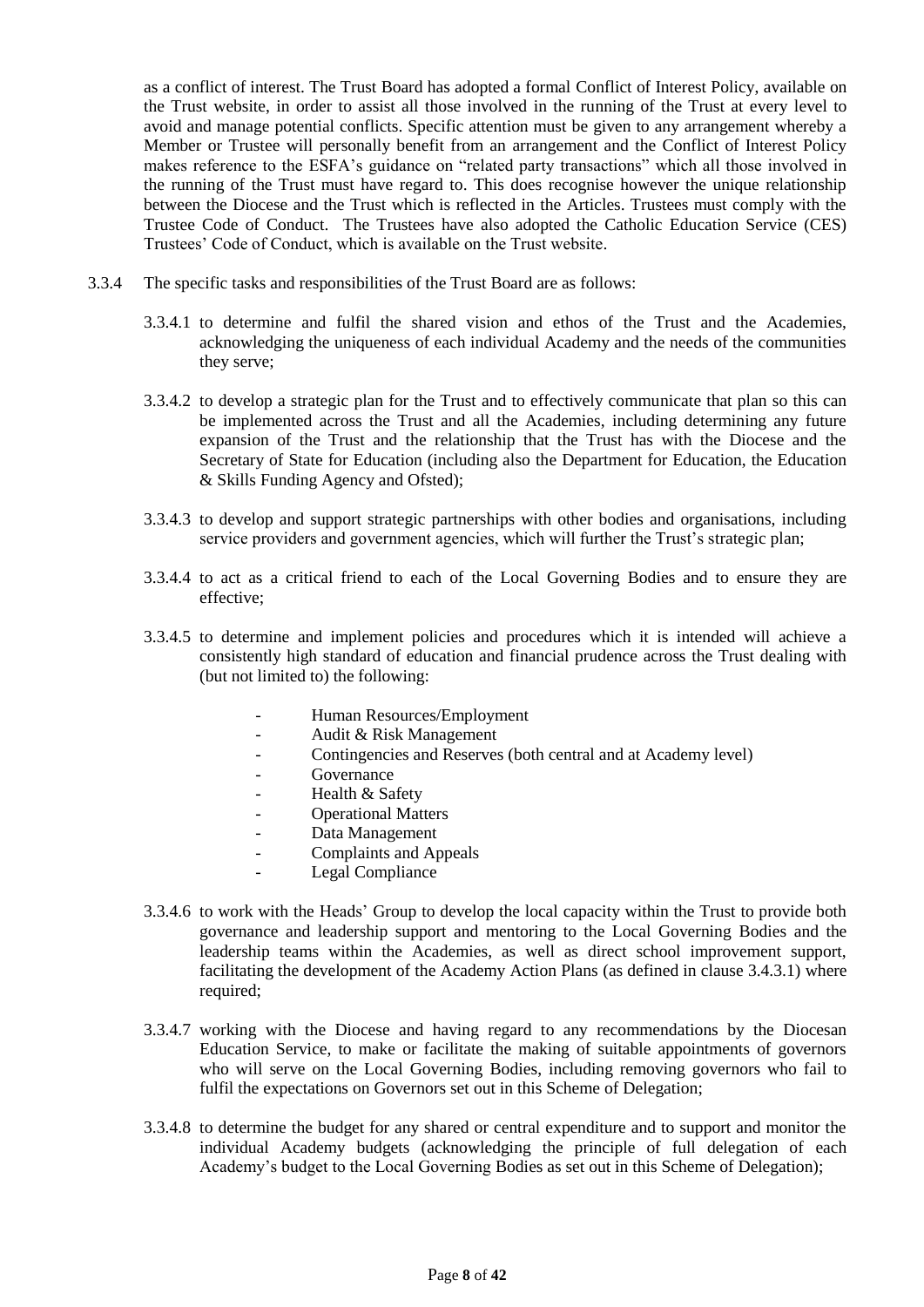as a conflict of interest. The Trust Board has adopted a formal Conflict of Interest Policy, available on the Trust website, in order to assist all those involved in the running of the Trust at every level to avoid and manage potential conflicts. Specific attention must be given to any arrangement whereby a Member or Trustee will personally benefit from an arrangement and the Conflict of Interest Policy makes reference to the ESFA's guidance on "related party transactions" which all those involved in the running of the Trust must have regard to. This does recognise however the unique relationship between the Diocese and the Trust which is reflected in the Articles. Trustees must comply with the Trustee Code of Conduct. The Trustees have also adopted the Catholic Education Service (CES) Trustees' Code of Conduct, which is available on the Trust website.

3.3.4 The specific tasks and responsibilities of the Trust Board are as follows:

3.3.4.1 to determine and fulfil the shared vision and ethos of the Trust and the Academies, acknowledging the uniqueness of each individual Academy and the needs of the communities they serve;

3.3.4.2 to develop a strategic plan for the Trust and to effectively communicate that plan so this can be implemented across the Trust and all the Academies, including determining any future expansion of the Trust and the relationship that the Trust has with the Diocese and the Secretary of State for Education (including also the Department for Education, the Education & Skills Funding Agency and Ofsted);

3.3.4.3 to develop and support strategic partnerships with other bodies and organisations, including service providers and government agencies, which will further the Trust's strategic plan;

3.3.4.4 to act as a critical friend to each of the Local Governing Bodies and to ensure they are effective;

3.3.4.5 to determine and implement policies and procedures which it is intended will achieve a consistently high standard of education and financial prudence across the Trust dealing with (but not limited to) the following:

- Human Resources/Employment
- Audit & Risk Management
- Contingencies and Reserves (both central and at Academy level)
- Governance
- Health & Safety
- Operational Matters
- Data Management
- Complaints and Appeals
- Legal Compliance

3.3.4.6 to work with the Heads' Group to develop the local capacity within the Trust to provide both governance and leadership support and mentoring to the Local Governing Bodies and the leadership teams within the Academies, as well as direct school improvement support, facilitating the development of the Academy Action Plans (as defined in clause 3.4.3.1) where required;

3.3.4.7 working with the Diocese and having regard to any recommendations by the Diocesan Education Service, to make or facilitate the making of suitable appointments of governors who will serve on the Local Governing Bodies, including removing governors who fail to fulfil the expectations on Governors set out in this Scheme of Delegation;

3.3.4.8 to determine the budget for any shared or central expenditure and to support and monitor the individual Academy budgets (acknowledging the principle of full delegation of each Academy's budget to the Local Governing Bodies as set out in this Scheme of Delegation);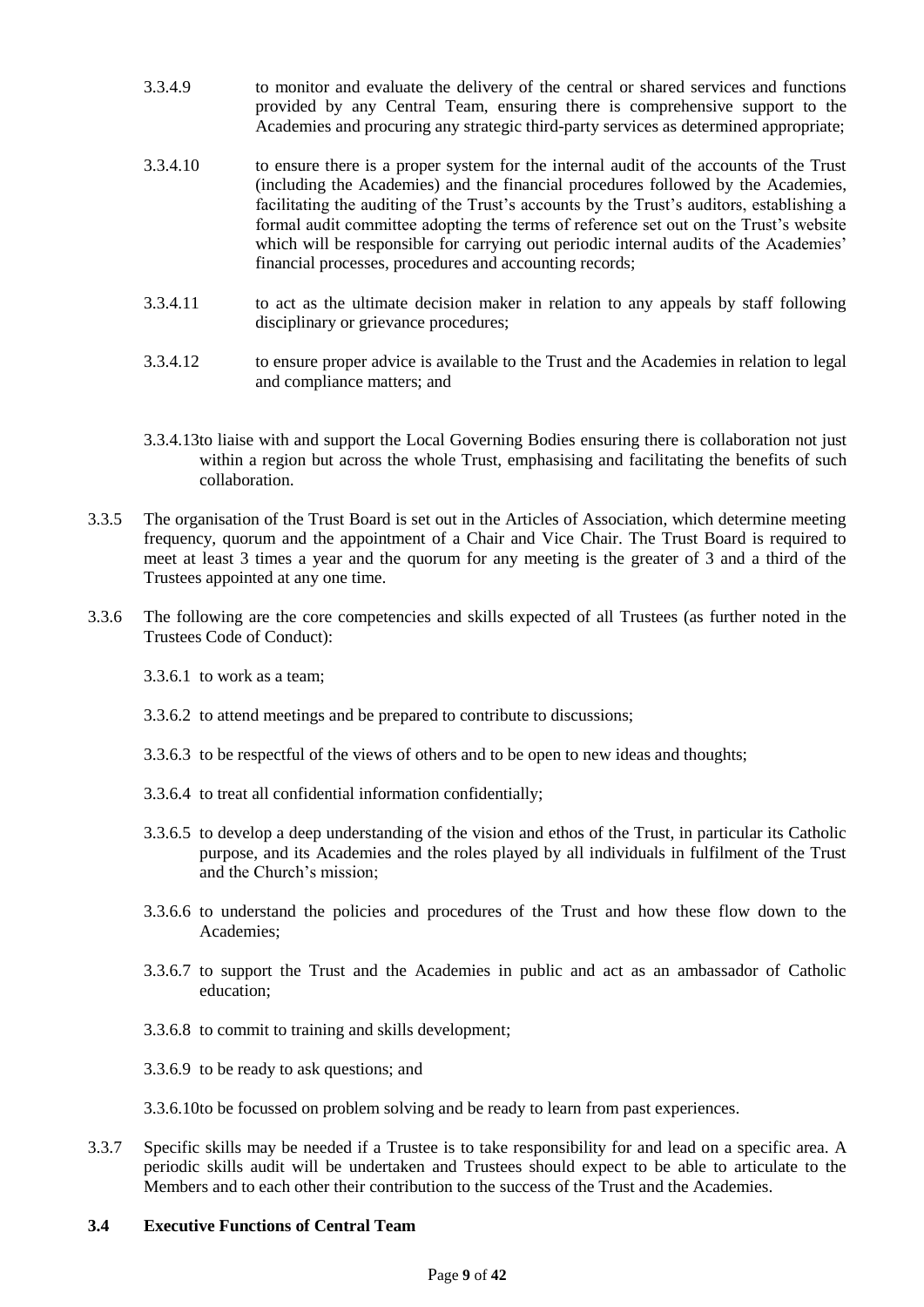3.3.4.9 to monitor and evaluate the delivery of the central or shared services and functions provided by any Central Team, ensuring there is comprehensive support to the Academies and procuring any strategic third-party services as determined appropriate;

3.3.4.10 to ensure there is a proper system for the internal audit of the accounts of the Trust (including the Academies) and the financial procedures followed by the Academies, facilitating the auditing of the Trust's accounts by the Trust's auditors, establishing a formal audit committee adopting the terms of reference set out on the Trust's website which will be responsible for carrying out periodic internal audits of the Academies' financial processes, procedures and accounting records;

3.3.4.11 to act as the ultimate decision maker in relation to any appeals by staff following disciplinary or grievance procedures;

3.3.4.12 to ensure proper advice is available to the Trust and the Academies in relation to legal and compliance matters; and

3.3.4.13 to liaise with and support the Local Governing Bodies ensuring there is collaboration not just within a region but across the whole Trust, emphasising and facilitating the benefits of such collaboration.

3.3.5 The organisation of the Trust Board is set out in the Articles of Association, which determine meeting frequency, quorum and the appointment of a Chair and Vice Chair. The Trust Board is required to meet at least 3 times a year and the quorum for any meeting is the greater of 3 and a third of the Trustees appointed at any one time.

3.3.6 The following are the core competencies and skills expected of all Trustees (as further noted in the Trustees Code of Conduct):

3.3.6.1 to work as a team;

3.3.6.2 to attend meetings and be prepared to contribute to discussions;

3.3.6.3 to be respectful of the views of others and to be open to new ideas and thoughts;

3.3.6.4 to treat all confidential information confidentially;

3.3.6.5 to develop a deep understanding of the vision and ethos of the Trust, in particular its Catholic purpose, and its Academies and the roles played by all individuals in fulfilment of the Trust and the Church's mission;

3.3.6.6 to understand the policies and procedures of the Trust and how these flow down to the Academies;

3.3.6.7 to support the Trust and the Academies in public and act as an ambassador of Catholic education;

3.3.6.8 to commit to training and skills development;

3.3.6.9 to be ready to ask questions; and

3.3.6.10 to be focussed on problem solving and be ready to learn from past experiences.

3.3.7 Specific skills may be needed if a Trustee is to take responsibility for and lead on a specific area. A periodic skills audit will be undertaken and Trustees should expect to be able to articulate to the Members and to each other their contribution to the success of the Trust and the Academies.

### 3.4 Executive Functions of Central Team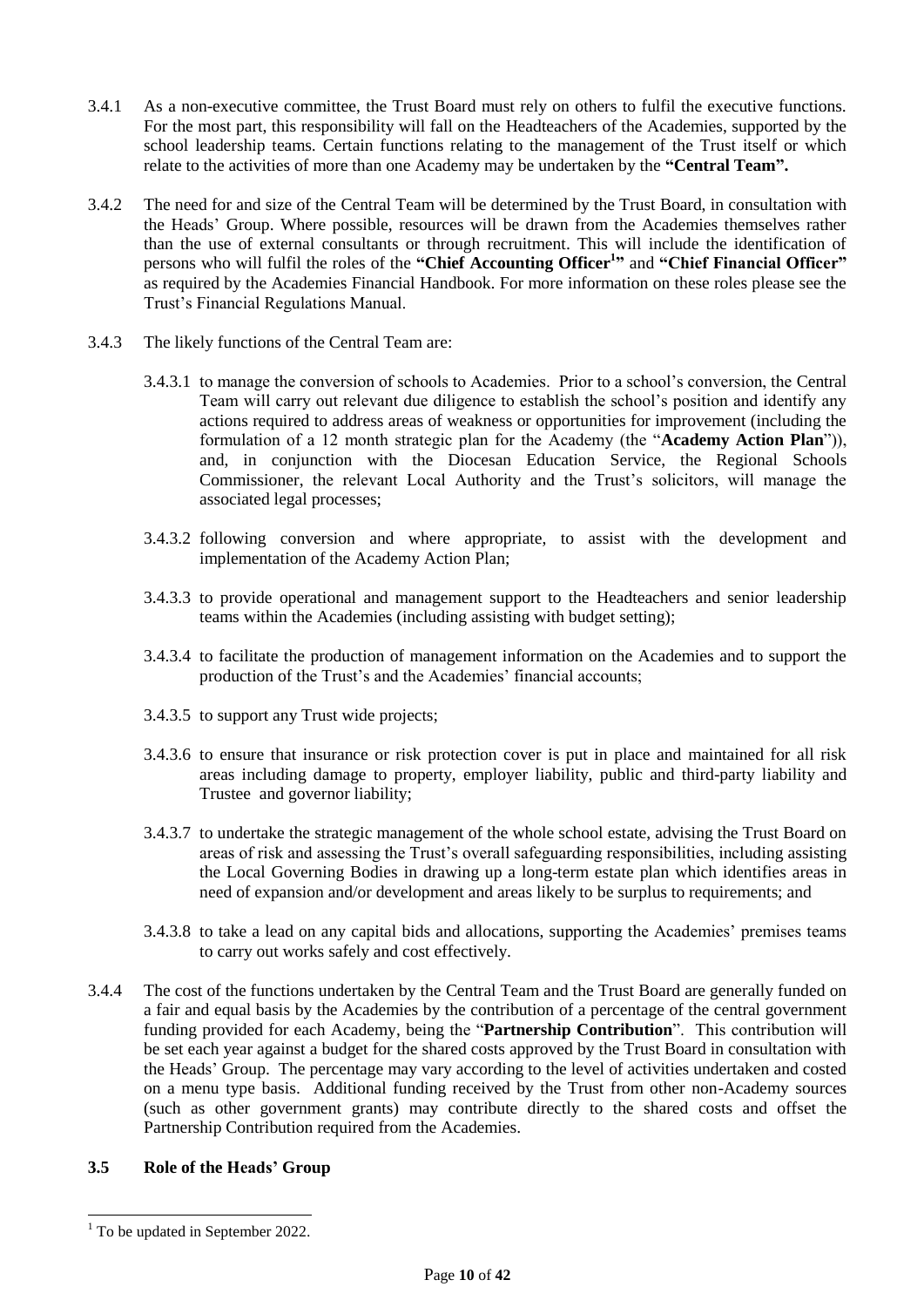3.4.1 As a non-executive committee, the Trust Board must rely on others to fulfil the executive functions. For the most part, this responsibility will fall on the Headteachers of the Academies, supported by the school leadership teams. Certain functions relating to the management of the Trust itself or which relate to the activities of more than one Academy may be undertaken by the **"Central Team".**

3.4.2 The need for and size of the Central Team will be determined by the Trust Board, in consultation with the Heads' Group. Where possible, resources will be drawn from the Academies themselves rather than the use of external consultants or through recruitment. This will include the identification of persons who will fulfil the roles of the **"Chief Accounting Officer[1]"** and **"Chief Financial Officer"** as required by the Academies Financial Handbook. For more information on these roles please see the Trust's Financial Regulations Manual.

3.4.3 The likely functions of the Central Team are:

3.4.3.1 to manage the conversion of schools to Academies. Prior to a school's conversion, the Central Team will carry out relevant due diligence to establish the school's position and identify any actions required to address areas of weakness or opportunities for improvement (including the formulation of a 12 month strategic plan for the Academy (the "**Academy Action Plan**")), and, in conjunction with the Diocesan Education Service, the Regional Schools Commissioner, the relevant Local Authority and the Trust's solicitors, will manage the associated legal processes;

3.4.3.2 following conversion and where appropriate, to assist with the development and implementation of the Academy Action Plan;

3.4.3.3 to provide operational and management support to the Headteachers and senior leadership teams within the Academies (including assisting with budget setting);

3.4.3.4 to facilitate the production of management information on the Academies and to support the production of the Trust's and the Academies' financial accounts;

3.4.3.5 to support any Trust wide projects;

3.4.3.6 to ensure that insurance or risk protection cover is put in place and maintained for all risk areas including damage to property, employer liability, public and third-party liability and Trustee and governor liability;

3.4.3.7 to undertake the strategic management of the whole school estate, advising the Trust Board on areas of risk and assessing the Trust's overall safeguarding responsibilities, including assisting the Local Governing Bodies in drawing up a long-term estate plan which identifies areas in need of expansion and/or development and areas likely to be surplus to requirements; and

3.4.3.8 to take a lead on any capital bids and allocations, supporting the Academies' premises teams to carry out works safely and cost effectively.

3.4.4 The cost of the functions undertaken by the Central Team and the Trust Board are generally funded on a fair and equal basis by the Academies by the contribution of a percentage of the central government funding provided for each Academy, being the "**Partnership Contribution**". This contribution will be set each year against a budget for the shared costs approved by the Trust Board in consultation with the Heads' Group. The percentage may vary according to the level of activities undertaken and costed on a menu type basis. Additional funding received by the Trust from other non-Academy sources (such as other government grants) may contribute directly to the shared costs and offset the Partnership Contribution required from the Academies.

### 3.5 Role of the Heads' Group

---

[1] To be updated in September 2022.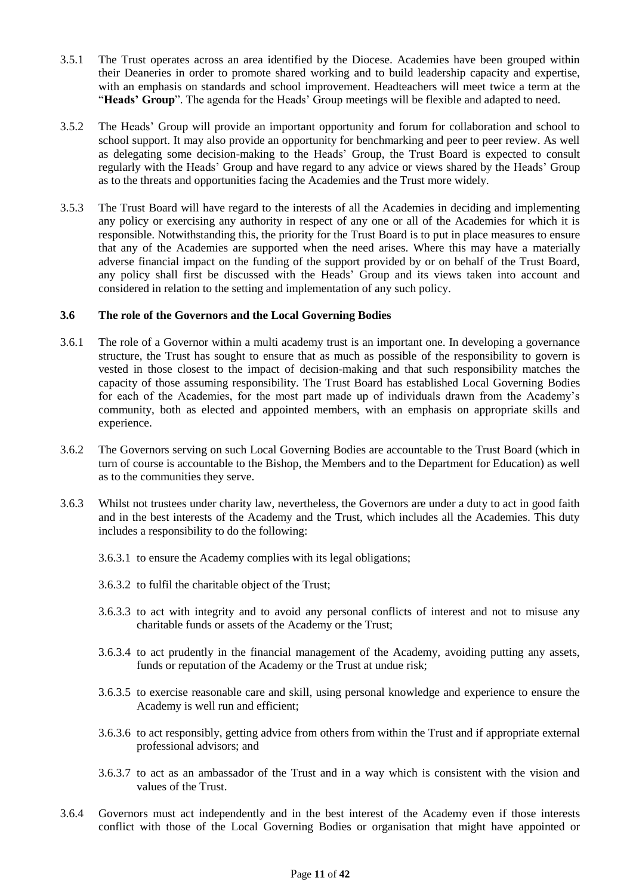3.5.1 The Trust operates across an area identified by the Diocese. Academies have been grouped within their Deaneries in order to promote shared working and to build leadership capacity and expertise, with an emphasis on standards and school improvement. Headteachers will meet twice a term at the "**Heads' Group**". The agenda for the Heads' Group meetings will be flexible and adapted to need.

3.5.2 The Heads' Group will provide an important opportunity and forum for collaboration and school to school support. It may also provide an opportunity for benchmarking and peer to peer review. As well as delegating some decision-making to the Heads' Group, the Trust Board is expected to consult regularly with the Heads' Group and have regard to any advice or views shared by the Heads' Group as to the threats and opportunities facing the Academies and the Trust more widely.

3.5.3 The Trust Board will have regard to the interests of all the Academies in deciding and implementing any policy or exercising any authority in respect of any one or all of the Academies for which it is responsible. Notwithstanding this, the priority for the Trust Board is to put in place measures to ensure that any of the Academies are supported when the need arises. Where this may have a materially adverse financial impact on the funding of the support provided by or on behalf of the Trust Board, any policy shall first be discussed with the Heads' Group and its views taken into account and considered in relation to the setting and implementation of any such policy.

### 3.6 The role of the Governors and the Local Governing Bodies

3.6.1 The role of a Governor within a multi academy trust is an important one. In developing a governance structure, the Trust has sought to ensure that as much as possible of the responsibility to govern is vested in those closest to the impact of decision-making and that such responsibility matches the capacity of those assuming responsibility. The Trust Board has established Local Governing Bodies for each of the Academies, for the most part made up of individuals drawn from the Academy's community, both as elected and appointed members, with an emphasis on appropriate skills and experience.

3.6.2 The Governors serving on such Local Governing Bodies are accountable to the Trust Board (which in turn of course is accountable to the Bishop, the Members and to the Department for Education) as well as to the communities they serve.

3.6.3 Whilst not trustees under charity law, nevertheless, the Governors are under a duty to act in good faith and in the best interests of the Academy and the Trust, which includes all the Academies. This duty includes a responsibility to do the following:

3.6.3.1 to ensure the Academy complies with its legal obligations;

3.6.3.2 to fulfil the charitable object of the Trust;

3.6.3.3 to act with integrity and to avoid any personal conflicts of interest and not to misuse any charitable funds or assets of the Academy or the Trust;

3.6.3.4 to act prudently in the financial management of the Academy, avoiding putting any assets, funds or reputation of the Academy or the Trust at undue risk;

3.6.3.5 to exercise reasonable care and skill, using personal knowledge and experience to ensure the Academy is well run and efficient;

3.6.3.6 to act responsibly, getting advice from others from within the Trust and if appropriate external professional advisors; and

3.6.3.7 to act as an ambassador of the Trust and in a way which is consistent with the vision and values of the Trust.

3.6.4 Governors must act independently and in the best interest of the Academy even if those interests conflict with those of the Local Governing Bodies or organisation that might have appointed or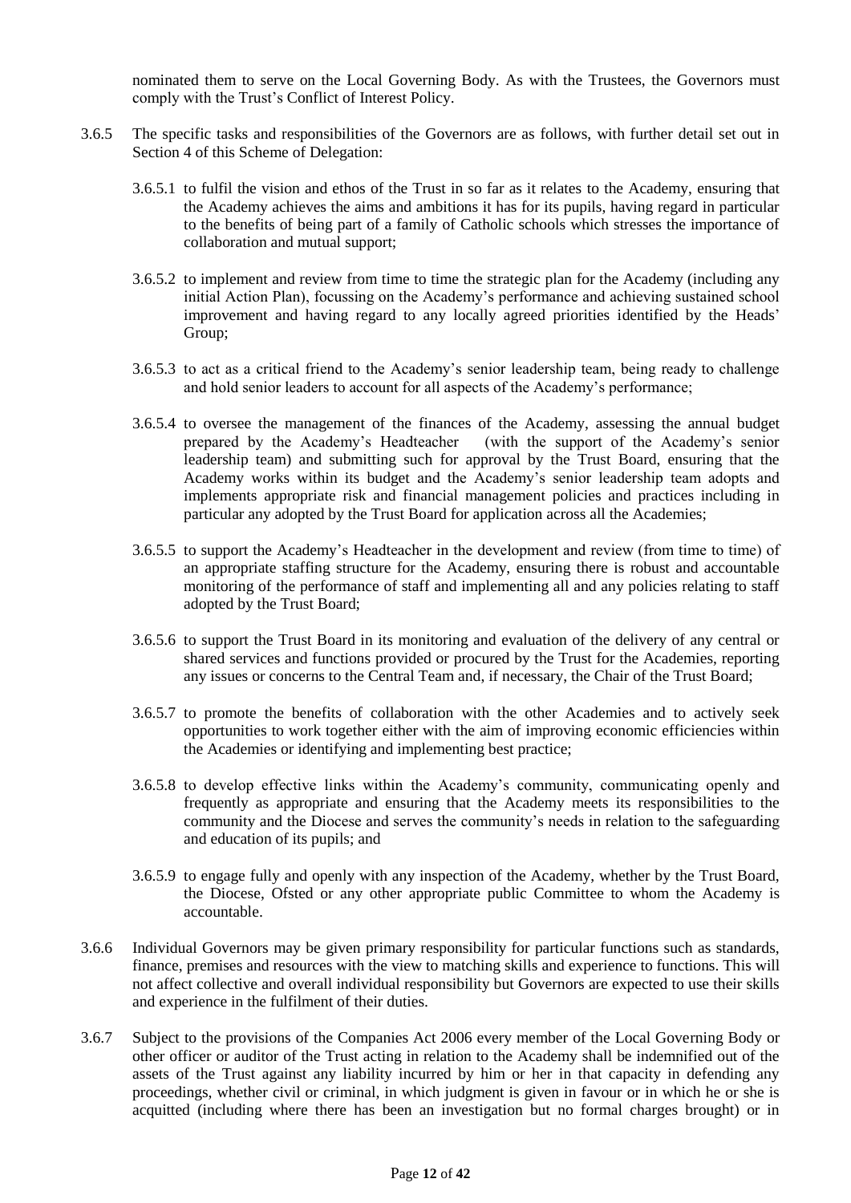nominated them to serve on the Local Governing Body. As with the Trustees, the Governors must comply with the Trust's Conflict of Interest Policy.

3.6.5 The specific tasks and responsibilities of the Governors are as follows, with further detail set out in Section 4 of this Scheme of Delegation:

3.6.5.1 to fulfil the vision and ethos of the Trust in so far as it relates to the Academy, ensuring that the Academy achieves the aims and ambitions it has for its pupils, having regard in particular to the benefits of being part of a family of Catholic schools which stresses the importance of collaboration and mutual support;

3.6.5.2 to implement and review from time to time the strategic plan for the Academy (including any initial Action Plan), focussing on the Academy's performance and achieving sustained school improvement and having regard to any locally agreed priorities identified by the Heads' Group;

3.6.5.3 to act as a critical friend to the Academy's senior leadership team, being ready to challenge and hold senior leaders to account for all aspects of the Academy's performance;

3.6.5.4 to oversee the management of the finances of the Academy, assessing the annual budget prepared by the Academy's Headteacher (with the support of the Academy's senior leadership team) and submitting such for approval by the Trust Board, ensuring that the Academy works within its budget and the Academy's senior leadership team adopts and implements appropriate risk and financial management policies and practices including in particular any adopted by the Trust Board for application across all the Academies;

3.6.5.5 to support the Academy's Headteacher in the development and review (from time to time) of an appropriate staffing structure for the Academy, ensuring there is robust and accountable monitoring of the performance of staff and implementing all and any policies relating to staff adopted by the Trust Board;

3.6.5.6 to support the Trust Board in its monitoring and evaluation of the delivery of any central or shared services and functions provided or procured by the Trust for the Academies, reporting any issues or concerns to the Central Team and, if necessary, the Chair of the Trust Board;

3.6.5.7 to promote the benefits of collaboration with the other Academies and to actively seek opportunities to work together either with the aim of improving economic efficiencies within the Academies or identifying and implementing best practice;

3.6.5.8 to develop effective links within the Academy's community, communicating openly and frequently as appropriate and ensuring that the Academy meets its responsibilities to the community and the Diocese and serves the community's needs in relation to the safeguarding and education of its pupils; and

3.6.5.9 to engage fully and openly with any inspection of the Academy, whether by the Trust Board, the Diocese, Ofsted or any other appropriate public Committee to whom the Academy is accountable.

3.6.6 Individual Governors may be given primary responsibility for particular functions such as standards, finance, premises and resources with the view to matching skills and experience to functions. This will not affect collective and overall individual responsibility but Governors are expected to use their skills and experience in the fulfilment of their duties.

3.6.7 Subject to the provisions of the Companies Act 2006 every member of the Local Governing Body or other officer or auditor of the Trust acting in relation to the Academy shall be indemnified out of the assets of the Trust against any liability incurred by him or her in that capacity in defending any proceedings, whether civil or criminal, in which judgment is given in favour or in which he or she is acquitted (including where there has been an investigation but no formal charges brought) or in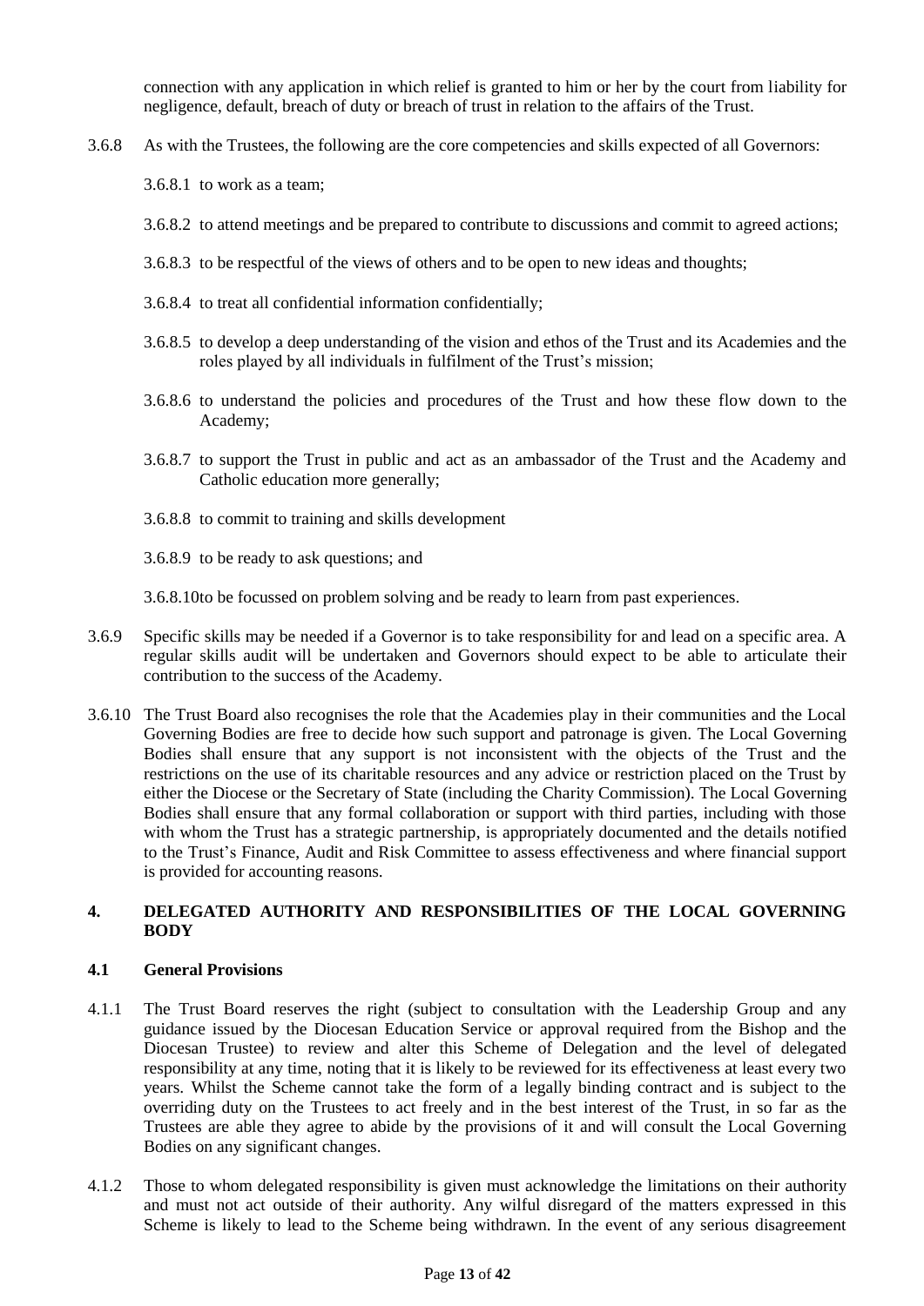connection with any application in which relief is granted to him or her by the court from liability for negligence, default, breach of duty or breach of trust in relation to the affairs of the Trust.

3.6.8 As with the Trustees, the following are the core competencies and skills expected of all Governors:

3.6.8.1 to work as a team;

3.6.8.2 to attend meetings and be prepared to contribute to discussions and commit to agreed actions;

3.6.8.3 to be respectful of the views of others and to be open to new ideas and thoughts;

3.6.8.4 to treat all confidential information confidentially;

3.6.8.5 to develop a deep understanding of the vision and ethos of the Trust and its Academies and the roles played by all individuals in fulfilment of the Trust's mission;

3.6.8.6 to understand the policies and procedures of the Trust and how these flow down to the Academy;

3.6.8.7 to support the Trust in public and act as an ambassador of the Trust and the Academy and Catholic education more generally;

3.6.8.8 to commit to training and skills development

3.6.8.9 to be ready to ask questions; and

3.6.8.10to be focussed on problem solving and be ready to learn from past experiences.

3.6.9 Specific skills may be needed if a Governor is to take responsibility for and lead on a specific area. A regular skills audit will be undertaken and Governors should expect to be able to articulate their contribution to the success of the Academy.

3.6.10 The Trust Board also recognises the role that the Academies play in their communities and the Local Governing Bodies are free to decide how such support and patronage is given. The Local Governing Bodies shall ensure that any support is not inconsistent with the objects of the Trust and the restrictions on the use of its charitable resources and any advice or restriction placed on the Trust by either the Diocese or the Secretary of State (including the Charity Commission). The Local Governing Bodies shall ensure that any formal collaboration or support with third parties, including with those with whom the Trust has a strategic partnership, is appropriately documented and the details notified to the Trust's Finance, Audit and Risk Committee to assess effectiveness and where financial support is provided for accounting reasons.

## 4. DELEGATED AUTHORITY AND RESPONSIBILITIES OF THE LOCAL GOVERNING BODY

### 4.1 General Provisions

4.1.1 The Trust Board reserves the right (subject to consultation with the Leadership Group and any guidance issued by the Diocesan Education Service or approval required from the Bishop and the Diocesan Trustee) to review and alter this Scheme of Delegation and the level of delegated responsibility at any time, noting that it is likely to be reviewed for its effectiveness at least every two years. Whilst the Scheme cannot take the form of a legally binding contract and is subject to the overriding duty on the Trustees to act freely and in the best interest of the Trust, in so far as the Trustees are able they agree to abide by the provisions of it and will consult the Local Governing Bodies on any significant changes.

4.1.2 Those to whom delegated responsibility is given must acknowledge the limitations on their authority and must not act outside of their authority. Any wilful disregard of the matters expressed in this Scheme is likely to lead to the Scheme being withdrawn. In the event of any serious disagreement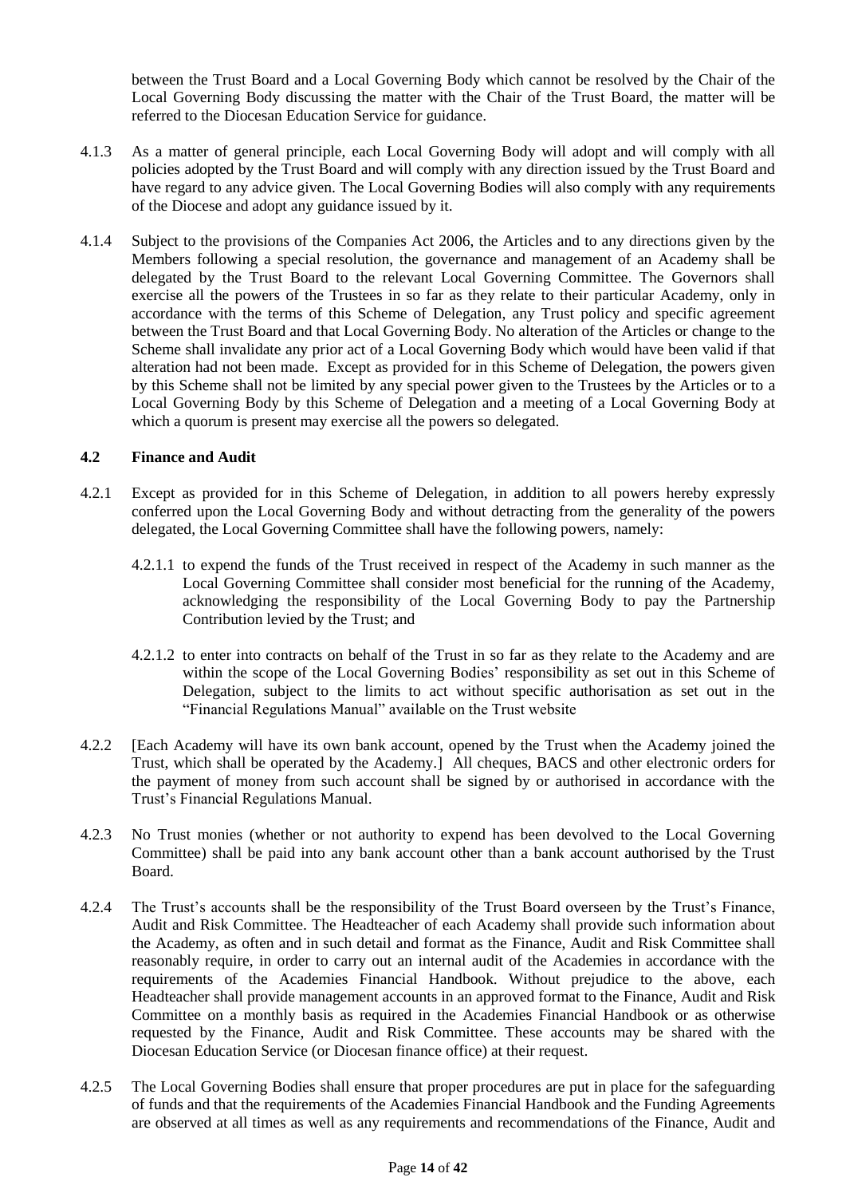between the Trust Board and a Local Governing Body which cannot be resolved by the Chair of the Local Governing Body discussing the matter with the Chair of the Trust Board, the matter will be referred to the Diocesan Education Service for guidance.

4.1.3 As a matter of general principle, each Local Governing Body will adopt and will comply with all policies adopted by the Trust Board and will comply with any direction issued by the Trust Board and have regard to any advice given. The Local Governing Bodies will also comply with any requirements of the Diocese and adopt any guidance issued by it.

4.1.4 Subject to the provisions of the Companies Act 2006, the Articles and to any directions given by the Members following a special resolution, the governance and management of an Academy shall be delegated by the Trust Board to the relevant Local Governing Committee. The Governors shall exercise all the powers of the Trustees in so far as they relate to their particular Academy, only in accordance with the terms of this Scheme of Delegation, any Trust policy and specific agreement between the Trust Board and that Local Governing Body. No alteration of the Articles or change to the Scheme shall invalidate any prior act of a Local Governing Body which would have been valid if that alteration had not been made. Except as provided for in this Scheme of Delegation, the powers given by this Scheme shall not be limited by any special power given to the Trustees by the Articles or to a Local Governing Body by this Scheme of Delegation and a meeting of a Local Governing Body at which a quorum is present may exercise all the powers so delegated.

### 4.2 Finance and Audit

4.2.1 Except as provided for in this Scheme of Delegation, in addition to all powers hereby expressly conferred upon the Local Governing Body and without detracting from the generality of the powers delegated, the Local Governing Committee shall have the following powers, namely:

4.2.1.1 to expend the funds of the Trust received in respect of the Academy in such manner as the Local Governing Committee shall consider most beneficial for the running of the Academy, acknowledging the responsibility of the Local Governing Body to pay the Partnership Contribution levied by the Trust; and

4.2.1.2 to enter into contracts on behalf of the Trust in so far as they relate to the Academy and are within the scope of the Local Governing Bodies' responsibility as set out in this Scheme of Delegation, subject to the limits to act without specific authorisation as set out in the "Financial Regulations Manual" available on the Trust website

4.2.2 [Each Academy will have its own bank account, opened by the Trust when the Academy joined the Trust, which shall be operated by the Academy.] All cheques, BACS and other electronic orders for the payment of money from such account shall be signed by or authorised in accordance with the Trust's Financial Regulations Manual.

4.2.3 No Trust monies (whether or not authority to expend has been devolved to the Local Governing Committee) shall be paid into any bank account other than a bank account authorised by the Trust Board.

4.2.4 The Trust's accounts shall be the responsibility of the Trust Board overseen by the Trust's Finance, Audit and Risk Committee. The Headteacher of each Academy shall provide such information about the Academy, as often and in such detail and format as the Finance, Audit and Risk Committee shall reasonably require, in order to carry out an internal audit of the Academies in accordance with the requirements of the Academies Financial Handbook. Without prejudice to the above, each Headteacher shall provide management accounts in an approved format to the Finance, Audit and Risk Committee on a monthly basis as required in the Academies Financial Handbook or as otherwise requested by the Finance, Audit and Risk Committee. These accounts may be shared with the Diocesan Education Service (or Diocesan finance office) at their request.

4.2.5 The Local Governing Bodies shall ensure that proper procedures are put in place for the safeguarding of funds and that the requirements of the Academies Financial Handbook and the Funding Agreements are observed at all times as well as any requirements and recommendations of the Finance, Audit and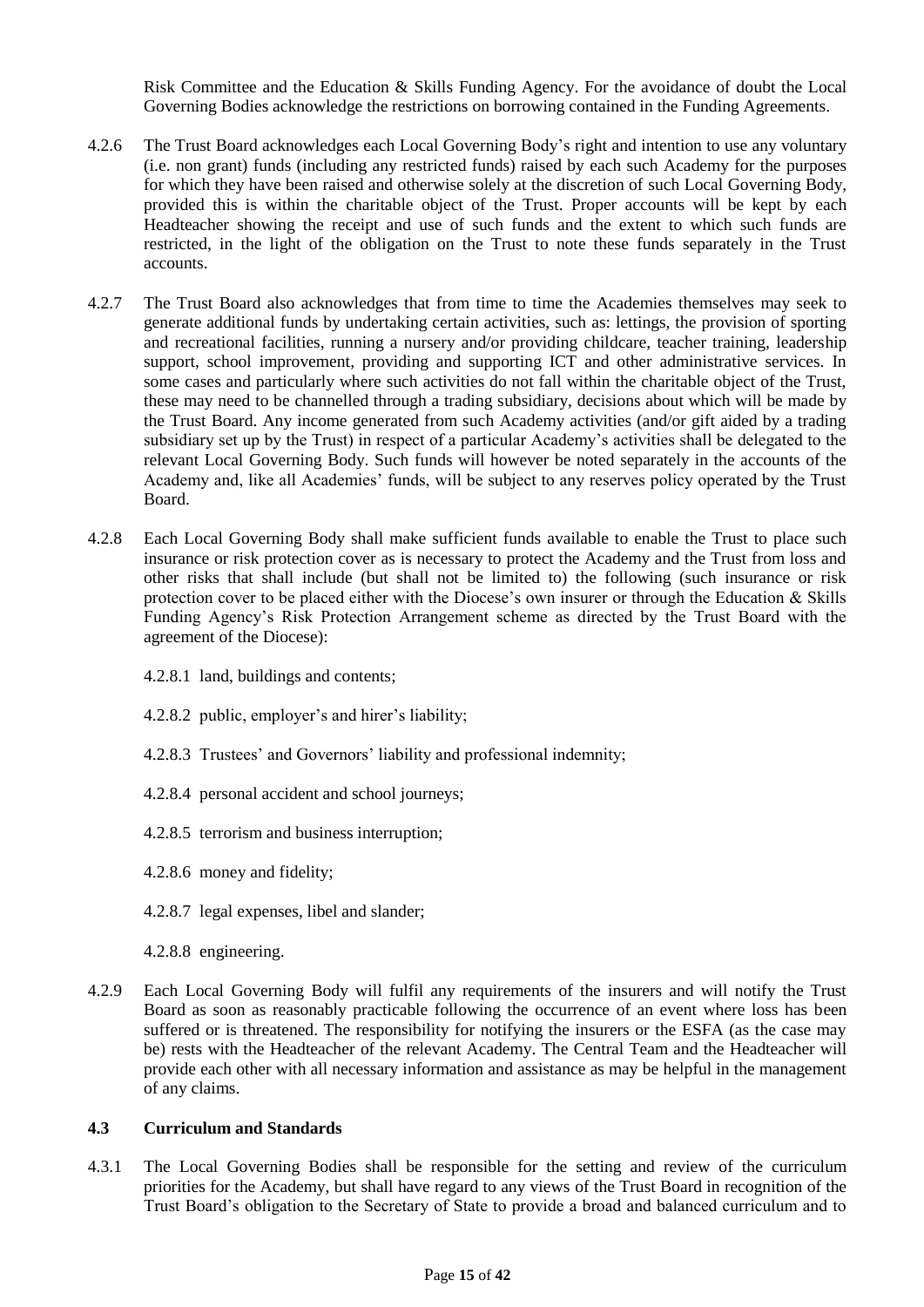Risk Committee and the Education & Skills Funding Agency. For the avoidance of doubt the Local Governing Bodies acknowledge the restrictions on borrowing contained in the Funding Agreements.

4.2.6 The Trust Board acknowledges each Local Governing Body's right and intention to use any voluntary (i.e. non grant) funds (including any restricted funds) raised by each such Academy for the purposes for which they have been raised and otherwise solely at the discretion of such Local Governing Body, provided this is within the charitable object of the Trust. Proper accounts will be kept by each Headteacher showing the receipt and use of such funds and the extent to which such funds are restricted, in the light of the obligation on the Trust to note these funds separately in the Trust accounts.

4.2.7 The Trust Board also acknowledges that from time to time the Academies themselves may seek to generate additional funds by undertaking certain activities, such as: lettings, the provision of sporting and recreational facilities, running a nursery and/or providing childcare, teacher training, leadership support, school improvement, providing and supporting ICT and other administrative services. In some cases and particularly where such activities do not fall within the charitable object of the Trust, these may need to be channelled through a trading subsidiary, decisions about which will be made by the Trust Board. Any income generated from such Academy activities (and/or gift aided by a trading subsidiary set up by the Trust) in respect of a particular Academy's activities shall be delegated to the relevant Local Governing Body. Such funds will however be noted separately in the accounts of the Academy and, like all Academies' funds, will be subject to any reserves policy operated by the Trust Board.

4.2.8 Each Local Governing Body shall make sufficient funds available to enable the Trust to place such insurance or risk protection cover as is necessary to protect the Academy and the Trust from loss and other risks that shall include (but shall not be limited to) the following (such insurance or risk protection cover to be placed either with the Diocese's own insurer or through the Education & Skills Funding Agency's Risk Protection Arrangement scheme as directed by the Trust Board with the agreement of the Diocese):

4.2.8.1 land, buildings and contents;

4.2.8.2 public, employer's and hirer's liability;

4.2.8.3 Trustees' and Governors' liability and professional indemnity;

4.2.8.4 personal accident and school journeys;

4.2.8.5 terrorism and business interruption;

4.2.8.6 money and fidelity;

4.2.8.7 legal expenses, libel and slander;

4.2.8.8 engineering.

4.2.9 Each Local Governing Body will fulfil any requirements of the insurers and will notify the Trust Board as soon as reasonably practicable following the occurrence of an event where loss has been suffered or is threatened. The responsibility for notifying the insurers or the ESFA (as the case may be) rests with the Headteacher of the relevant Academy. The Central Team and the Headteacher will provide each other with all necessary information and assistance as may be helpful in the management of any claims.

### 4.3 Curriculum and Standards

4.3.1 The Local Governing Bodies shall be responsible for the setting and review of the curriculum priorities for the Academy, but shall have regard to any views of the Trust Board in recognition of the Trust Board's obligation to the Secretary of State to provide a broad and balanced curriculum and to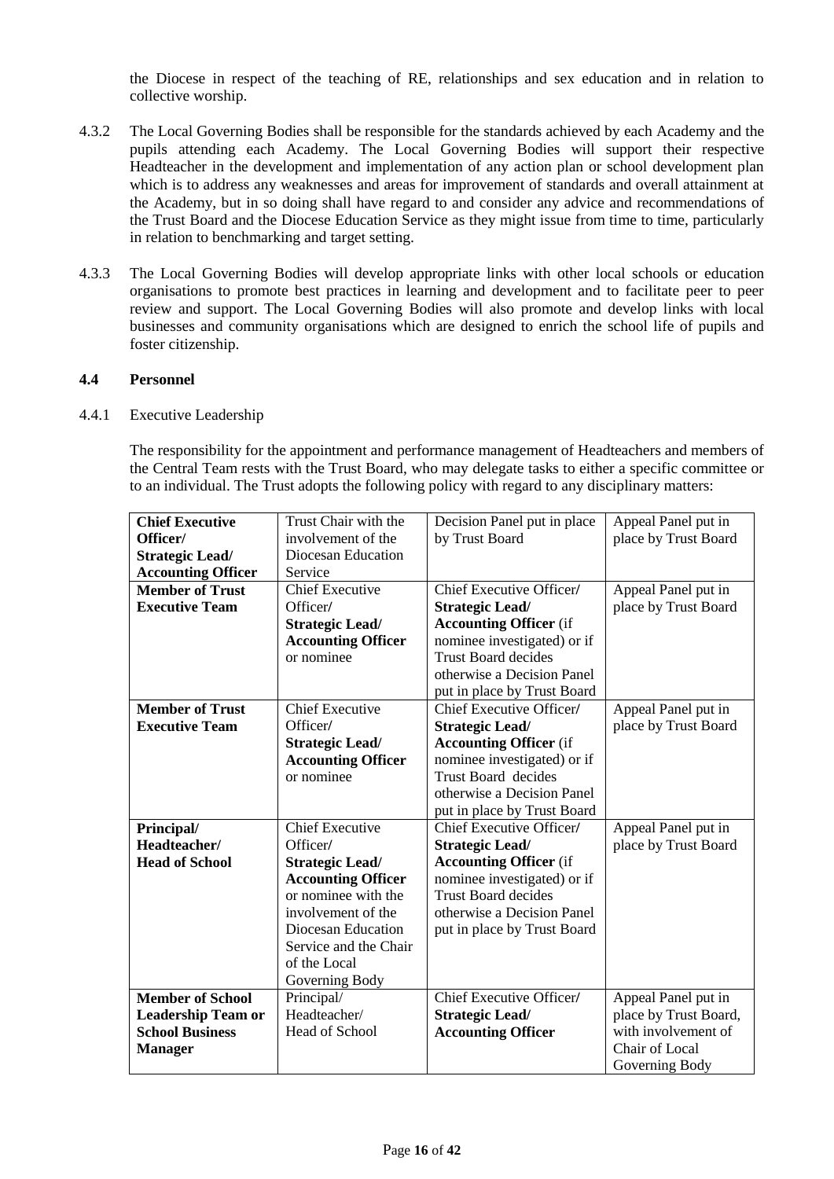the Diocese in respect of the teaching of RE, relationships and sex education and in relation to collective worship.

4.3.2 The Local Governing Bodies shall be responsible for the standards achieved by each Academy and the pupils attending each Academy. The Local Governing Bodies will support their respective Headteacher in the development and implementation of any action plan or school development plan which is to address any weaknesses and areas for improvement of standards and overall attainment at the Academy, but in so doing shall have regard to and consider any advice and recommendations of the Trust Board and the Diocese Education Service as they might issue from time to time, particularly in relation to benchmarking and target setting.

4.3.3 The Local Governing Bodies will develop appropriate links with other local schools or education organisations to promote best practices in learning and development and to facilitate peer to peer review and support. The Local Governing Bodies will also promote and develop links with local businesses and community organisations which are designed to enrich the school life of pupils and foster citizenship.

### 4.4 Personnel

4.4.1 Executive Leadership

The responsibility for the appointment and performance management of Headteachers and members of the Central Team rests with the Trust Board, who may delegate tasks to either a specific committee or to an individual. The Trust adopts the following policy with regard to any disciplinary matters:

| | | | |
|---|---|---|---|
| **Chief Executive Officer/ Strategic Lead/ Accounting Officer** | Trust Chair with the involvement of the Diocesan Education Service | Decision Panel put in place by Trust Board | Appeal Panel put in place by Trust Board |
| **Member of Trust Executive Team** | Chief Executive Officer/ **Strategic Lead/ Accounting Officer** or nominee | Chief Executive Officer/ **Strategic Lead/ Accounting Officer** (if nominee investigated) or if Trust Board decides otherwise a Decision Panel put in place by Trust Board | Appeal Panel put in place by Trust Board |
| **Member of Trust Executive Team** | Chief Executive Officer/ **Strategic Lead/ Accounting Officer** or nominee | Chief Executive Officer/ **Strategic Lead/ Accounting Officer** (if nominee investigated) or if Trust Board decides otherwise a Decision Panel put in place by Trust Board | Appeal Panel put in place by Trust Board |
| **Principal/ Headteacher/ Head of School** | Chief Executive Officer/ **Strategic Lead/ Accounting Officer** or nominee with the involvement of the Diocesan Education Service and the Chair of the Local Governing Body | Chief Executive Officer/ **Strategic Lead/ Accounting Officer** (if nominee investigated) or if Trust Board decides otherwise a Decision Panel put in place by Trust Board | Appeal Panel put in place by Trust Board |
| **Member of School Leadership Team or School Business Manager** | Principal/ Headteacher/ Head of School | Chief Executive Officer/ **Strategic Lead/ Accounting Officer** | Appeal Panel put in place by Trust Board, with involvement of Chair of Local Governing Body |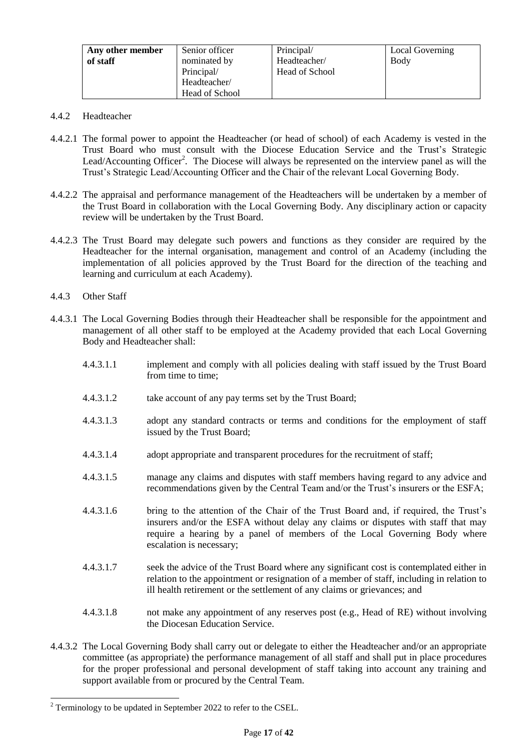| Any other member of staff | Senior officer nominated by Principal/ Headteacher/ Head of School | Principal/ Headteacher/ Head of School | Local Governing Body |
|---|---|---|---|

4.4.2 Headteacher

4.4.2.1 The formal power to appoint the Headteacher (or head of school) of each Academy is vested in the Trust Board who must consult with the Diocese Education Service and the Trust's Strategic Lead/Accounting Officer[2]. The Diocese will always be represented on the interview panel as will the Trust's Strategic Lead/Accounting Officer and the Chair of the relevant Local Governing Body.

4.4.2.2 The appraisal and performance management of the Headteachers will be undertaken by a member of the Trust Board in collaboration with the Local Governing Body. Any disciplinary action or capacity review will be undertaken by the Trust Board.

4.4.2.3 The Trust Board may delegate such powers and functions as they consider are required by the Headteacher for the internal organisation, management and control of an Academy (including the implementation of all policies approved by the Trust Board for the direction of the teaching and learning and curriculum at each Academy).

4.4.3 Other Staff

4.4.3.1 The Local Governing Bodies through their Headteacher shall be responsible for the appointment and management of all other staff to be employed at the Academy provided that each Local Governing Body and Headteacher shall:

4.4.3.1.1 implement and comply with all policies dealing with staff issued by the Trust Board from time to time;

4.4.3.1.2 take account of any pay terms set by the Trust Board;

4.4.3.1.3 adopt any standard contracts or terms and conditions for the employment of staff issued by the Trust Board;

4.4.3.1.4 adopt appropriate and transparent procedures for the recruitment of staff;

4.4.3.1.5 manage any claims and disputes with staff members having regard to any advice and recommendations given by the Central Team and/or the Trust's insurers or the ESFA;

4.4.3.1.6 bring to the attention of the Chair of the Trust Board and, if required, the Trust's insurers and/or the ESFA without delay any claims or disputes with staff that may require a hearing by a panel of members of the Local Governing Body where escalation is necessary;

4.4.3.1.7 seek the advice of the Trust Board where any significant cost is contemplated either in relation to the appointment or resignation of a member of staff, including in relation to ill health retirement or the settlement of any claims or grievances; and

4.4.3.1.8 not make any appointment of any reserves post (e.g., Head of RE) without involving the Diocesan Education Service.

4.4.3.2 The Local Governing Body shall carry out or delegate to either the Headteacher and/or an appropriate committee (as appropriate) the performance management of all staff and shall put in place procedures for the proper professional and personal development of staff taking into account any training and support available from or procured by the Central Team.

[2] Terminology to be updated in September 2022 to refer to the CSEL.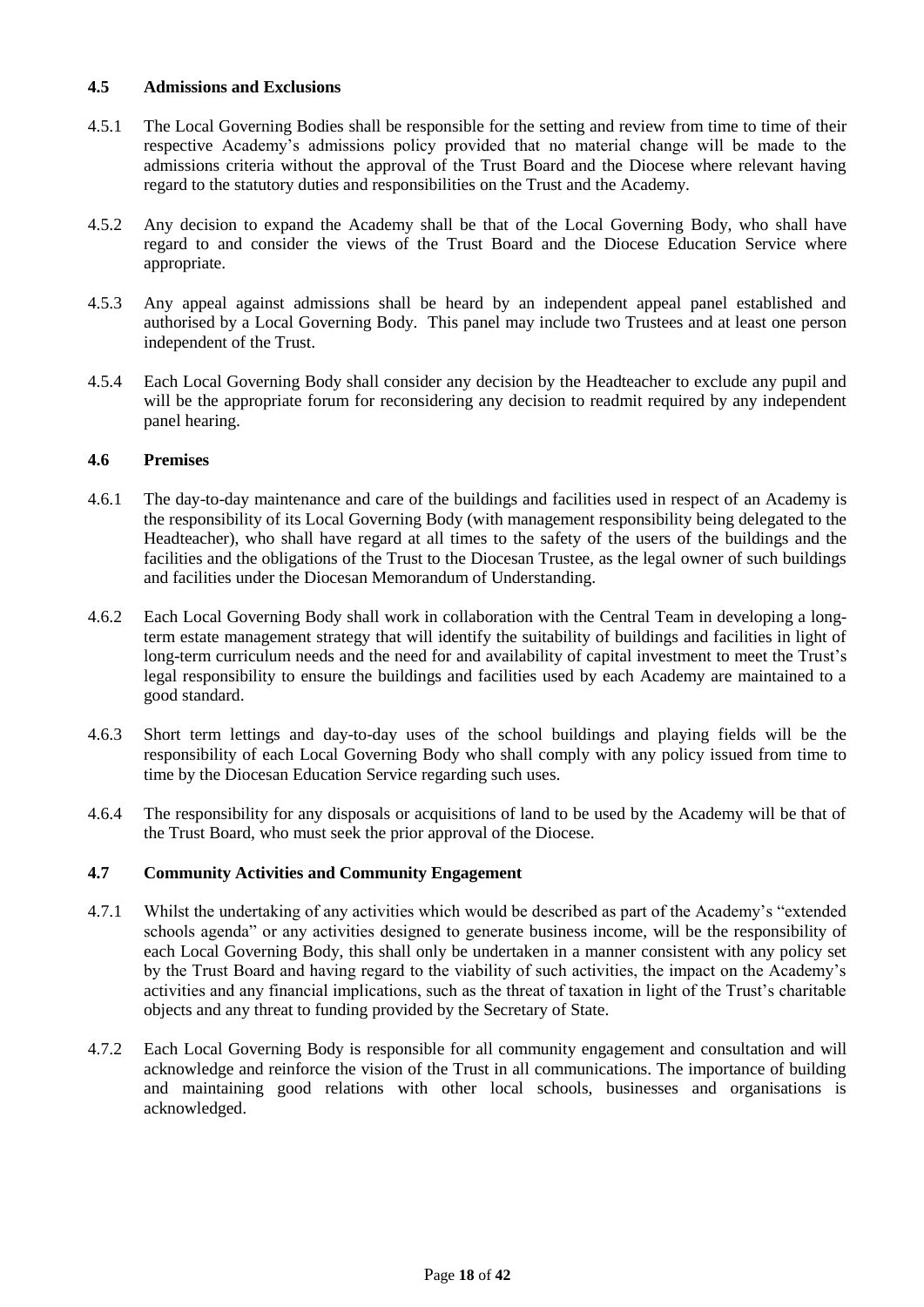### 4.5 Admissions and Exclusions

4.5.1 The Local Governing Bodies shall be responsible for the setting and review from time to time of their respective Academy's admissions policy provided that no material change will be made to the admissions criteria without the approval of the Trust Board and the Diocese where relevant having regard to the statutory duties and responsibilities on the Trust and the Academy.

4.5.2 Any decision to expand the Academy shall be that of the Local Governing Body, who shall have regard to and consider the views of the Trust Board and the Diocese Education Service where appropriate.

4.5.3 Any appeal against admissions shall be heard by an independent appeal panel established and authorised by a Local Governing Body. This panel may include two Trustees and at least one person independent of the Trust.

4.5.4 Each Local Governing Body shall consider any decision by the Headteacher to exclude any pupil and will be the appropriate forum for reconsidering any decision to readmit required by any independent panel hearing.

### 4.6 Premises

4.6.1 The day-to-day maintenance and care of the buildings and facilities used in respect of an Academy is the responsibility of its Local Governing Body (with management responsibility being delegated to the Headteacher), who shall have regard at all times to the safety of the users of the buildings and the facilities and the obligations of the Trust to the Diocesan Trustee, as the legal owner of such buildings and facilities under the Diocesan Memorandum of Understanding.

4.6.2 Each Local Governing Body shall work in collaboration with the Central Team in developing a long-term estate management strategy that will identify the suitability of buildings and facilities in light of long-term curriculum needs and the need for and availability of capital investment to meet the Trust's legal responsibility to ensure the buildings and facilities used by each Academy are maintained to a good standard.

4.6.3 Short term lettings and day-to-day uses of the school buildings and playing fields will be the responsibility of each Local Governing Body who shall comply with any policy issued from time to time by the Diocesan Education Service regarding such uses.

4.6.4 The responsibility for any disposals or acquisitions of land to be used by the Academy will be that of the Trust Board, who must seek the prior approval of the Diocese.

### 4.7 Community Activities and Community Engagement

4.7.1 Whilst the undertaking of any activities which would be described as part of the Academy's "extended schools agenda" or any activities designed to generate business income, will be the responsibility of each Local Governing Body, this shall only be undertaken in a manner consistent with any policy set by the Trust Board and having regard to the viability of such activities, the impact on the Academy's activities and any financial implications, such as the threat of taxation in light of the Trust's charitable objects and any threat to funding provided by the Secretary of State.

4.7.2 Each Local Governing Body is responsible for all community engagement and consultation and will acknowledge and reinforce the vision of the Trust in all communications. The importance of building and maintaining good relations with other local schools, businesses and organisations is acknowledged.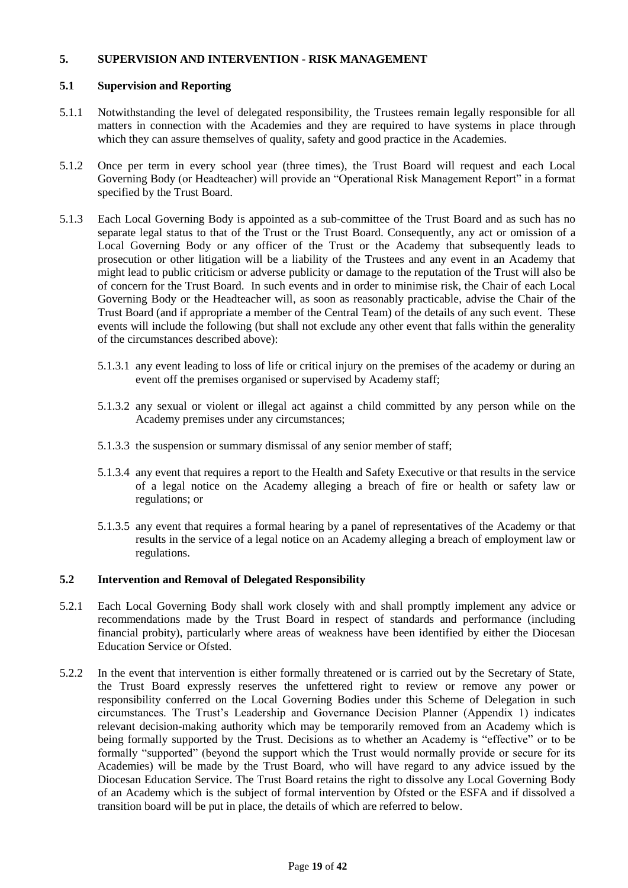## 5. SUPERVISION AND INTERVENTION - RISK MANAGEMENT

### 5.1 Supervision and Reporting

5.1.1 Notwithstanding the level of delegated responsibility, the Trustees remain legally responsible for all matters in connection with the Academies and they are required to have systems in place through which they can assure themselves of quality, safety and good practice in the Academies.

5.1.2 Once per term in every school year (three times), the Trust Board will request and each Local Governing Body (or Headteacher) will provide an "Operational Risk Management Report" in a format specified by the Trust Board.

5.1.3 Each Local Governing Body is appointed as a sub-committee of the Trust Board and as such has no separate legal status to that of the Trust or the Trust Board. Consequently, any act or omission of a Local Governing Body or any officer of the Trust or the Academy that subsequently leads to prosecution or other litigation will be a liability of the Trustees and any event in an Academy that might lead to public criticism or adverse publicity or damage to the reputation of the Trust will also be of concern for the Trust Board. In such events and in order to minimise risk, the Chair of each Local Governing Body or the Headteacher will, as soon as reasonably practicable, advise the Chair of the Trust Board (and if appropriate a member of the Central Team) of the details of any such event. These events will include the following (but shall not exclude any other event that falls within the generality of the circumstances described above):

5.1.3.1 any event leading to loss of life or critical injury on the premises of the academy or during an event off the premises organised or supervised by Academy staff;

5.1.3.2 any sexual or violent or illegal act against a child committed by any person while on the Academy premises under any circumstances;

5.1.3.3 the suspension or summary dismissal of any senior member of staff;

5.1.3.4 any event that requires a report to the Health and Safety Executive or that results in the service of a legal notice on the Academy alleging a breach of fire or health or safety law or regulations; or

5.1.3.5 any event that requires a formal hearing by a panel of representatives of the Academy or that results in the service of a legal notice on an Academy alleging a breach of employment law or regulations.

### 5.2 Intervention and Removal of Delegated Responsibility

5.2.1 Each Local Governing Body shall work closely with and shall promptly implement any advice or recommendations made by the Trust Board in respect of standards and performance (including financial probity), particularly where areas of weakness have been identified by either the Diocesan Education Service or Ofsted.

5.2.2 In the event that intervention is either formally threatened or is carried out by the Secretary of State, the Trust Board expressly reserves the unfettered right to review or remove any power or responsibility conferred on the Local Governing Bodies under this Scheme of Delegation in such circumstances. The Trust's Leadership and Governance Decision Planner (Appendix 1) indicates relevant decision-making authority which may be temporarily removed from an Academy which is being formally supported by the Trust. Decisions as to whether an Academy is "effective" or to be formally "supported" (beyond the support which the Trust would normally provide or secure for its Academies) will be made by the Trust Board, who will have regard to any advice issued by the Diocesan Education Service. The Trust Board retains the right to dissolve any Local Governing Body of an Academy which is the subject of formal intervention by Ofsted or the ESFA and if dissolved a transition board will be put in place, the details of which are referred to below.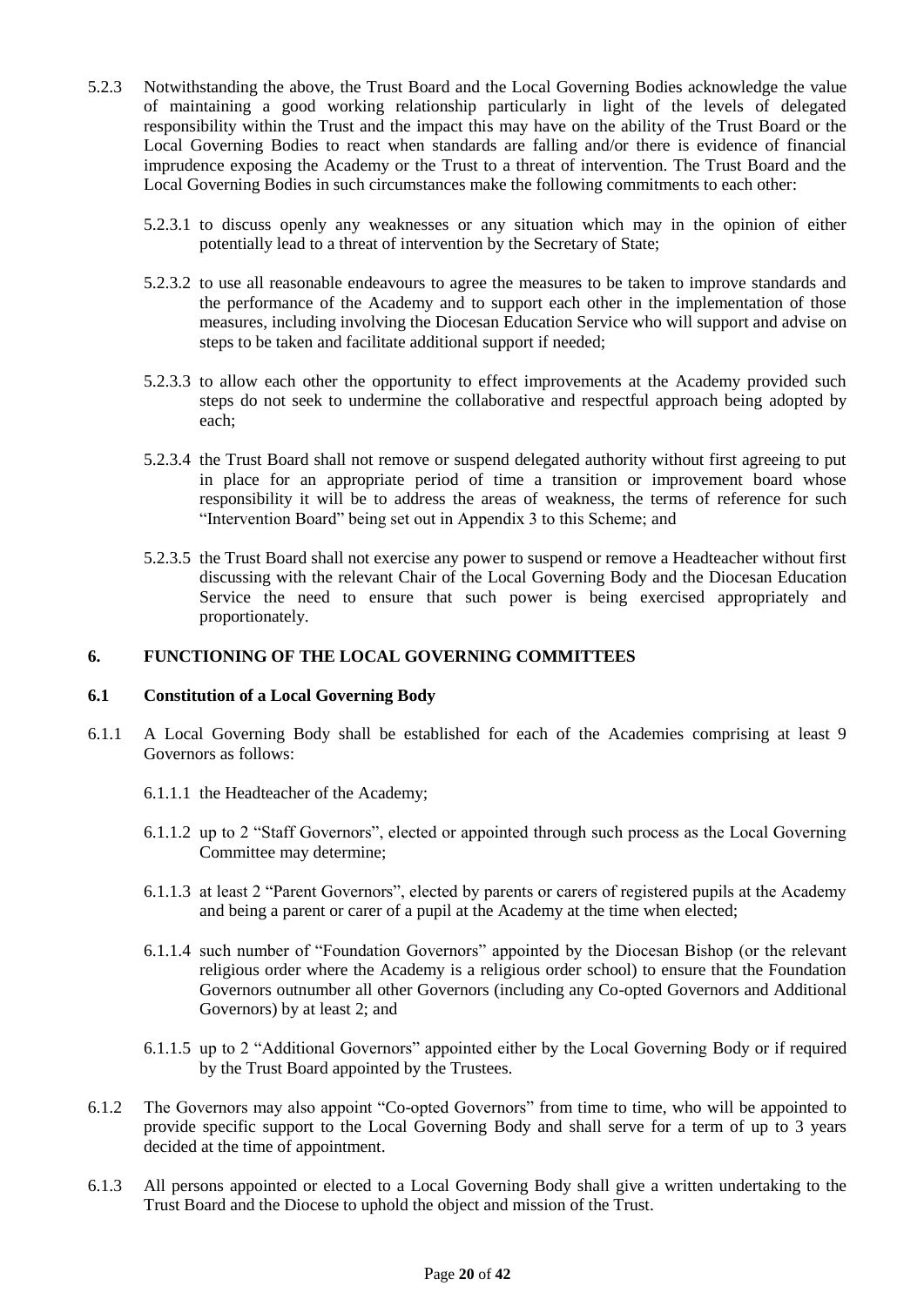5.2.3 Notwithstanding the above, the Trust Board and the Local Governing Bodies acknowledge the value of maintaining a good working relationship particularly in light of the levels of delegated responsibility within the Trust and the impact this may have on the ability of the Trust Board or the Local Governing Bodies to react when standards are falling and/or there is evidence of financial imprudence exposing the Academy or the Trust to a threat of intervention. The Trust Board and the Local Governing Bodies in such circumstances make the following commitments to each other:

5.2.3.1 to discuss openly any weaknesses or any situation which may in the opinion of either potentially lead to a threat of intervention by the Secretary of State;

5.2.3.2 to use all reasonable endeavours to agree the measures to be taken to improve standards and the performance of the Academy and to support each other in the implementation of those measures, including involving the Diocesan Education Service who will support and advise on steps to be taken and facilitate additional support if needed;

5.2.3.3 to allow each other the opportunity to effect improvements at the Academy provided such steps do not seek to undermine the collaborative and respectful approach being adopted by each;

5.2.3.4 the Trust Board shall not remove or suspend delegated authority without first agreeing to put in place for an appropriate period of time a transition or improvement board whose responsibility it will be to address the areas of weakness, the terms of reference for such "Intervention Board" being set out in Appendix 3 to this Scheme; and

5.2.3.5 the Trust Board shall not exercise any power to suspend or remove a Headteacher without first discussing with the relevant Chair of the Local Governing Body and the Diocesan Education Service the need to ensure that such power is being exercised appropriately and proportionately.

## 6. FUNCTIONING OF THE LOCAL GOVERNING COMMITTEES

### 6.1 Constitution of a Local Governing Body

6.1.1 A Local Governing Body shall be established for each of the Academies comprising at least 9 Governors as follows:

6.1.1.1 the Headteacher of the Academy;

6.1.1.2 up to 2 "Staff Governors", elected or appointed through such process as the Local Governing Committee may determine;

6.1.1.3 at least 2 "Parent Governors", elected by parents or carers of registered pupils at the Academy and being a parent or carer of a pupil at the Academy at the time when elected;

6.1.1.4 such number of "Foundation Governors" appointed by the Diocesan Bishop (or the relevant religious order where the Academy is a religious order school) to ensure that the Foundation Governors outnumber all other Governors (including any Co-opted Governors and Additional Governors) by at least 2; and

6.1.1.5 up to 2 "Additional Governors" appointed either by the Local Governing Body or if required by the Trust Board appointed by the Trustees.

6.1.2 The Governors may also appoint "Co-opted Governors" from time to time, who will be appointed to provide specific support to the Local Governing Body and shall serve for a term of up to 3 years decided at the time of appointment.

6.1.3 All persons appointed or elected to a Local Governing Body shall give a written undertaking to the Trust Board and the Diocese to uphold the object and mission of the Trust.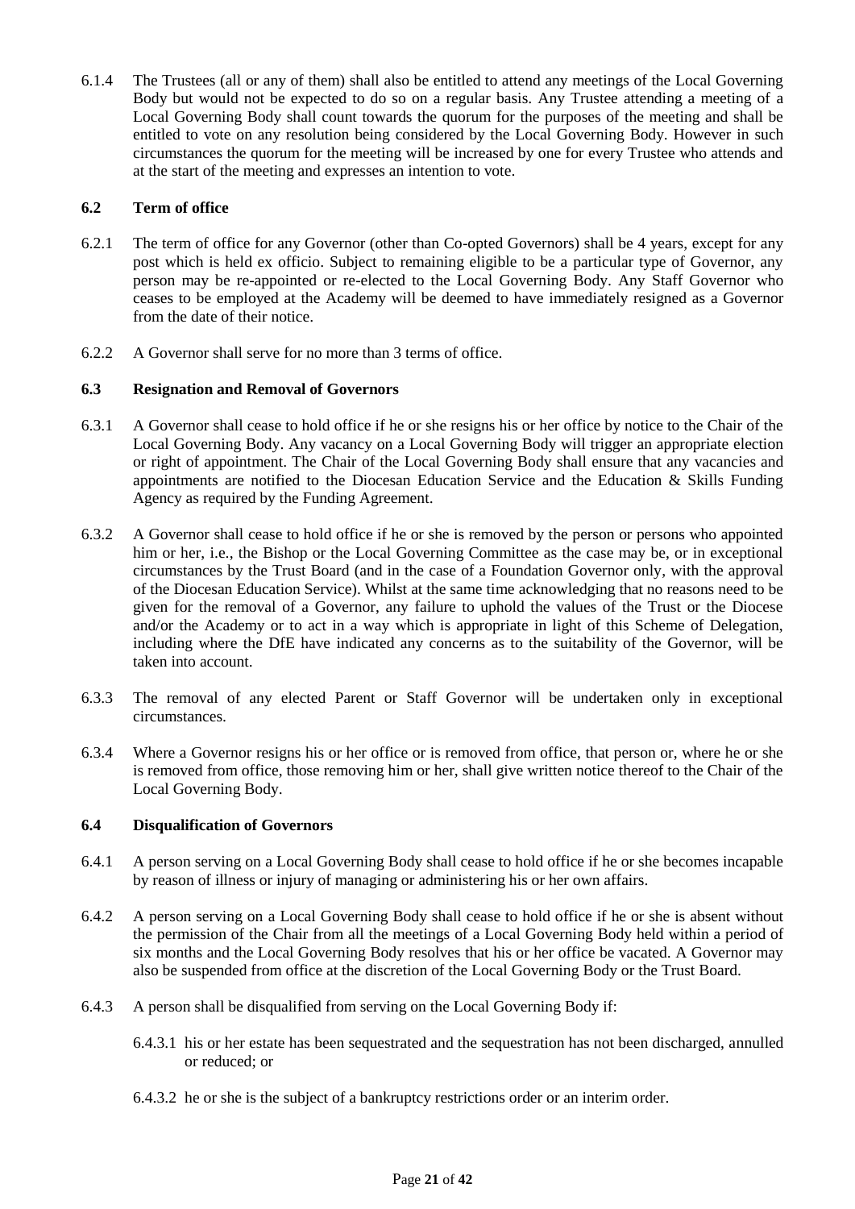6.1.4 The Trustees (all or any of them) shall also be entitled to attend any meetings of the Local Governing Body but would not be expected to do so on a regular basis. Any Trustee attending a meeting of a Local Governing Body shall count towards the quorum for the purposes of the meeting and shall be entitled to vote on any resolution being considered by the Local Governing Body. However in such circumstances the quorum for the meeting will be increased by one for every Trustee who attends and at the start of the meeting and expresses an intention to vote.

### 6.2 Term of office

6.2.1 The term of office for any Governor (other than Co-opted Governors) shall be 4 years, except for any post which is held ex officio. Subject to remaining eligible to be a particular type of Governor, any person may be re-appointed or re-elected to the Local Governing Body. Any Staff Governor who ceases to be employed at the Academy will be deemed to have immediately resigned as a Governor from the date of their notice.

6.2.2 A Governor shall serve for no more than 3 terms of office.

### 6.3 Resignation and Removal of Governors

6.3.1 A Governor shall cease to hold office if he or she resigns his or her office by notice to the Chair of the Local Governing Body. Any vacancy on a Local Governing Body will trigger an appropriate election or right of appointment. The Chair of the Local Governing Body shall ensure that any vacancies and appointments are notified to the Diocesan Education Service and the Education & Skills Funding Agency as required by the Funding Agreement.

6.3.2 A Governor shall cease to hold office if he or she is removed by the person or persons who appointed him or her, i.e., the Bishop or the Local Governing Committee as the case may be, or in exceptional circumstances by the Trust Board (and in the case of a Foundation Governor only, with the approval of the Diocesan Education Service). Whilst at the same time acknowledging that no reasons need to be given for the removal of a Governor, any failure to uphold the values of the Trust or the Diocese and/or the Academy or to act in a way which is appropriate in light of this Scheme of Delegation, including where the DfE have indicated any concerns as to the suitability of the Governor, will be taken into account.

6.3.3 The removal of any elected Parent or Staff Governor will be undertaken only in exceptional circumstances.

6.3.4 Where a Governor resigns his or her office or is removed from office, that person or, where he or she is removed from office, those removing him or her, shall give written notice thereof to the Chair of the Local Governing Body.

### 6.4 Disqualification of Governors

6.4.1 A person serving on a Local Governing Body shall cease to hold office if he or she becomes incapable by reason of illness or injury of managing or administering his or her own affairs.

6.4.2 A person serving on a Local Governing Body shall cease to hold office if he or she is absent without the permission of the Chair from all the meetings of a Local Governing Body held within a period of six months and the Local Governing Body resolves that his or her office be vacated. A Governor may also be suspended from office at the discretion of the Local Governing Body or the Trust Board.

6.4.3 A person shall be disqualified from serving on the Local Governing Body if:

6.4.3.1 his or her estate has been sequestrated and the sequestration has not been discharged, annulled or reduced; or

6.4.3.2 he or she is the subject of a bankruptcy restrictions order or an interim order.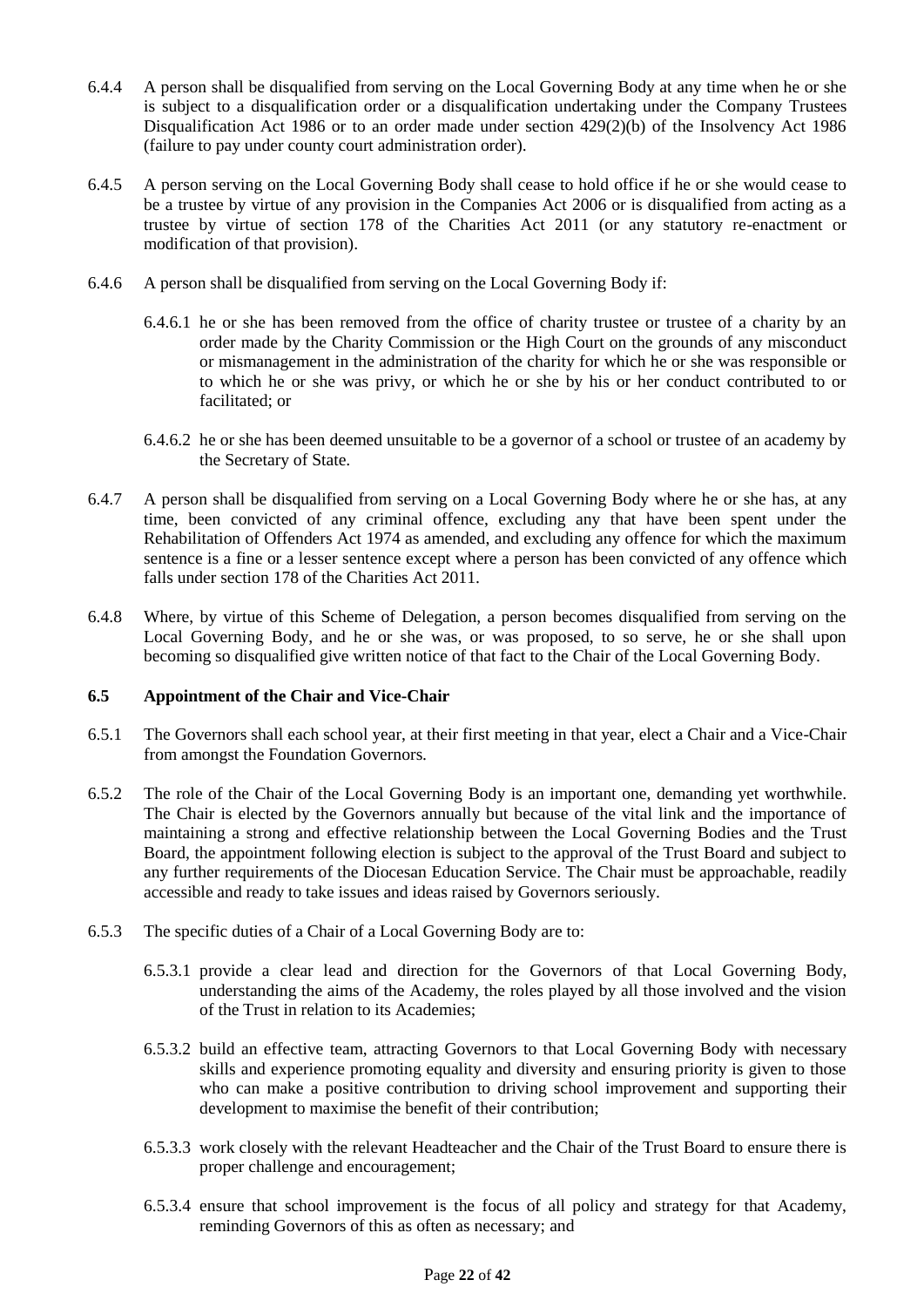6.4.4 A person shall be disqualified from serving on the Local Governing Body at any time when he or she is subject to a disqualification order or a disqualification undertaking under the Company Trustees Disqualification Act 1986 or to an order made under section 429(2)(b) of the Insolvency Act 1986 (failure to pay under county court administration order).

6.4.5 A person serving on the Local Governing Body shall cease to hold office if he or she would cease to be a trustee by virtue of any provision in the Companies Act 2006 or is disqualified from acting as a trustee by virtue of section 178 of the Charities Act 2011 (or any statutory re-enactment or modification of that provision).

6.4.6 A person shall be disqualified from serving on the Local Governing Body if:

6.4.6.1 he or she has been removed from the office of charity trustee or trustee of a charity by an order made by the Charity Commission or the High Court on the grounds of any misconduct or mismanagement in the administration of the charity for which he or she was responsible or to which he or she was privy, or which he or she by his or her conduct contributed to or facilitated; or

6.4.6.2 he or she has been deemed unsuitable to be a governor of a school or trustee of an academy by the Secretary of State.

6.4.7 A person shall be disqualified from serving on a Local Governing Body where he or she has, at any time, been convicted of any criminal offence, excluding any that have been spent under the Rehabilitation of Offenders Act 1974 as amended, and excluding any offence for which the maximum sentence is a fine or a lesser sentence except where a person has been convicted of any offence which falls under section 178 of the Charities Act 2011.

6.4.8 Where, by virtue of this Scheme of Delegation, a person becomes disqualified from serving on the Local Governing Body, and he or she was, or was proposed, to so serve, he or she shall upon becoming so disqualified give written notice of that fact to the Chair of the Local Governing Body.

### 6.5 Appointment of the Chair and Vice-Chair

6.5.1 The Governors shall each school year, at their first meeting in that year, elect a Chair and a Vice-Chair from amongst the Foundation Governors.

6.5.2 The role of the Chair of the Local Governing Body is an important one, demanding yet worthwhile. The Chair is elected by the Governors annually but because of the vital link and the importance of maintaining a strong and effective relationship between the Local Governing Bodies and the Trust Board, the appointment following election is subject to the approval of the Trust Board and subject to any further requirements of the Diocesan Education Service. The Chair must be approachable, readily accessible and ready to take issues and ideas raised by Governors seriously.

6.5.3 The specific duties of a Chair of a Local Governing Body are to:

6.5.3.1 provide a clear lead and direction for the Governors of that Local Governing Body, understanding the aims of the Academy, the roles played by all those involved and the vision of the Trust in relation to its Academies;

6.5.3.2 build an effective team, attracting Governors to that Local Governing Body with necessary skills and experience promoting equality and diversity and ensuring priority is given to those who can make a positive contribution to driving school improvement and supporting their development to maximise the benefit of their contribution;

6.5.3.3 work closely with the relevant Headteacher and the Chair of the Trust Board to ensure there is proper challenge and encouragement;

6.5.3.4 ensure that school improvement is the focus of all policy and strategy for that Academy, reminding Governors of this as often as necessary; and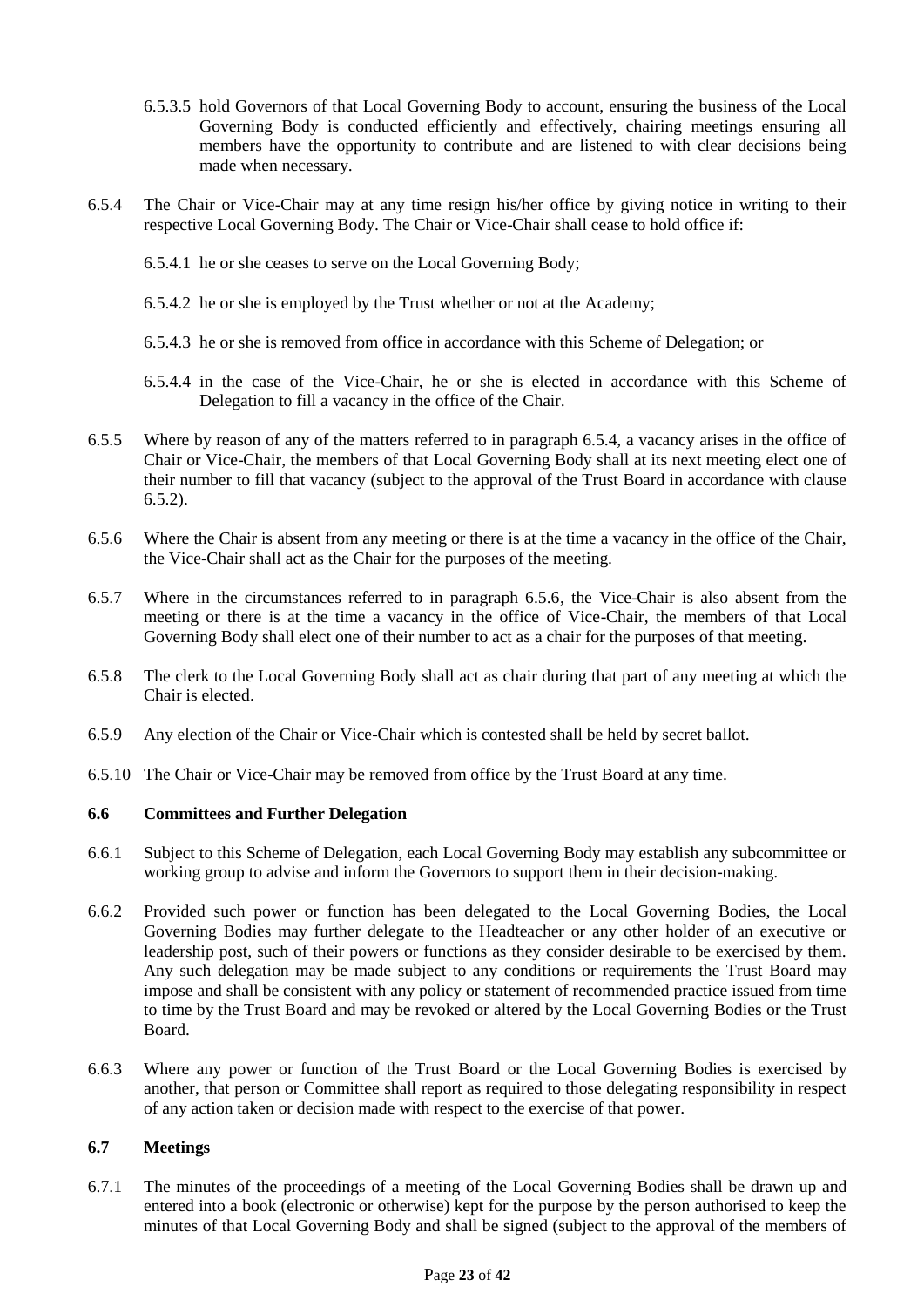6.5.3.5 hold Governors of that Local Governing Body to account, ensuring the business of the Local Governing Body is conducted efficiently and effectively, chairing meetings ensuring all members have the opportunity to contribute and are listened to with clear decisions being made when necessary.

6.5.4 The Chair or Vice-Chair may at any time resign his/her office by giving notice in writing to their respective Local Governing Body. The Chair or Vice-Chair shall cease to hold office if:

6.5.4.1 he or she ceases to serve on the Local Governing Body;

6.5.4.2 he or she is employed by the Trust whether or not at the Academy;

6.5.4.3 he or she is removed from office in accordance with this Scheme of Delegation; or

6.5.4.4 in the case of the Vice-Chair, he or she is elected in accordance with this Scheme of Delegation to fill a vacancy in the office of the Chair.

6.5.5 Where by reason of any of the matters referred to in paragraph 6.5.4, a vacancy arises in the office of Chair or Vice-Chair, the members of that Local Governing Body shall at its next meeting elect one of their number to fill that vacancy (subject to the approval of the Trust Board in accordance with clause 6.5.2).

6.5.6 Where the Chair is absent from any meeting or there is at the time a vacancy in the office of the Chair, the Vice-Chair shall act as the Chair for the purposes of the meeting.

6.5.7 Where in the circumstances referred to in paragraph 6.5.6, the Vice-Chair is also absent from the meeting or there is at the time a vacancy in the office of Vice-Chair, the members of that Local Governing Body shall elect one of their number to act as a chair for the purposes of that meeting.

6.5.8 The clerk to the Local Governing Body shall act as chair during that part of any meeting at which the Chair is elected.

6.5.9 Any election of the Chair or Vice-Chair which is contested shall be held by secret ballot.

6.5.10 The Chair or Vice-Chair may be removed from office by the Trust Board at any time.

**6.6 Committees and Further Delegation**

6.6.1 Subject to this Scheme of Delegation, each Local Governing Body may establish any subcommittee or working group to advise and inform the Governors to support them in their decision-making.

6.6.2 Provided such power or function has been delegated to the Local Governing Bodies, the Local Governing Bodies may further delegate to the Headteacher or any other holder of an executive or leadership post, such of their powers or functions as they consider desirable to be exercised by them. Any such delegation may be made subject to any conditions or requirements the Trust Board may impose and shall be consistent with any policy or statement of recommended practice issued from time to time by the Trust Board and may be revoked or altered by the Local Governing Bodies or the Trust Board.

6.6.3 Where any power or function of the Trust Board or the Local Governing Bodies is exercised by another, that person or Committee shall report as required to those delegating responsibility in respect of any action taken or decision made with respect to the exercise of that power.

**6.7 Meetings**

6.7.1 The minutes of the proceedings of a meeting of the Local Governing Bodies shall be drawn up and entered into a book (electronic or otherwise) kept for the purpose by the person authorised to keep the minutes of that Local Governing Body and shall be signed (subject to the approval of the members of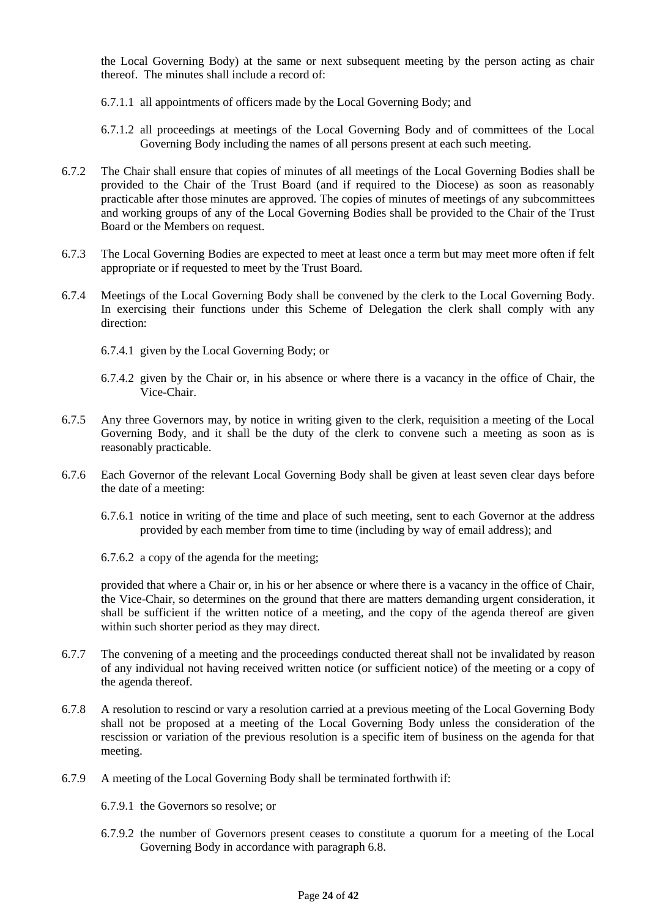the Local Governing Body) at the same or next subsequent meeting by the person acting as chair thereof. The minutes shall include a record of:

6.7.1.1 all appointments of officers made by the Local Governing Body; and

6.7.1.2 all proceedings at meetings of the Local Governing Body and of committees of the Local Governing Body including the names of all persons present at each such meeting.

6.7.2 The Chair shall ensure that copies of minutes of all meetings of the Local Governing Bodies shall be provided to the Chair of the Trust Board (and if required to the Diocese) as soon as reasonably practicable after those minutes are approved. The copies of minutes of meetings of any subcommittees and working groups of any of the Local Governing Bodies shall be provided to the Chair of the Trust Board or the Members on request.

6.7.3 The Local Governing Bodies are expected to meet at least once a term but may meet more often if felt appropriate or if requested to meet by the Trust Board.

6.7.4 Meetings of the Local Governing Body shall be convened by the clerk to the Local Governing Body. In exercising their functions under this Scheme of Delegation the clerk shall comply with any direction:

6.7.4.1 given by the Local Governing Body; or

6.7.4.2 given by the Chair or, in his absence or where there is a vacancy in the office of Chair, the Vice-Chair.

6.7.5 Any three Governors may, by notice in writing given to the clerk, requisition a meeting of the Local Governing Body, and it shall be the duty of the clerk to convene such a meeting as soon as is reasonably practicable.

6.7.6 Each Governor of the relevant Local Governing Body shall be given at least seven clear days before the date of a meeting:

6.7.6.1 notice in writing of the time and place of such meeting, sent to each Governor at the address provided by each member from time to time (including by way of email address); and

6.7.6.2 a copy of the agenda for the meeting;

provided that where a Chair or, in his or her absence or where there is a vacancy in the office of Chair, the Vice-Chair, so determines on the ground that there are matters demanding urgent consideration, it shall be sufficient if the written notice of a meeting, and the copy of the agenda thereof are given within such shorter period as they may direct.

6.7.7 The convening of a meeting and the proceedings conducted thereat shall not be invalidated by reason of any individual not having received written notice (or sufficient notice) of the meeting or a copy of the agenda thereof.

6.7.8 A resolution to rescind or vary a resolution carried at a previous meeting of the Local Governing Body shall not be proposed at a meeting of the Local Governing Body unless the consideration of the rescission or variation of the previous resolution is a specific item of business on the agenda for that meeting.

6.7.9 A meeting of the Local Governing Body shall be terminated forthwith if:

6.7.9.1 the Governors so resolve; or

6.7.9.2 the number of Governors present ceases to constitute a quorum for a meeting of the Local Governing Body in accordance with paragraph 6.8.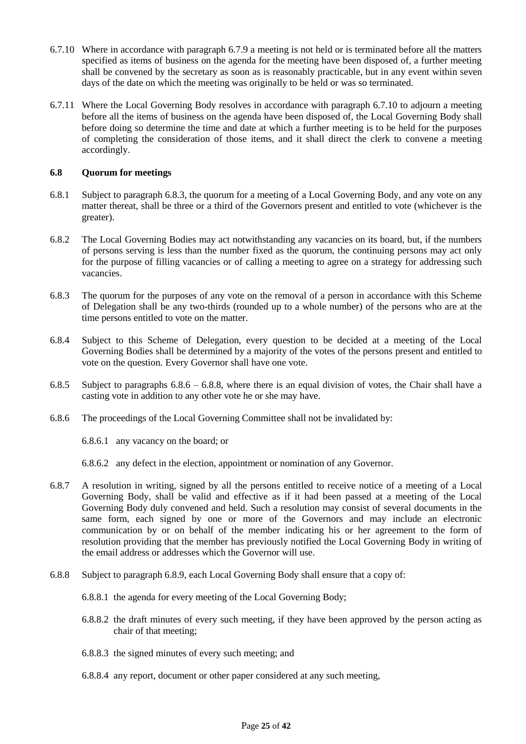6.7.10 Where in accordance with paragraph 6.7.9 a meeting is not held or is terminated before all the matters specified as items of business on the agenda for the meeting have been disposed of, a further meeting shall be convened by the secretary as soon as is reasonably practicable, but in any event within seven days of the date on which the meeting was originally to be held or was so terminated.

6.7.11 Where the Local Governing Body resolves in accordance with paragraph 6.7.10 to adjourn a meeting before all the items of business on the agenda have been disposed of, the Local Governing Body shall before doing so determine the time and date at which a further meeting is to be held for the purposes of completing the consideration of those items, and it shall direct the clerk to convene a meeting accordingly.

### 6.8 Quorum for meetings

6.8.1 Subject to paragraph 6.8.3, the quorum for a meeting of a Local Governing Body, and any vote on any matter thereat, shall be three or a third of the Governors present and entitled to vote (whichever is the greater).

6.8.2 The Local Governing Bodies may act notwithstanding any vacancies on its board, but, if the numbers of persons serving is less than the number fixed as the quorum, the continuing persons may act only for the purpose of filling vacancies or of calling a meeting to agree on a strategy for addressing such vacancies.

6.8.3 The quorum for the purposes of any vote on the removal of a person in accordance with this Scheme of Delegation shall be any two-thirds (rounded up to a whole number) of the persons who are at the time persons entitled to vote on the matter.

6.8.4 Subject to this Scheme of Delegation, every question to be decided at a meeting of the Local Governing Bodies shall be determined by a majority of the votes of the persons present and entitled to vote on the question. Every Governor shall have one vote.

6.8.5 Subject to paragraphs 6.8.6 – 6.8.8, where there is an equal division of votes, the Chair shall have a casting vote in addition to any other vote he or she may have.

6.8.6 The proceedings of the Local Governing Committee shall not be invalidated by:

6.8.6.1 any vacancy on the board; or

6.8.6.2 any defect in the election, appointment or nomination of any Governor.

6.8.7 A resolution in writing, signed by all the persons entitled to receive notice of a meeting of a Local Governing Body, shall be valid and effective as if it had been passed at a meeting of the Local Governing Body duly convened and held. Such a resolution may consist of several documents in the same form, each signed by one or more of the Governors and may include an electronic communication by or on behalf of the member indicating his or her agreement to the form of resolution providing that the member has previously notified the Local Governing Body in writing of the email address or addresses which the Governor will use.

6.8.8 Subject to paragraph 6.8.9, each Local Governing Body shall ensure that a copy of:

6.8.8.1 the agenda for every meeting of the Local Governing Body;

6.8.8.2 the draft minutes of every such meeting, if they have been approved by the person acting as chair of that meeting;

6.8.8.3 the signed minutes of every such meeting; and

6.8.8.4 any report, document or other paper considered at any such meeting,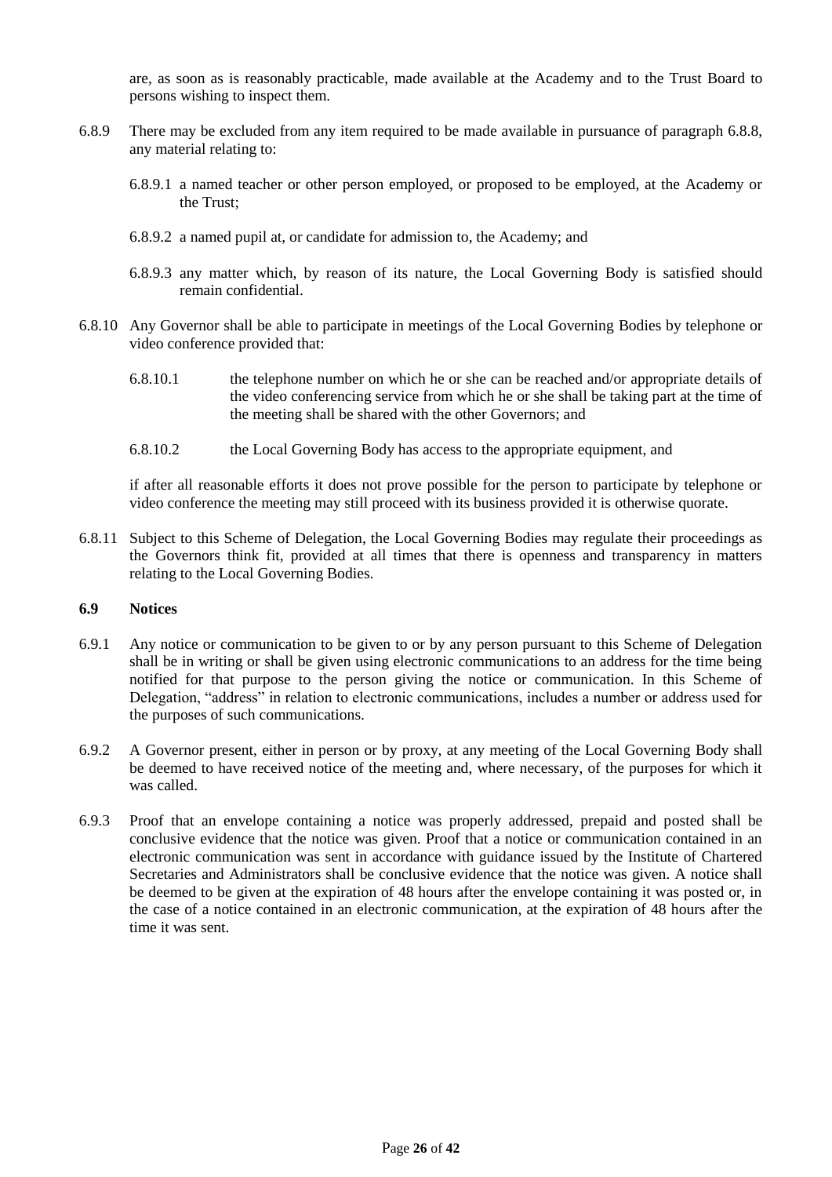are, as soon as is reasonably practicable, made available at the Academy and to the Trust Board to persons wishing to inspect them.

6.8.9 There may be excluded from any item required to be made available in pursuance of paragraph 6.8.8, any material relating to:

6.8.9.1 a named teacher or other person employed, or proposed to be employed, at the Academy or the Trust;

6.8.9.2 a named pupil at, or candidate for admission to, the Academy; and

6.8.9.3 any matter which, by reason of its nature, the Local Governing Body is satisfied should remain confidential.

6.8.10 Any Governor shall be able to participate in meetings of the Local Governing Bodies by telephone or video conference provided that:

6.8.10.1 the telephone number on which he or she can be reached and/or appropriate details of the video conferencing service from which he or she shall be taking part at the time of the meeting shall be shared with the other Governors; and

6.8.10.2 the Local Governing Body has access to the appropriate equipment, and

if after all reasonable efforts it does not prove possible for the person to participate by telephone or video conference the meeting may still proceed with its business provided it is otherwise quorate.

6.8.11 Subject to this Scheme of Delegation, the Local Governing Bodies may regulate their proceedings as the Governors think fit, provided at all times that there is openness and transparency in matters relating to the Local Governing Bodies.

**6.9 Notices**

6.9.1 Any notice or communication to be given to or by any person pursuant to this Scheme of Delegation shall be in writing or shall be given using electronic communications to an address for the time being notified for that purpose to the person giving the notice or communication. In this Scheme of Delegation, "address" in relation to electronic communications, includes a number or address used for the purposes of such communications.

6.9.2 A Governor present, either in person or by proxy, at any meeting of the Local Governing Body shall be deemed to have received notice of the meeting and, where necessary, of the purposes for which it was called.

6.9.3 Proof that an envelope containing a notice was properly addressed, prepaid and posted shall be conclusive evidence that the notice was given. Proof that a notice or communication contained in an electronic communication was sent in accordance with guidance issued by the Institute of Chartered Secretaries and Administrators shall be conclusive evidence that the notice was given. A notice shall be deemed to be given at the expiration of 48 hours after the envelope containing it was posted or, in the case of a notice contained in an electronic communication, at the expiration of 48 hours after the time it was sent.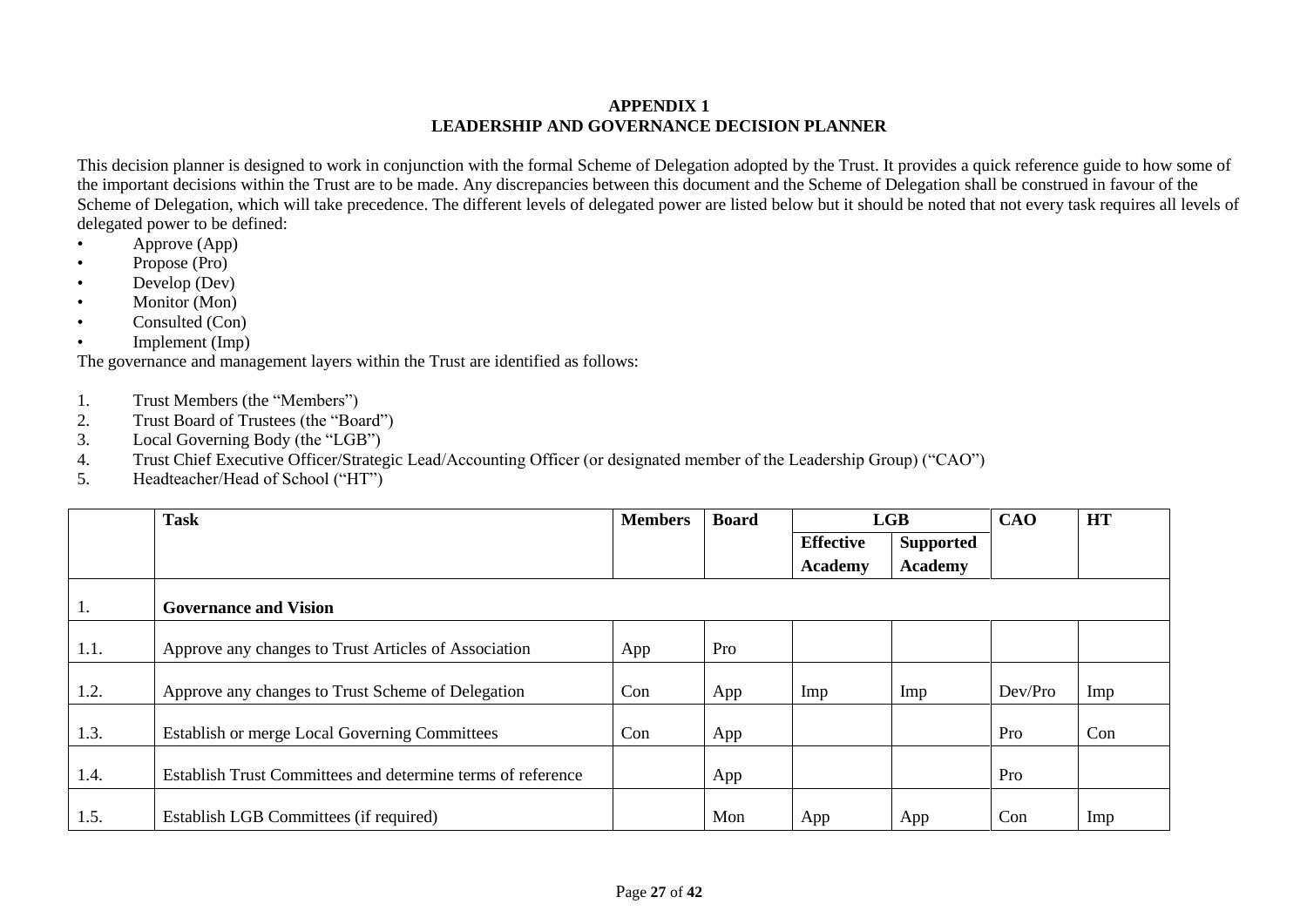**APPENDIX 1**
**LEADERSHIP AND GOVERNANCE DECISION PLANNER**

This decision planner is designed to work in conjunction with the formal Scheme of Delegation adopted by the Trust. It provides a quick reference guide to how some of the important decisions within the Trust are to be made. Any discrepancies between this document and the Scheme of Delegation shall be construed in favour of the Scheme of Delegation, which will take precedence. The different levels of delegated power are listed below but it should be noted that not every task requires all levels of delegated power to be defined:

- Approve (App)
- Propose (Pro)
- Develop (Dev)
- Monitor (Mon)
- Consulted (Con)
- Implement (Imp)

The governance and management layers within the Trust are identified as follows:

1. Trust Members (the "Members")
2. Trust Board of Trustees (the "Board")
3. Local Governing Body (the "LGB")
4. Trust Chief Executive Officer/Strategic Lead/Accounting Officer (or designated member of the Leadership Group) ("CAO")
5. Headteacher/Head of School ("HT")

| | Task | Members | Board | LGB | | CAO | HT |
|---|---|---|---|---|---|---|---|
| | | | | Effective Academy | Supported Academy | | |
| 1. | **Governance and Vision** | | | | | | |
| 1.1. | Approve any changes to Trust Articles of Association | App | Pro | | | | |
| 1.2. | Approve any changes to Trust Scheme of Delegation | Con | App | Imp | Imp | Dev/Pro | Imp |
| 1.3. | Establish or merge Local Governing Committees | Con | App | | | Pro | Con |
| 1.4. | Establish Trust Committees and determine terms of reference | | App | | | Pro | |
| 1.5. | Establish LGB Committees (if required) | | Mon | App | App | Con | Imp |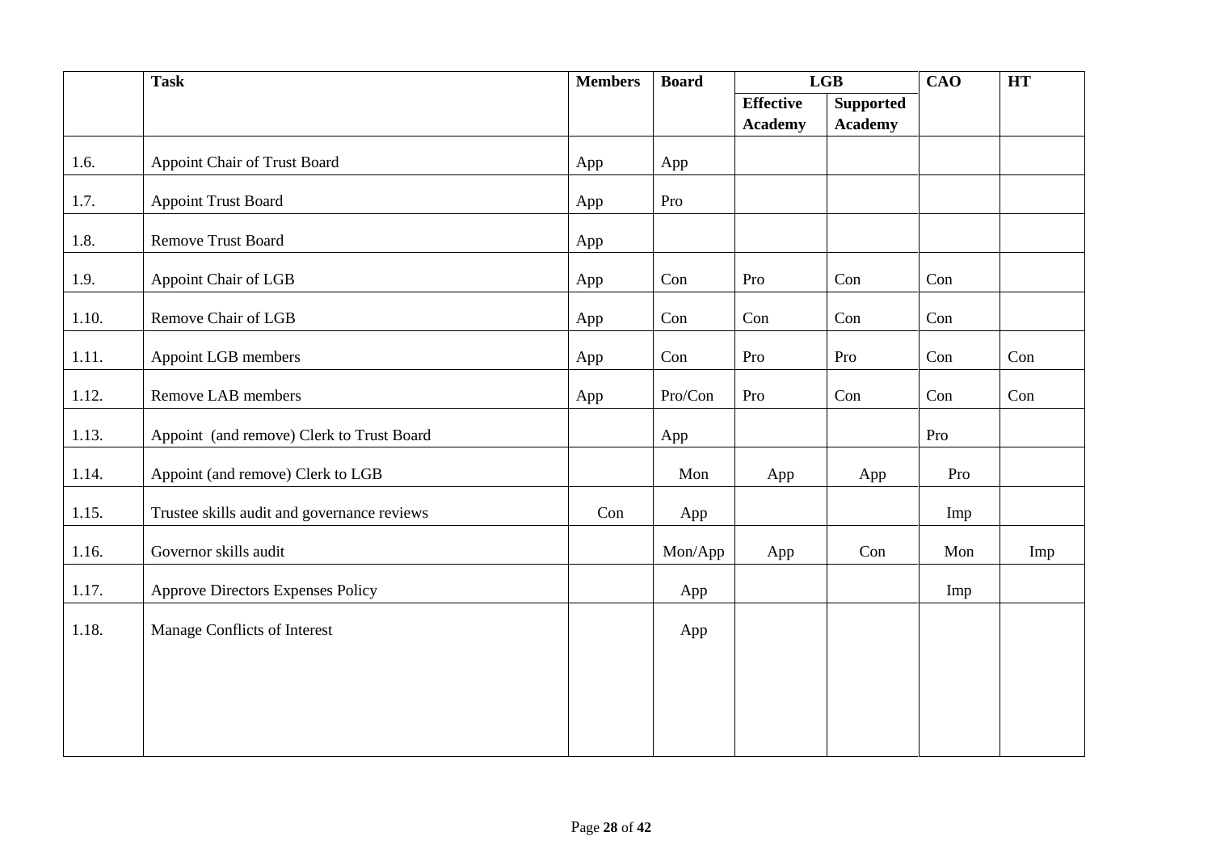| | Task | Members | Board | LGB | | CAO | HT |
|---|---|---|---|---|---|---|---|
| | | | | Effective Academy | Supported Academy | | |
| 1.6. | Appoint Chair of Trust Board | App | App | | | | |
| 1.7. | Appoint Trust Board | App | Pro | | | | |
| 1.8. | Remove Trust Board | App | | | | | |
| 1.9. | Appoint Chair of LGB | App | Con | Pro | Con | Con | |
| 1.10. | Remove Chair of LGB | App | Con | Con | Con | Con | |
| 1.11. | Appoint LGB members | App | Con | Pro | Pro | Con | Con |
| 1.12. | Remove LAB members | App | Pro/Con | Pro | Con | Con | Con |
| 1.13. | Appoint (and remove) Clerk to Trust Board | | App | | | Pro | |
| 1.14. | Appoint (and remove) Clerk to LGB | | Mon | App | App | Pro | |
| 1.15. | Trustee skills audit and governance reviews | Con | App | | | Imp | |
| 1.16. | Governor skills audit | | Mon/App | App | Con | Mon | Imp |
| 1.17. | Approve Directors Expenses Policy | | App | | | Imp | |
| 1.18. | Manage Conflicts of Interest | | App | | | | |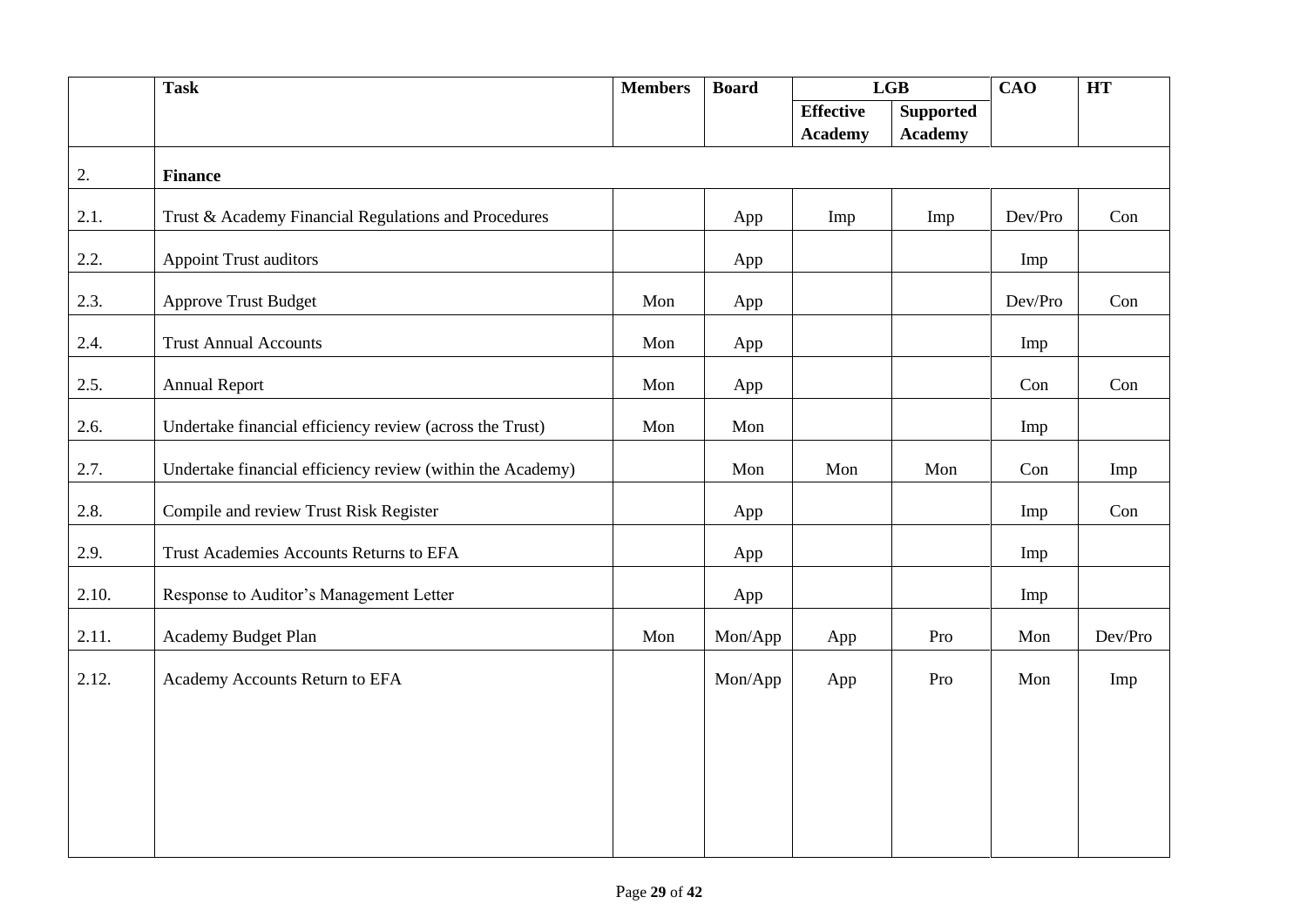|  | Task | Members | Board | LGB |  | CAO | HT |
|---|---|---|---|---|---|---|---|
|  |  |  |  | Effective Academy | Supported Academy |  |  |
| 2. | **Finance** |  |  |  |  |  |  |
| 2.1. | Trust & Academy Financial Regulations and Procedures |  | App | Imp | Imp | Dev/Pro | Con |
| 2.2. | Appoint Trust auditors |  | App |  |  | Imp |  |
| 2.3. | Approve Trust Budget | Mon | App |  |  | Dev/Pro | Con |
| 2.4. | Trust Annual Accounts | Mon | App |  |  | Imp |  |
| 2.5. | Annual Report | Mon | App |  |  | Con | Con |
| 2.6. | Undertake financial efficiency review (across the Trust) | Mon | Mon |  |  | Imp |  |
| 2.7. | Undertake financial efficiency review (within the Academy) |  | Mon | Mon | Mon | Con | Imp |
| 2.8. | Compile and review Trust Risk Register |  | App |  |  | Imp | Con |
| 2.9. | Trust Academies Accounts Returns to EFA |  | App |  |  | Imp |  |
| 2.10. | Response to Auditor's Management Letter |  | App |  |  | Imp |  |
| 2.11. | Academy Budget Plan | Mon | Mon/App | App | Pro | Mon | Dev/Pro |
| 2.12. | Academy Accounts Return to EFA |  | Mon/App | App | Pro | Mon | Imp |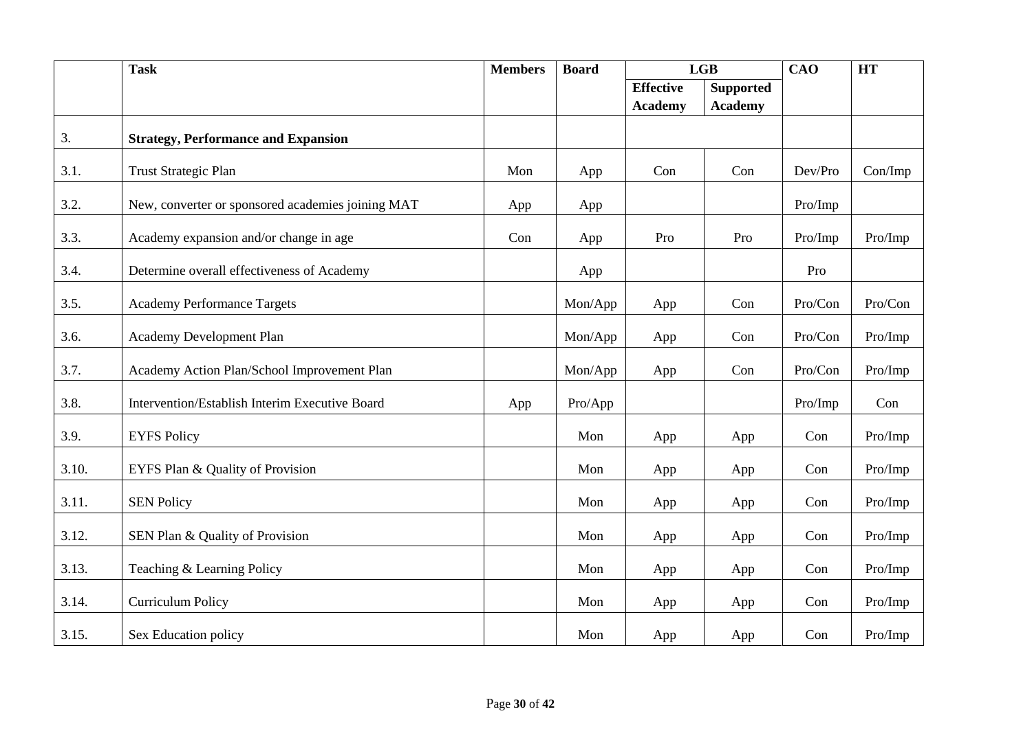| | Task | Members | Board | LGB | | CAO | HT |
|---|---|---|---|---|---|---|---|
| | | | | Effective Academy | Supported Academy | | |
| 3. | **Strategy, Performance and Expansion** | | | | | | |
| 3.1. | Trust Strategic Plan | Mon | App | Con | Con | Dev/Pro | Con/Imp |
| 3.2. | New, converter or sponsored academies joining MAT | App | App | | | Pro/Imp | |
| 3.3. | Academy expansion and/or change in age | Con | App | Pro | Pro | Pro/Imp | Pro/Imp |
| 3.4. | Determine overall effectiveness of Academy | | App | | | Pro | |
| 3.5. | Academy Performance Targets | | Mon/App | App | Con | Pro/Con | Pro/Con |
| 3.6. | Academy Development Plan | | Mon/App | App | Con | Pro/Con | Pro/Imp |
| 3.7. | Academy Action Plan/School Improvement Plan | | Mon/App | App | Con | Pro/Con | Pro/Imp |
| 3.8. | Intervention/Establish Interim Executive Board | App | Pro/App | | | Pro/Imp | Con |
| 3.9. | EYFS Policy | | Mon | App | App | Con | Pro/Imp |
| 3.10. | EYFS Plan & Quality of Provision | | Mon | App | App | Con | Pro/Imp |
| 3.11. | SEN Policy | | Mon | App | App | Con | Pro/Imp |
| 3.12. | SEN Plan & Quality of Provision | | Mon | App | App | Con | Pro/Imp |
| 3.13. | Teaching & Learning Policy | | Mon | App | App | Con | Pro/Imp |
| 3.14. | Curriculum Policy | | Mon | App | App | Con | Pro/Imp |
| 3.15. | Sex Education policy | | Mon | App | App | Con | Pro/Imp |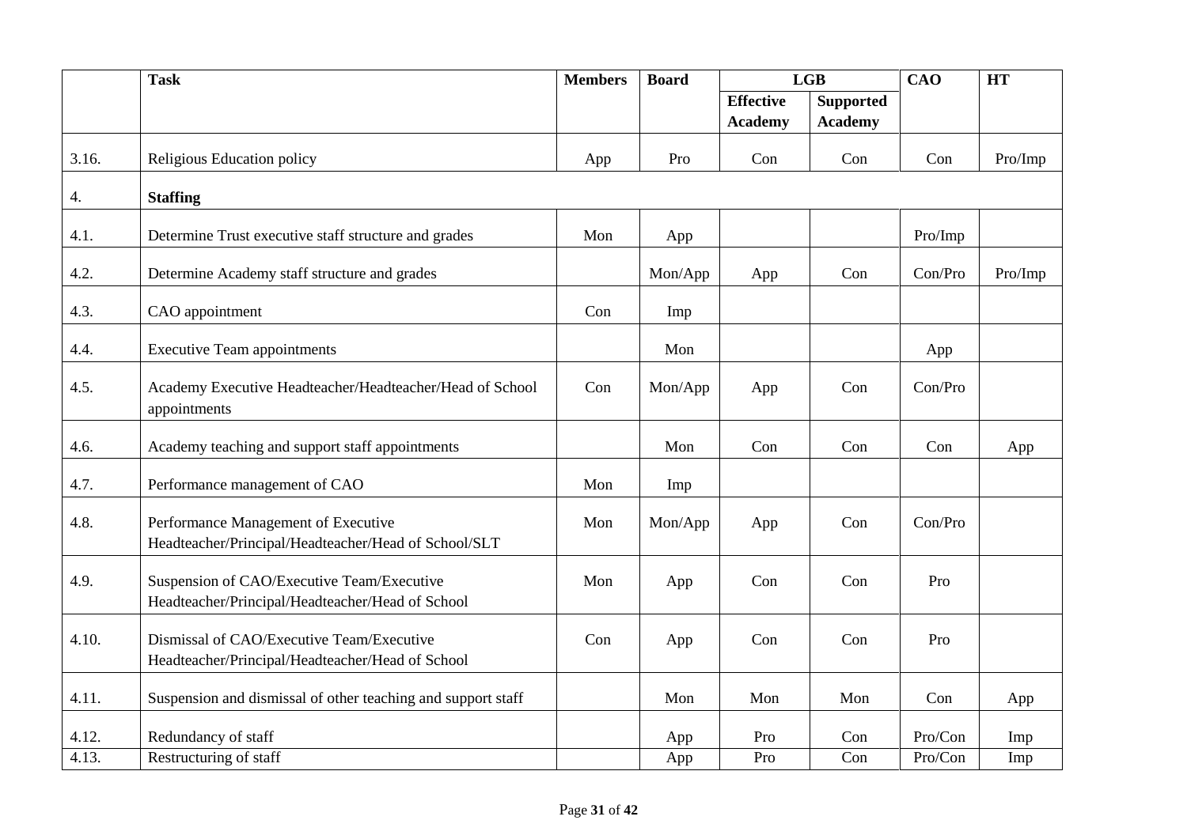| | Task | Members | Board | LGB | | CAO | HT |
|---|---|---|---|---|---|---|---|
| | | | | Effective Academy | Supported Academy | | |
| 3.16. | Religious Education policy | App | Pro | Con | Con | Con | Pro/Imp |
| 4. | **Staffing** | | | | | | |
| 4.1. | Determine Trust executive staff structure and grades | Mon | App | | | Pro/Imp | |
| 4.2. | Determine Academy staff structure and grades | | Mon/App | App | Con | Con/Pro | Pro/Imp |
| 4.3. | CAO appointment | Con | Imp | | | | |
| 4.4. | Executive Team appointments | | Mon | | | App | |
| 4.5. | Academy Executive Headteacher/Headteacher/Head of School appointments | Con | Mon/App | App | Con | Con/Pro | |
| 4.6. | Academy teaching and support staff appointments | | Mon | Con | Con | Con | App |
| 4.7. | Performance management of CAO | Mon | Imp | | | | |
| 4.8. | Performance Management of Executive Headteacher/Principal/Headteacher/Head of School/SLT | Mon | Mon/App | App | Con | Con/Pro | |
| 4.9. | Suspension of CAO/Executive Team/Executive Headteacher/Principal/Headteacher/Head of School | Mon | App | Con | Con | Pro | |
| 4.10. | Dismissal of CAO/Executive Team/Executive Headteacher/Principal/Headteacher/Head of School | Con | App | Con | Con | Pro | |
| 4.11. | Suspension and dismissal of other teaching and support staff | | Mon | Mon | Mon | Con | App |
| 4.12. | Redundancy of staff | | App | Pro | Con | Pro/Con | Imp |
| 4.13. | Restructuring of staff | | App | Pro | Con | Pro/Con | Imp |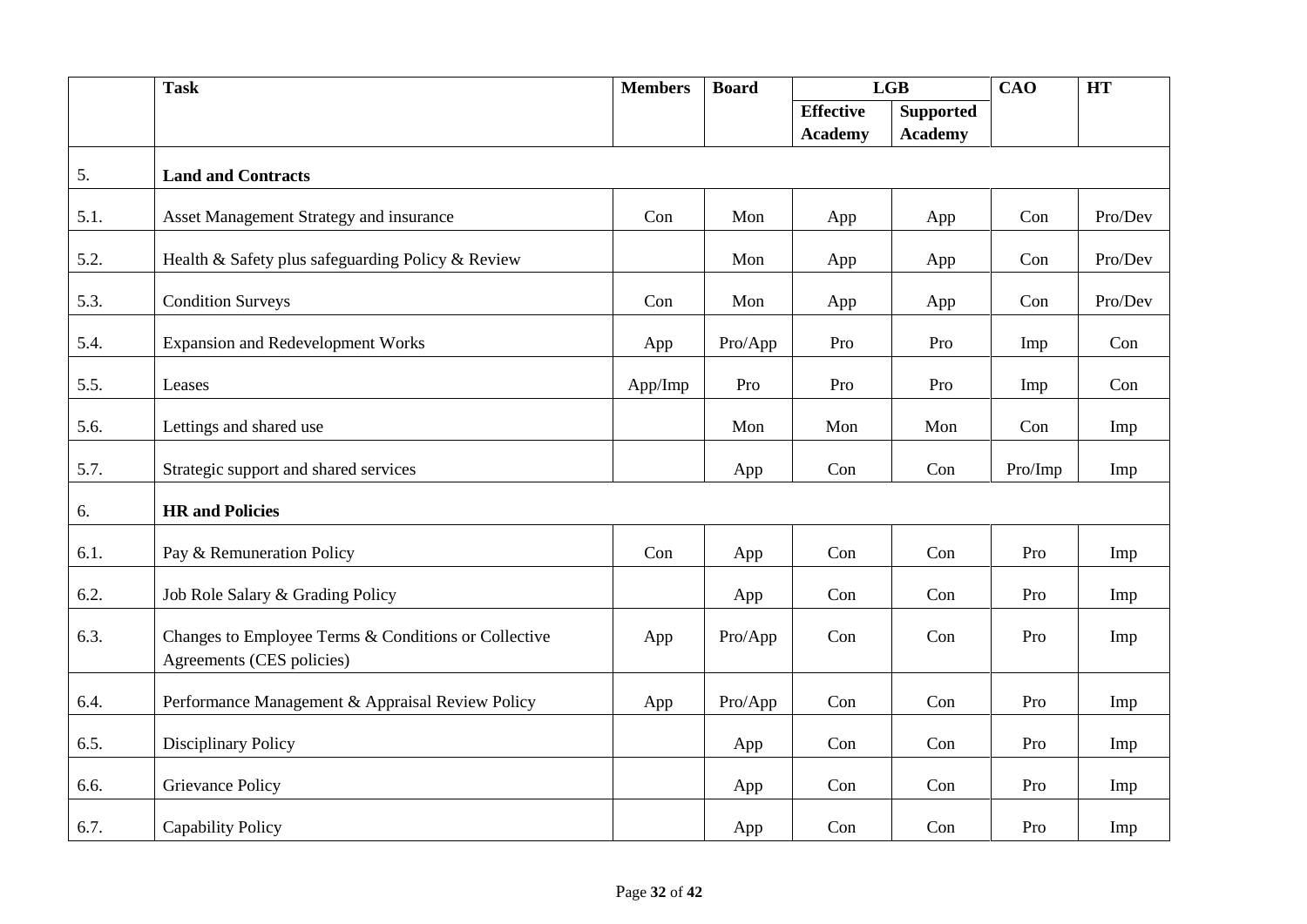| | Task | Members | Board | LGB | | CAO | HT |
|---|---|---|---|---|---|---|---|
| | | | | Effective Academy | Supported Academy | | |
| 5. | **Land and Contracts** | | | | | | |
| 5.1. | Asset Management Strategy and insurance | Con | Mon | App | App | Con | Pro/Dev |
| 5.2. | Health & Safety plus safeguarding Policy & Review | | Mon | App | App | Con | Pro/Dev |
| 5.3. | Condition Surveys | Con | Mon | App | App | Con | Pro/Dev |
| 5.4. | Expansion and Redevelopment Works | App | Pro/App | Pro | Pro | Imp | Con |
| 5.5. | Leases | App/Imp | Pro | Pro | Pro | Imp | Con |
| 5.6. | Lettings and shared use | | Mon | Mon | Mon | Con | Imp |
| 5.7. | Strategic support and shared services | | App | Con | Con | Pro/Imp | Imp |
| 6. | **HR and Policies** | | | | | | |
| 6.1. | Pay & Remuneration Policy | Con | App | Con | Con | Pro | Imp |
| 6.2. | Job Role Salary & Grading Policy | | App | Con | Con | Pro | Imp |
| 6.3. | Changes to Employee Terms & Conditions or Collective Agreements (CES policies) | App | Pro/App | Con | Con | Pro | Imp |
| 6.4. | Performance Management & Appraisal Review Policy | App | Pro/App | Con | Con | Pro | Imp |
| 6.5. | Disciplinary Policy | | App | Con | Con | Pro | Imp |
| 6.6. | Grievance Policy | | App | Con | Con | Pro | Imp |
| 6.7. | Capability Policy | | App | Con | Con | Pro | Imp |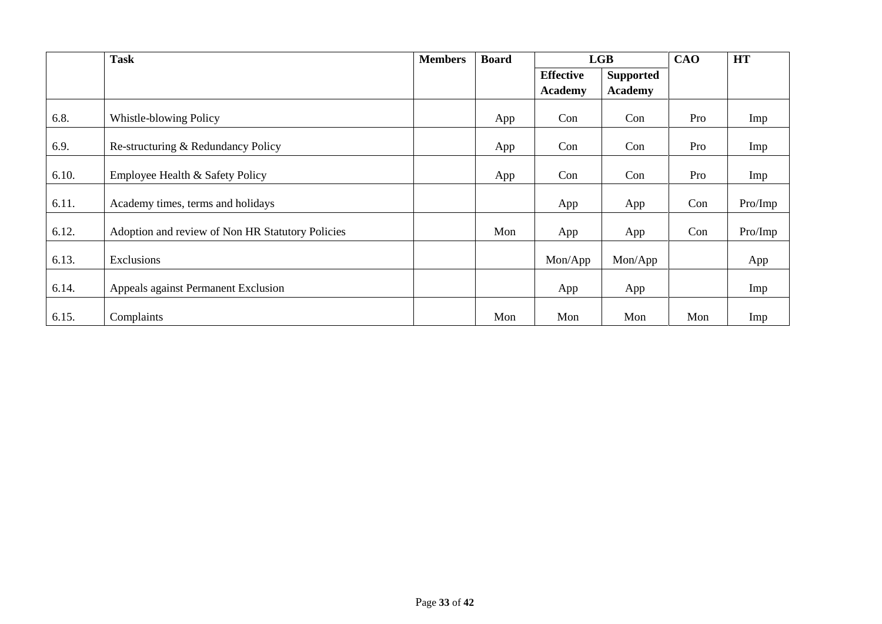| | Task | Members | Board | LGB | | CAO | HT |
|---|---|---|---|---|---|---|---|
| | | | | Effective Academy | Supported Academy | | |
| 6.8. | Whistle-blowing Policy | | App | Con | Con | Pro | Imp |
| 6.9. | Re-structuring & Redundancy Policy | | App | Con | Con | Pro | Imp |
| 6.10. | Employee Health & Safety Policy | | App | Con | Con | Pro | Imp |
| 6.11. | Academy times, terms and holidays | | | App | App | Con | Pro/Imp |
| 6.12. | Adoption and review of Non HR Statutory Policies | | Mon | App | App | Con | Pro/Imp |
| 6.13. | Exclusions | | | Mon/App | Mon/App | | App |
| 6.14. | Appeals against Permanent Exclusion | | | App | App | | Imp |
| 6.15. | Complaints | | Mon | Mon | Mon | Mon | Imp |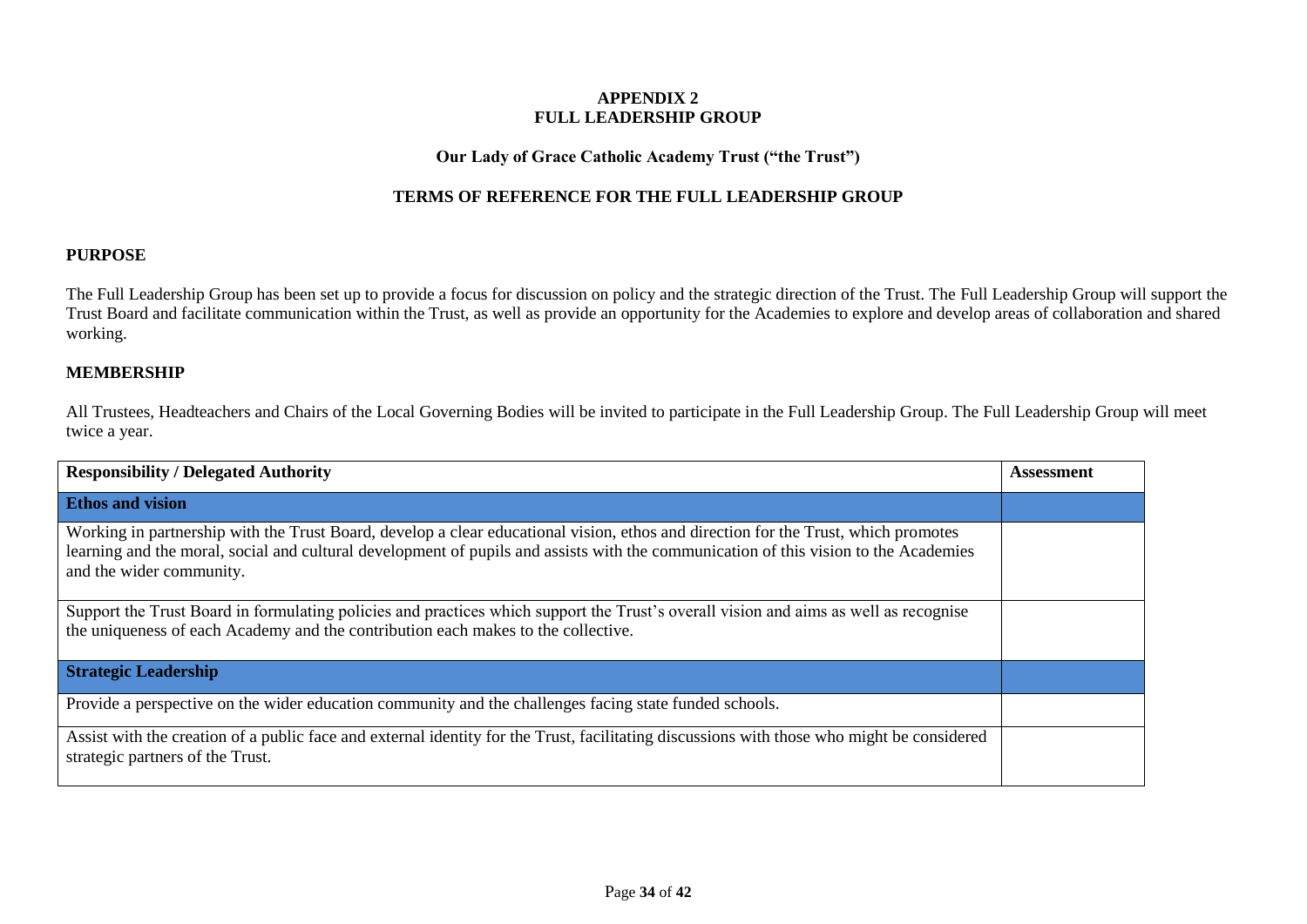**APPENDIX 2**
**FULL LEADERSHIP GROUP**

**Our Lady of Grace Catholic Academy Trust ("the Trust")**

**TERMS OF REFERENCE FOR THE FULL LEADERSHIP GROUP**

## PURPOSE

The Full Leadership Group has been set up to provide a focus for discussion on policy and the strategic direction of the Trust. The Full Leadership Group will support the Trust Board and facilitate communication within the Trust, as well as provide an opportunity for the Academies to explore and develop areas of collaboration and shared working.

## MEMBERSHIP

All Trustees, Headteachers and Chairs of the Local Governing Bodies will be invited to participate in the Full Leadership Group. The Full Leadership Group will meet twice a year.

| Responsibility / Delegated Authority | Assessment |
|---|---|
| **Ethos and vision** | |
| Working in partnership with the Trust Board, develop a clear educational vision, ethos and direction for the Trust, which promotes learning and the moral, social and cultural development of pupils and assists with the communication of this vision to the Academies and the wider community. | |
| Support the Trust Board in formulating policies and practices which support the Trust's overall vision and aims as well as recognise the uniqueness of each Academy and the contribution each makes to the collective. | |
| **Strategic Leadership** | |
| Provide a perspective on the wider education community and the challenges facing state funded schools. | |
| Assist with the creation of a public face and external identity for the Trust, facilitating discussions with those who might be considered strategic partners of the Trust. | |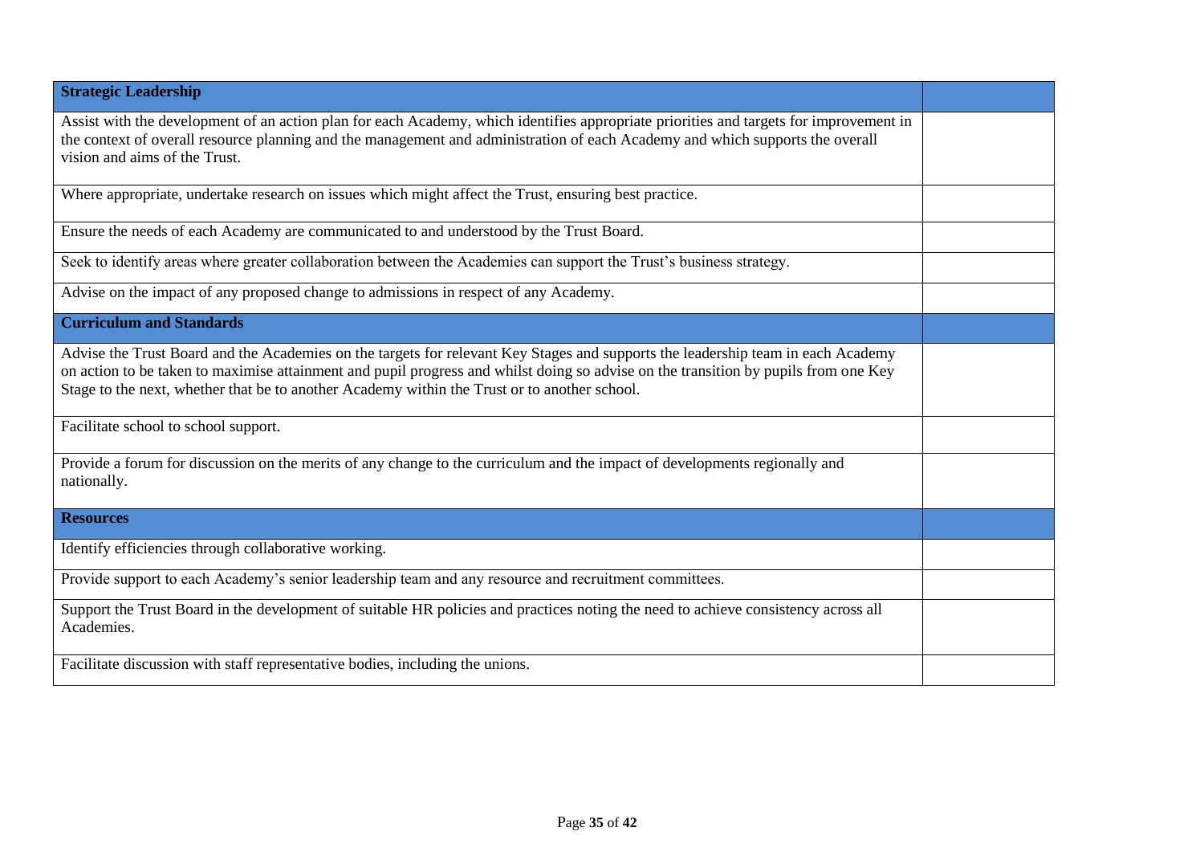| **Strategic Leadership** | |
|---|---|
| Assist with the development of an action plan for each Academy, which identifies appropriate priorities and targets for improvement in the context of overall resource planning and the management and administration of each Academy and which supports the overall vision and aims of the Trust. | |
| Where appropriate, undertake research on issues which might affect the Trust, ensuring best practice. | |
| Ensure the needs of each Academy are communicated to and understood by the Trust Board. | |
| Seek to identify areas where greater collaboration between the Academies can support the Trust's business strategy. | |
| Advise on the impact of any proposed change to admissions in respect of any Academy. | |
| **Curriculum and Standards** | |
| Advise the Trust Board and the Academies on the targets for relevant Key Stages and supports the leadership team in each Academy on action to be taken to maximise attainment and pupil progress and whilst doing so advise on the transition by pupils from one Key Stage to the next, whether that be to another Academy within the Trust or to another school. | |
| Facilitate school to school support. | |
| Provide a forum for discussion on the merits of any change to the curriculum and the impact of developments regionally and nationally. | |
| **Resources** | |
| Identify efficiencies through collaborative working. | |
| Provide support to each Academy's senior leadership team and any resource and recruitment committees. | |
| Support the Trust Board in the development of suitable HR policies and practices noting the need to achieve consistency across all Academies. | |
| Facilitate discussion with staff representative bodies, including the unions. | |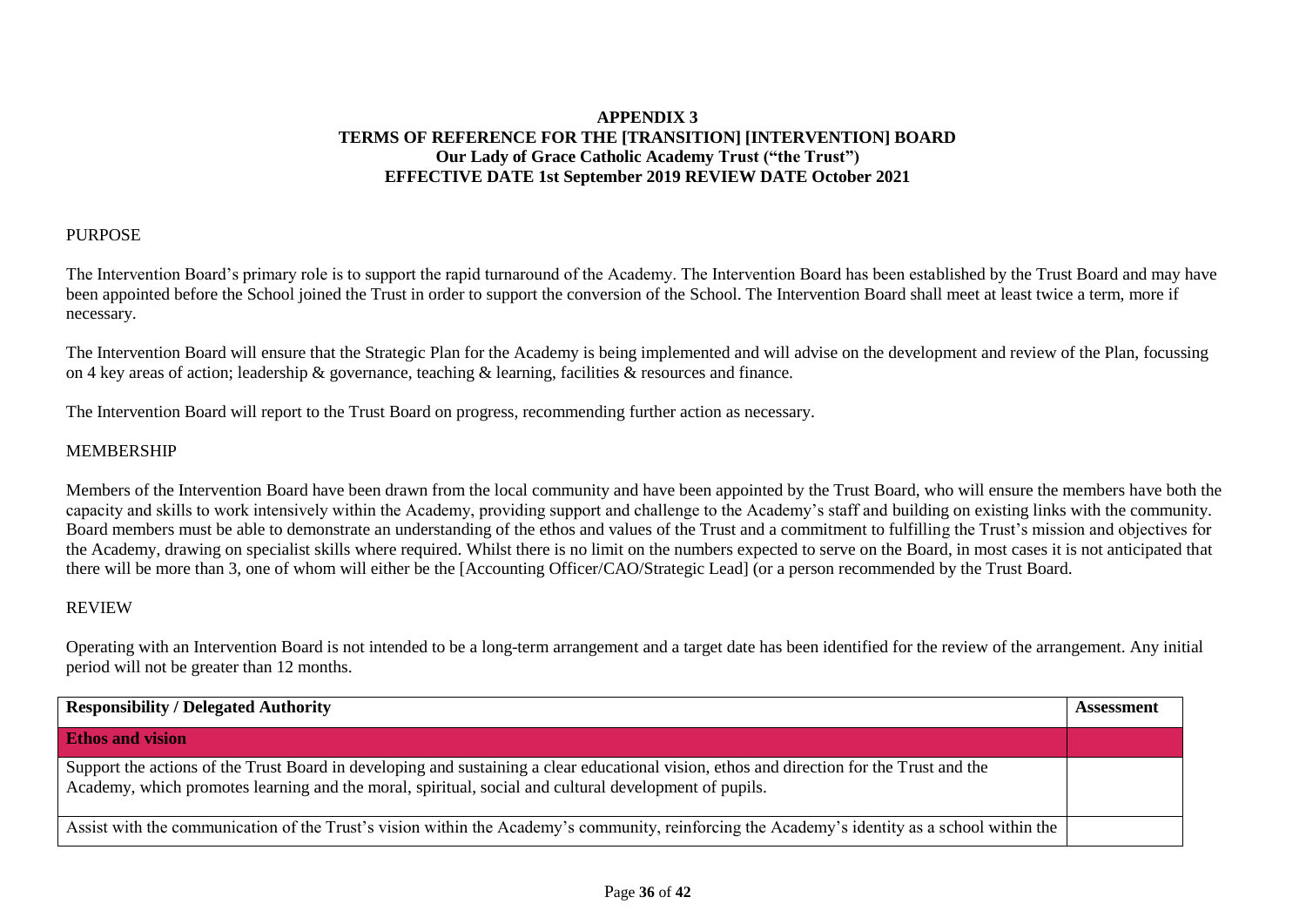# APPENDIX 3
## TERMS OF REFERENCE FOR THE [TRANSITION] [INTERVENTION] BOARD
## Our Lady of Grace Catholic Academy Trust ("the Trust")
## EFFECTIVE DATE 1st September 2019 REVIEW DATE October 2021

PURPOSE

The Intervention Board's primary role is to support the rapid turnaround of the Academy. The Intervention Board has been established by the Trust Board and may have been appointed before the School joined the Trust in order to support the conversion of the School. The Intervention Board shall meet at least twice a term, more if necessary.

The Intervention Board will ensure that the Strategic Plan for the Academy is being implemented and will advise on the development and review of the Plan, focussing on 4 key areas of action; leadership & governance, teaching & learning, facilities & resources and finance.

The Intervention Board will report to the Trust Board on progress, recommending further action as necessary.

MEMBERSHIP

Members of the Intervention Board have been drawn from the local community and have been appointed by the Trust Board, who will ensure the members have both the capacity and skills to work intensively within the Academy, providing support and challenge to the Academy's staff and building on existing links with the community. Board members must be able to demonstrate an understanding of the ethos and values of the Trust and a commitment to fulfilling the Trust's mission and objectives for the Academy, drawing on specialist skills where required. Whilst there is no limit on the numbers expected to serve on the Board, in most cases it is not anticipated that there will be more than 3, one of whom will either be the [Accounting Officer/CAO/Strategic Lead] (or a person recommended by the Trust Board.

REVIEW

Operating with an Intervention Board is not intended to be a long-term arrangement and a target date has been identified for the review of the arrangement. Any initial period will not be greater than 12 months.

| Responsibility / Delegated Authority | Assessment |
| --- | --- |
| **Ethos and vision** | |
| Support the actions of the Trust Board in developing and sustaining a clear educational vision, ethos and direction for the Trust and the Academy, which promotes learning and the moral, spiritual, social and cultural development of pupils. | |
| Assist with the communication of the Trust's vision within the Academy's community, reinforcing the Academy's identity as a school within the | |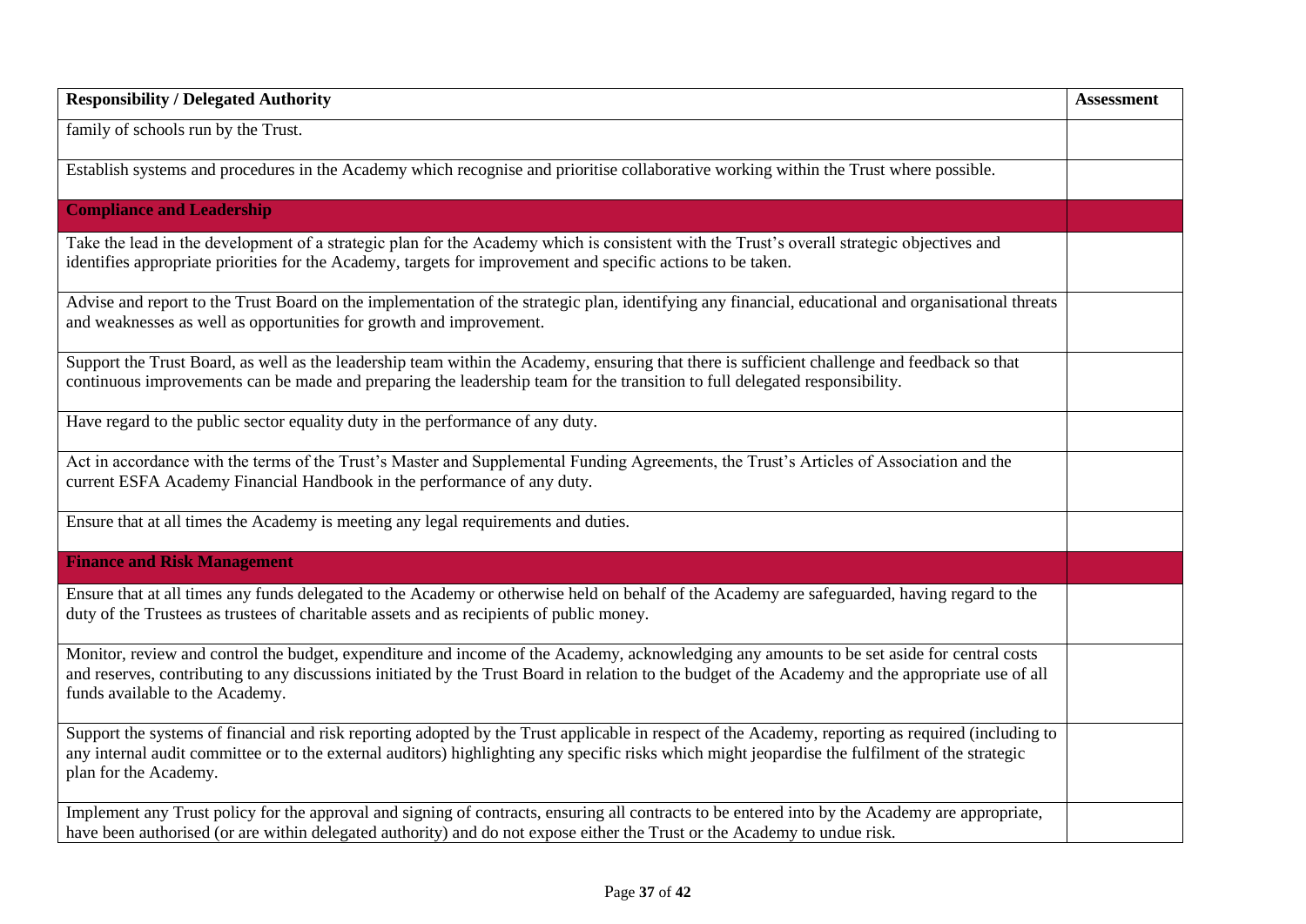| Responsibility / Delegated Authority | Assessment |
| --- | --- |
| family of schools run by the Trust. | |
| Establish systems and procedures in the Academy which recognise and prioritise collaborative working within the Trust where possible. | |
| **Compliance and Leadership** | |
| Take the lead in the development of a strategic plan for the Academy which is consistent with the Trust's overall strategic objectives and identifies appropriate priorities for the Academy, targets for improvement and specific actions to be taken. | |
| Advise and report to the Trust Board on the implementation of the strategic plan, identifying any financial, educational and organisational threats and weaknesses as well as opportunities for growth and improvement. | |
| Support the Trust Board, as well as the leadership team within the Academy, ensuring that there is sufficient challenge and feedback so that continuous improvements can be made and preparing the leadership team for the transition to full delegated responsibility. | |
| Have regard to the public sector equality duty in the performance of any duty. | |
| Act in accordance with the terms of the Trust's Master and Supplemental Funding Agreements, the Trust's Articles of Association and the current ESFA Academy Financial Handbook in the performance of any duty. | |
| Ensure that at all times the Academy is meeting any legal requirements and duties. | |
| **Finance and Risk Management** | |
| Ensure that at all times any funds delegated to the Academy or otherwise held on behalf of the Academy are safeguarded, having regard to the duty of the Trustees as trustees of charitable assets and as recipients of public money. | |
| Monitor, review and control the budget, expenditure and income of the Academy, acknowledging any amounts to be set aside for central costs and reserves, contributing to any discussions initiated by the Trust Board in relation to the budget of the Academy and the appropriate use of all funds available to the Academy. | |
| Support the systems of financial and risk reporting adopted by the Trust applicable in respect of the Academy, reporting as required (including to any internal audit committee or to the external auditors) highlighting any specific risks which might jeopardise the fulfilment of the strategic plan for the Academy. | |
| Implement any Trust policy for the approval and signing of contracts, ensuring all contracts to be entered into by the Academy are appropriate, have been authorised (or are within delegated authority) and do not expose either the Trust or the Academy to undue risk. | |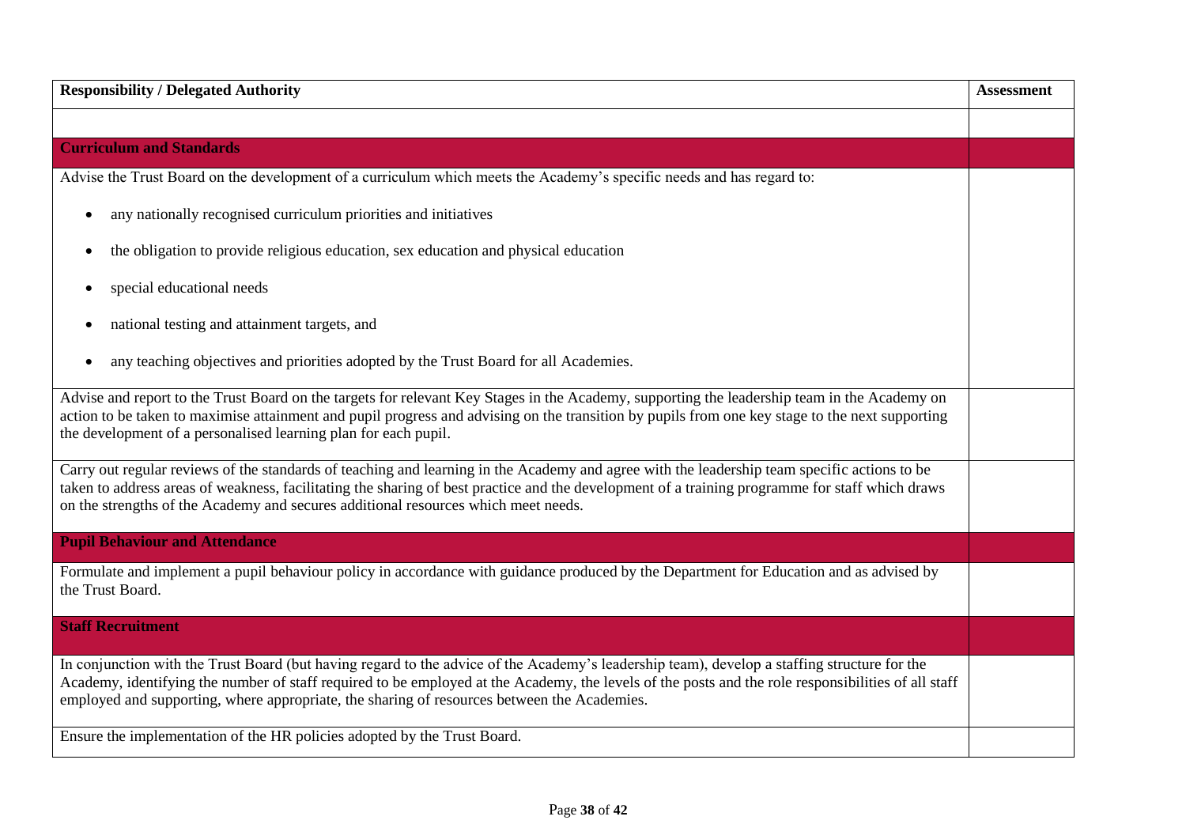| Responsibility / Delegated Authority | Assessment |
|---|---|
| | |
| **Curriculum and Standards** | |
| Advise the Trust Board on the development of a curriculum which meets the Academy's specific needs and has regard to:<br>• any nationally recognised curriculum priorities and initiatives<br>• the obligation to provide religious education, sex education and physical education<br>• special educational needs<br>• national testing and attainment targets, and<br>• any teaching objectives and priorities adopted by the Trust Board for all Academies. | |
| Advise and report to the Trust Board on the targets for relevant Key Stages in the Academy, supporting the leadership team in the Academy on action to be taken to maximise attainment and pupil progress and advising on the transition by pupils from one key stage to the next supporting the development of a personalised learning plan for each pupil. | |
| Carry out regular reviews of the standards of teaching and learning in the Academy and agree with the leadership team specific actions to be taken to address areas of weakness, facilitating the sharing of best practice and the development of a training programme for staff which draws on the strengths of the Academy and secures additional resources which meet needs. | |
| **Pupil Behaviour and Attendance** | |
| Formulate and implement a pupil behaviour policy in accordance with guidance produced by the Department for Education and as advised by the Trust Board. | |
| **Staff Recruitment** | |
| In conjunction with the Trust Board (but having regard to the advice of the Academy's leadership team), develop a staffing structure for the Academy, identifying the number of staff required to be employed at the Academy, the levels of the posts and the role responsibilities of all staff employed and supporting, where appropriate, the sharing of resources between the Academies. | |
| Ensure the implementation of the HR policies adopted by the Trust Board. | |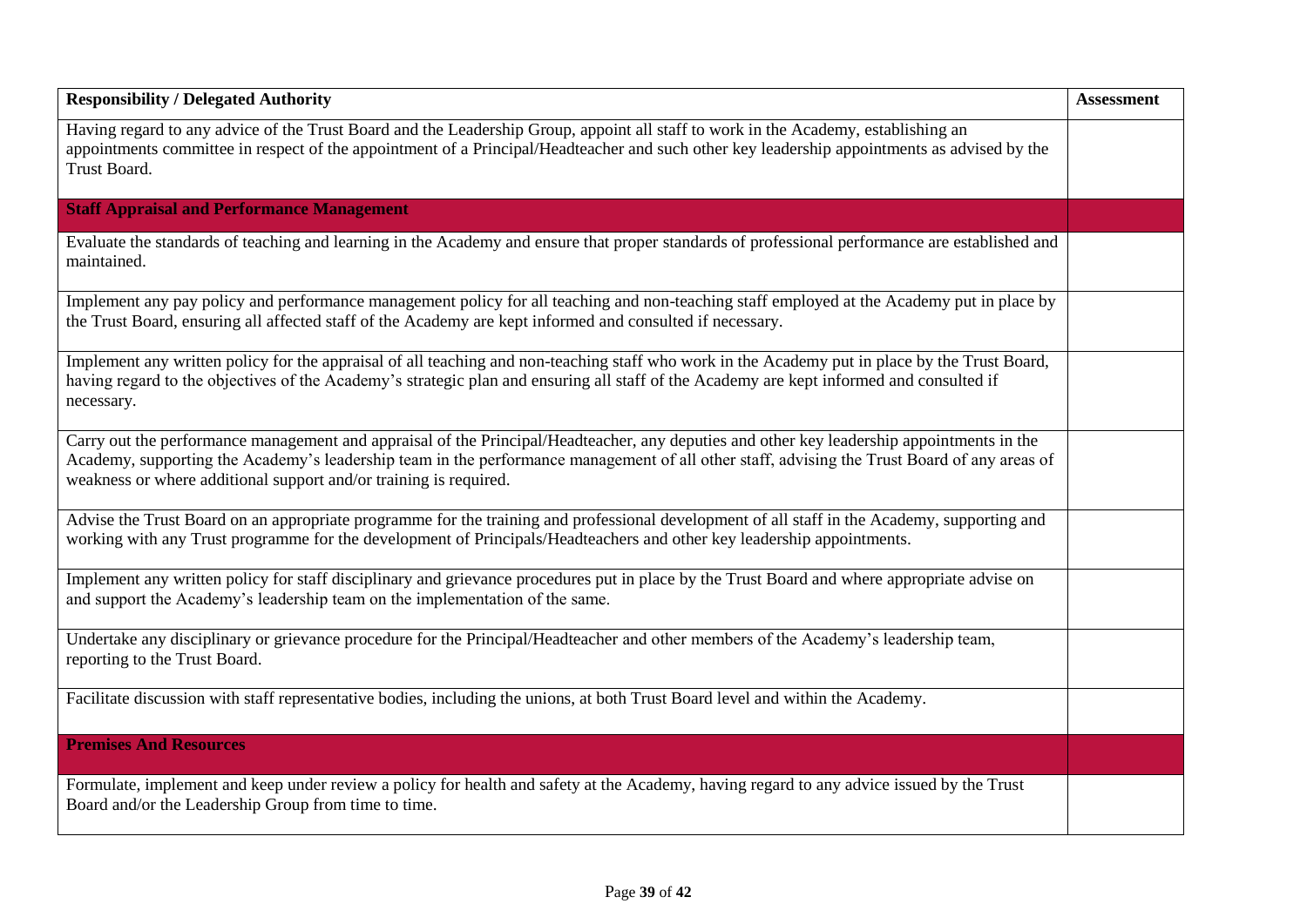| Responsibility / Delegated Authority | Assessment |
| --- | --- |
| Having regard to any advice of the Trust Board and the Leadership Group, appoint all staff to work in the Academy, establishing an appointments committee in respect of the appointment of a Principal/Headteacher and such other key leadership appointments as advised by the Trust Board. | |
| **Staff Appraisal and Performance Management** | |
| Evaluate the standards of teaching and learning in the Academy and ensure that proper standards of professional performance are established and maintained. | |
| Implement any pay policy and performance management policy for all teaching and non-teaching staff employed at the Academy put in place by the Trust Board, ensuring all affected staff of the Academy are kept informed and consulted if necessary. | |
| Implement any written policy for the appraisal of all teaching and non-teaching staff who work in the Academy put in place by the Trust Board, having regard to the objectives of the Academy's strategic plan and ensuring all staff of the Academy are kept informed and consulted if necessary. | |
| Carry out the performance management and appraisal of the Principal/Headteacher, any deputies and other key leadership appointments in the Academy, supporting the Academy's leadership team in the performance management of all other staff, advising the Trust Board of any areas of weakness or where additional support and/or training is required. | |
| Advise the Trust Board on an appropriate programme for the training and professional development of all staff in the Academy, supporting and working with any Trust programme for the development of Principals/Headteachers and other key leadership appointments. | |
| Implement any written policy for staff disciplinary and grievance procedures put in place by the Trust Board and where appropriate advise on and support the Academy's leadership team on the implementation of the same. | |
| Undertake any disciplinary or grievance procedure for the Principal/Headteacher and other members of the Academy's leadership team, reporting to the Trust Board. | |
| Facilitate discussion with staff representative bodies, including the unions, at both Trust Board level and within the Academy. | |
| **Premises And Resources** | |
| Formulate, implement and keep under review a policy for health and safety at the Academy, having regard to any advice issued by the Trust Board and/or the Leadership Group from time to time. | |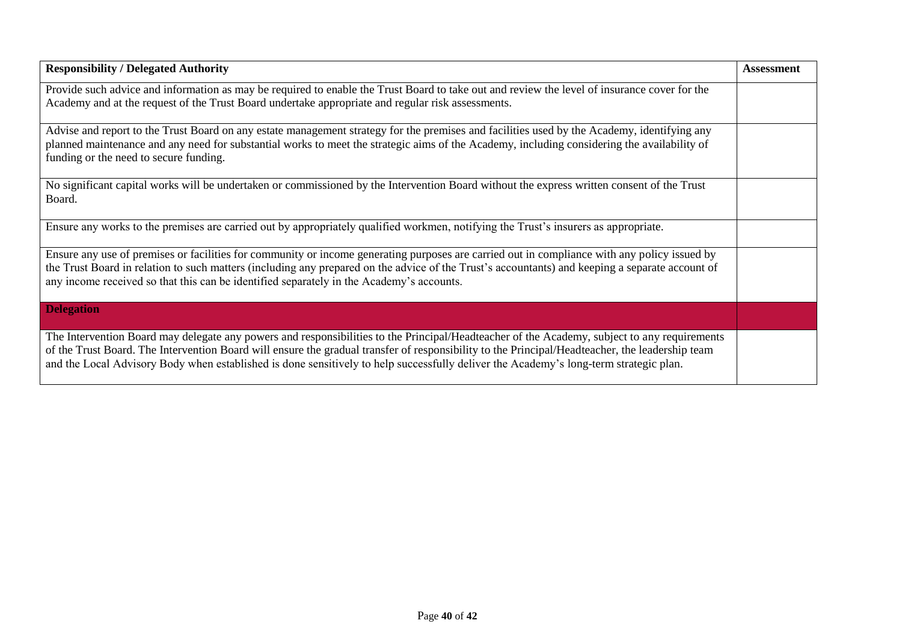| **Responsibility / Delegated Authority** | **Assessment** |
|---|---|
| Provide such advice and information as may be required to enable the Trust Board to take out and review the level of insurance cover for the Academy and at the request of the Trust Board undertake appropriate and regular risk assessments. | |
| Advise and report to the Trust Board on any estate management strategy for the premises and facilities used by the Academy, identifying any planned maintenance and any need for substantial works to meet the strategic aims of the Academy, including considering the availability of funding or the need to secure funding. | |
| No significant capital works will be undertaken or commissioned by the Intervention Board without the express written consent of the Trust Board. | |
| Ensure any works to the premises are carried out by appropriately qualified workmen, notifying the Trust's insurers as appropriate. | |
| Ensure any use of premises or facilities for community or income generating purposes are carried out in compliance with any policy issued by the Trust Board in relation to such matters (including any prepared on the advice of the Trust's accountants) and keeping a separate account of any income received so that this can be identified separately in the Academy's accounts. | |
| **Delegation** | |
| The Intervention Board may delegate any powers and responsibilities to the Principal/Headteacher of the Academy, subject to any requirements of the Trust Board. The Intervention Board will ensure the gradual transfer of responsibility to the Principal/Headteacher, the leadership team and the Local Advisory Body when established is done sensitively to help successfully deliver the Academy's long-term strategic plan. | |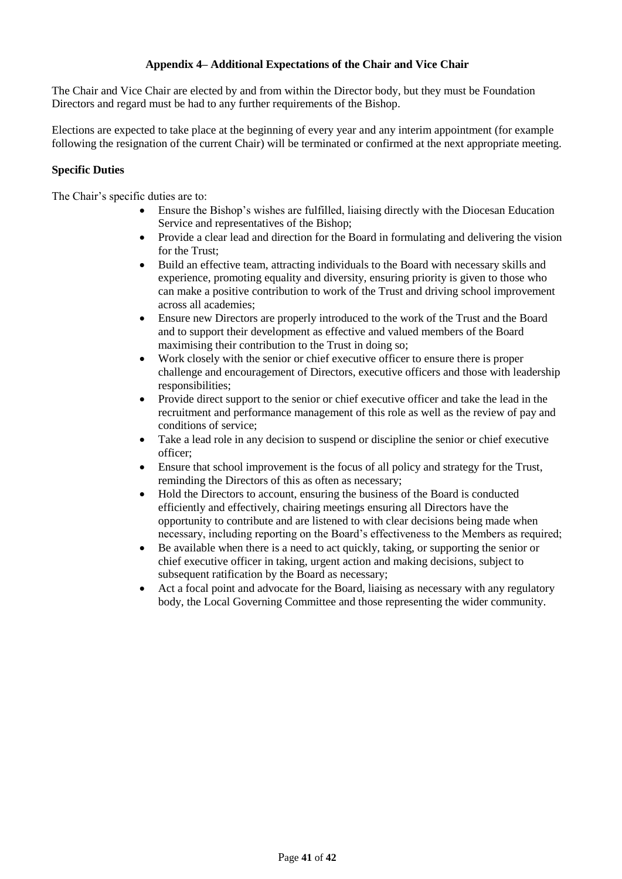## Appendix 4– Additional Expectations of the Chair and Vice Chair

The Chair and Vice Chair are elected by and from within the Director body, but they must be Foundation Directors and regard must be had to any further requirements of the Bishop.

Elections are expected to take place at the beginning of every year and any interim appointment (for example following the resignation of the current Chair) will be terminated or confirmed at the next appropriate meeting.

### Specific Duties

The Chair's specific duties are to:

- Ensure the Bishop's wishes are fulfilled, liaising directly with the Diocesan Education Service and representatives of the Bishop;
- Provide a clear lead and direction for the Board in formulating and delivering the vision for the Trust;
- Build an effective team, attracting individuals to the Board with necessary skills and experience, promoting equality and diversity, ensuring priority is given to those who can make a positive contribution to work of the Trust and driving school improvement across all academies;
- Ensure new Directors are properly introduced to the work of the Trust and the Board and to support their development as effective and valued members of the Board maximising their contribution to the Trust in doing so;
- Work closely with the senior or chief executive officer to ensure there is proper challenge and encouragement of Directors, executive officers and those with leadership responsibilities;
- Provide direct support to the senior or chief executive officer and take the lead in the recruitment and performance management of this role as well as the review of pay and conditions of service;
- Take a lead role in any decision to suspend or discipline the senior or chief executive officer;
- Ensure that school improvement is the focus of all policy and strategy for the Trust, reminding the Directors of this as often as necessary;
- Hold the Directors to account, ensuring the business of the Board is conducted efficiently and effectively, chairing meetings ensuring all Directors have the opportunity to contribute and are listened to with clear decisions being made when necessary, including reporting on the Board's effectiveness to the Members as required;
- Be available when there is a need to act quickly, taking, or supporting the senior or chief executive officer in taking, urgent action and making decisions, subject to subsequent ratification by the Board as necessary;
- Act a focal point and advocate for the Board, liaising as necessary with any regulatory body, the Local Governing Committee and those representing the wider community.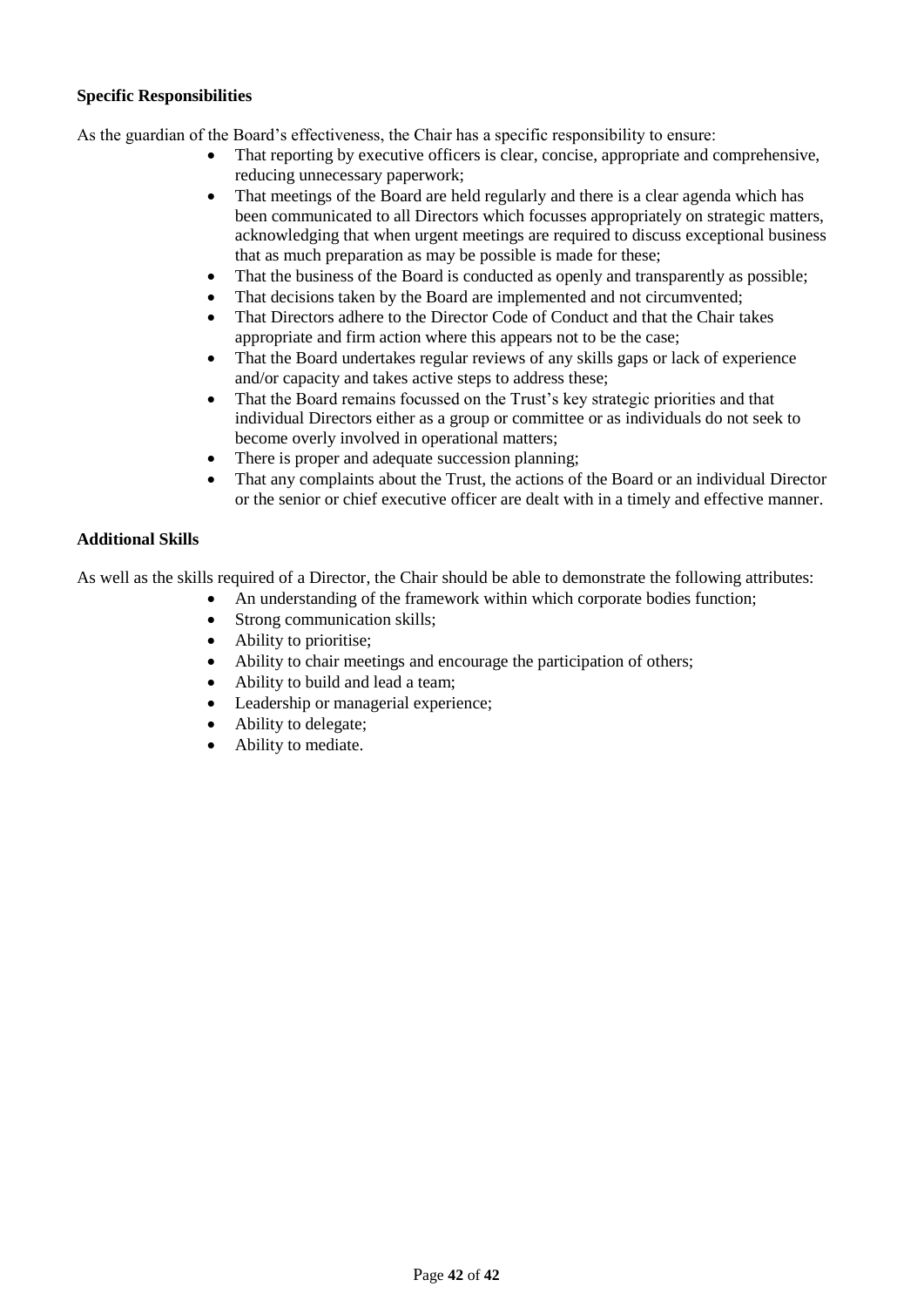**Specific Responsibilities**

As the guardian of the Board's effectiveness, the Chair has a specific responsibility to ensure:

- That reporting by executive officers is clear, concise, appropriate and comprehensive, reducing unnecessary paperwork;
- That meetings of the Board are held regularly and there is a clear agenda which has been communicated to all Directors which focusses appropriately on strategic matters, acknowledging that when urgent meetings are required to discuss exceptional business that as much preparation as may be possible is made for these;
- That the business of the Board is conducted as openly and transparently as possible;
- That decisions taken by the Board are implemented and not circumvented;
- That Directors adhere to the Director Code of Conduct and that the Chair takes appropriate and firm action where this appears not to be the case;
- That the Board undertakes regular reviews of any skills gaps or lack of experience and/or capacity and takes active steps to address these;
- That the Board remains focussed on the Trust's key strategic priorities and that individual Directors either as a group or committee or as individuals do not seek to become overly involved in operational matters;
- There is proper and adequate succession planning;
- That any complaints about the Trust, the actions of the Board or an individual Director or the senior or chief executive officer are dealt with in a timely and effective manner.

**Additional Skills**

As well as the skills required of a Director, the Chair should be able to demonstrate the following attributes:

- An understanding of the framework within which corporate bodies function;
- Strong communication skills;
- Ability to prioritise;
- Ability to chair meetings and encourage the participation of others;
- Ability to build and lead a team;
- Leadership or managerial experience;
- Ability to delegate;
- Ability to mediate.